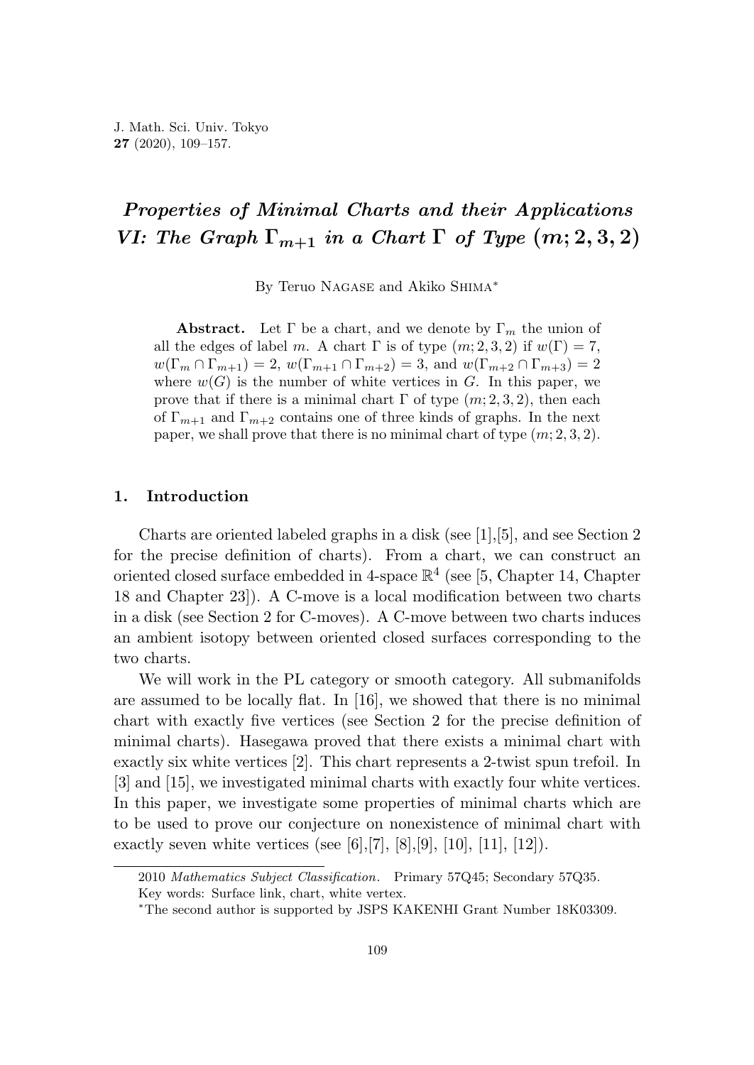# *Properties of Minimal Charts and their Applications VI: The Graph $\Gamma_{m+1}$ in a Chart $\Gamma$ of Type $(m; 2, 3, 2)$*

By Teruo Nagase and Akiko Shima*

**Abstract.** Let $\Gamma$ be a chart, and we denote by $\Gamma_m$ the union of all the edges of label $m$. A chart $\Gamma$ is of type $(m; 2, 3, 2)$ if $w(\Gamma) = 7$, $w(\Gamma_m \cap \Gamma_{m+1}) = 2$, $w(\Gamma_{m+1} \cap \Gamma_{m+2}) = 3$, and $w(\Gamma_{m+2} \cap \Gamma_{m+3}) = 2$ where $w(G)$ is the number of white vertices in $G$. In this paper, we prove that if there is a minimal chart $\Gamma$ of type $(m; 2, 3, 2)$, then each of $\Gamma_{m+1}$ and $\Gamma_{m+2}$ contains one of three kinds of graphs. In the next paper, we shall prove that there is no minimal chart of type $(m; 2, 3, 2)$.

## 1. Introduction

Charts are oriented labeled graphs in a disk (see [1],[5], and see Section 2 for the precise definition of charts). From a chart, we can construct an oriented closed surface embedded in 4-space $\mathbb{R}^4$ (see [5, Chapter 14, Chapter 18 and Chapter 23]). A C-move is a local modification between two charts in a disk (see Section 2 for C-moves). A C-move between two charts induces an ambient isotopy between oriented closed surfaces corresponding to the two charts.

We will work in the PL category or smooth category. All submanifolds are assumed to be locally flat. In [16], we showed that there is no minimal chart with exactly five vertices (see Section 2 for the precise definition of minimal charts). Hasegawa proved that there exists a minimal chart with exactly six white vertices [2]. This chart represents a 2-twist spun trefoil. In [3] and [15], we investigated minimal charts with exactly four white vertices. In this paper, we investigate some properties of minimal charts which are to be used to prove our conjecture on nonexistence of minimal chart with exactly seven white vertices (see [6],[7], [8],[9], [10], [11], [12]).

---

2010 *Mathematics Subject Classification*. Primary 57Q45; Secondary 57Q35.

Key words: Surface link, chart, white vertex.

*The second author is supported by JSPS KAKENHI Grant Number 18K03309.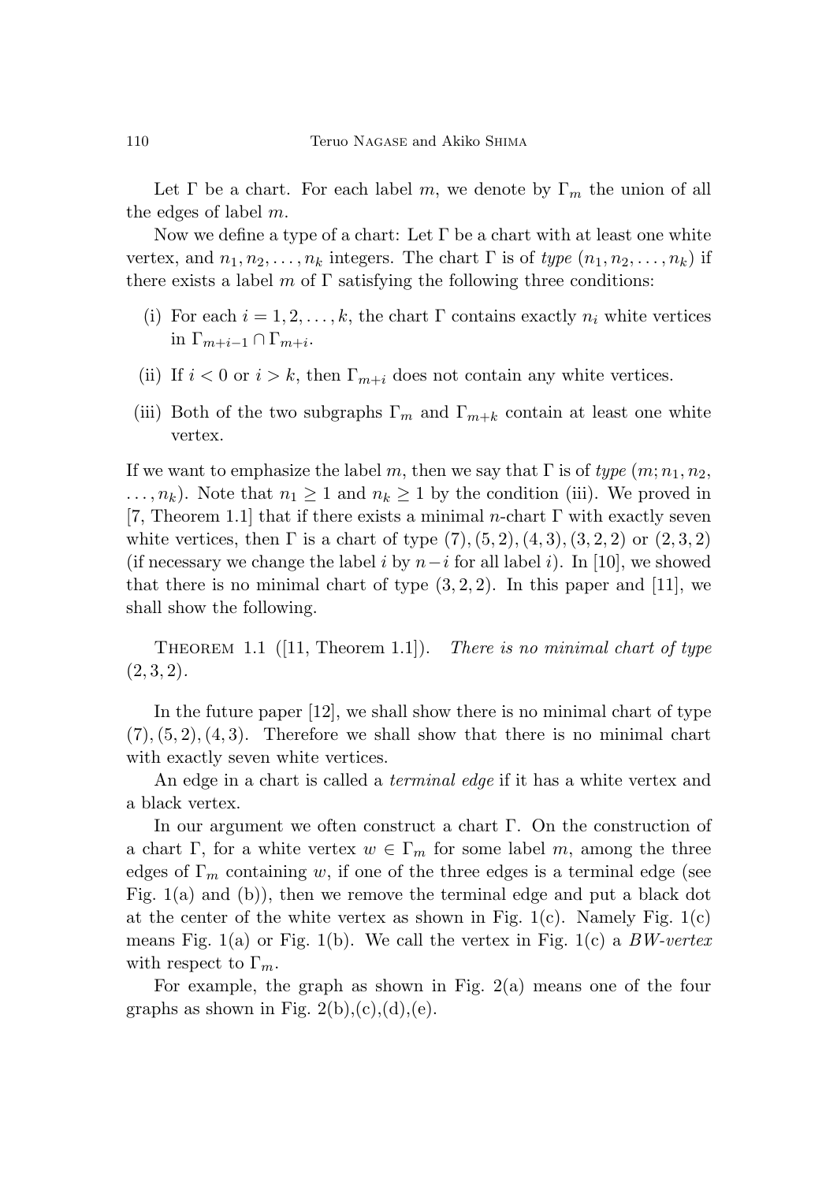Let $\Gamma$ be a chart. For each label $m$, we denote by $\Gamma_m$ the union of all the edges of label $m$.

Now we define a type of a chart: Let $\Gamma$ be a chart with at least one white vertex, and $n_1, n_2, \ldots, n_k$ integers. The chart $\Gamma$ is of *type* $(n_1, n_2, \ldots, n_k)$ if there exists a label $m$ of $\Gamma$ satisfying the following three conditions:

- (i) For each $i = 1, 2, \ldots, k$, the chart $\Gamma$ contains exactly $n_i$ white vertices in $\Gamma_{m+i-1} \cap \Gamma_{m+i}$.
- (ii) If $i < 0$ or $i > k$, then $\Gamma_{m+i}$ does not contain any white vertices.
- (iii) Both of the two subgraphs $\Gamma_m$ and $\Gamma_{m+k}$ contain at least one white vertex.

If we want to emphasize the label $m$, then we say that $\Gamma$ is of *type* $(m; n_1, n_2, \ldots, n_k)$. Note that $n_1 \geq 1$ and $n_k \geq 1$ by the condition (iii). We proved in [7, Theorem 1.1] that if there exists a minimal $n$-chart $\Gamma$ with exactly seven white vertices, then $\Gamma$ is a chart of type $(7), (5, 2), (4, 3), (3, 2, 2)$ or $(2, 3, 2)$ (if necessary we change the label $i$ by $n-i$ for all label $i$). In [10], we showed that there is no minimal chart of type $(3, 2, 2)$. In this paper and [11], we shall show the following.

Theorem 1.1 ([11, Theorem 1.1]). *There is no minimal chart of type* $(2, 3, 2)$.

In the future paper [12], we shall show there is no minimal chart of type $(7), (5, 2), (4, 3)$. Therefore we shall show that there is no minimal chart with exactly seven white vertices.

An edge in a chart is called a *terminal edge* if it has a white vertex and a black vertex.

In our argument we often construct a chart $\Gamma$. On the construction of a chart $\Gamma$, for a white vertex $w \in \Gamma_m$ for some label $m$, among the three edges of $\Gamma_m$ containing $w$, if one of the three edges is a terminal edge (see Fig. 1(a) and (b)), then we remove the terminal edge and put a black dot at the center of the white vertex as shown in Fig. 1(c). Namely Fig. 1(c) means Fig. 1(a) or Fig. 1(b). We call the vertex in Fig. 1(c) a *BW-vertex* with respect to $\Gamma_m$.

For example, the graph as shown in Fig. 2(a) means one of the four graphs as shown in Fig. 2(b),(c),(d),(e).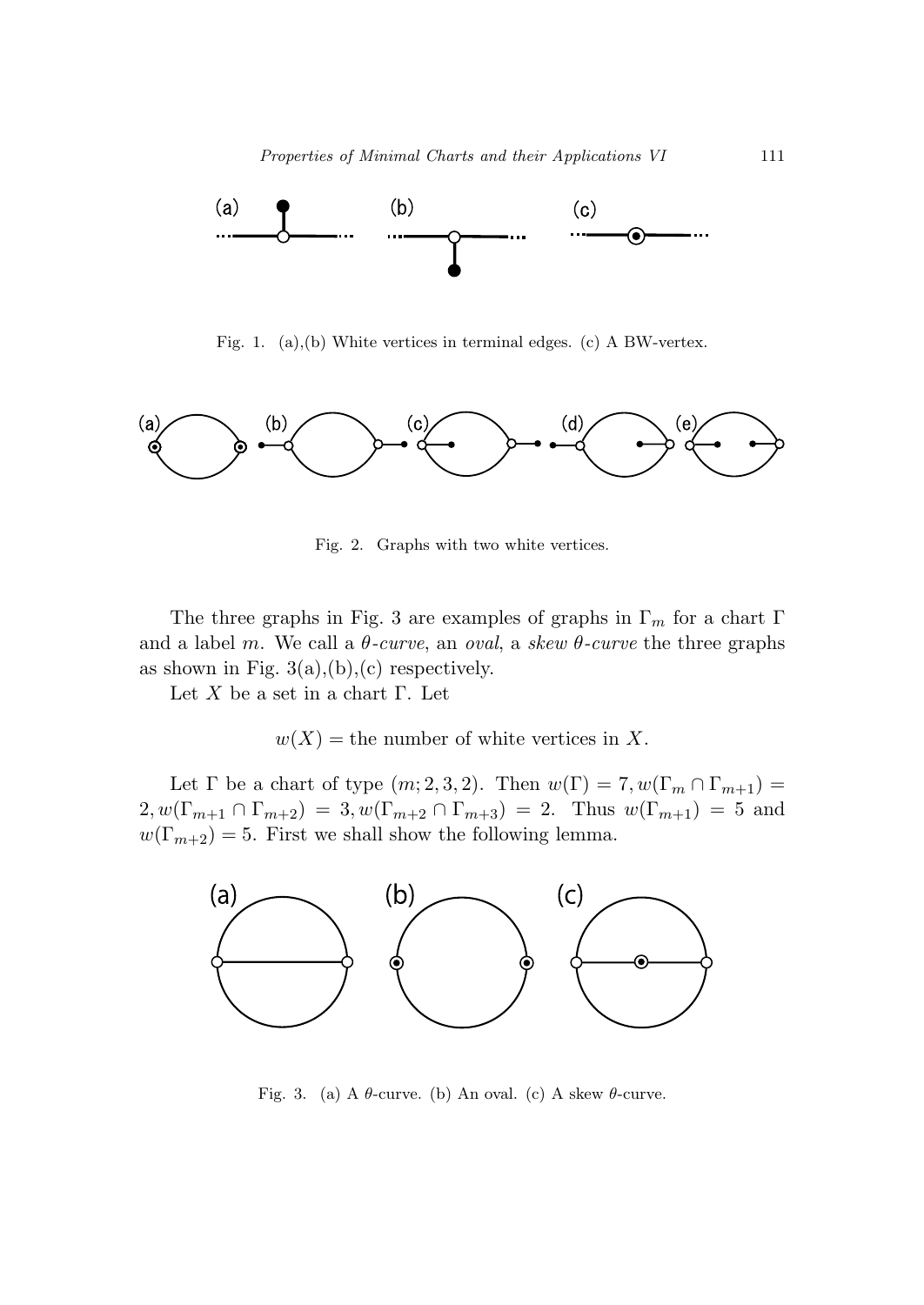Fig. 1. (a),(b) White vertices in terminal edges. (c) A BW-vertex.

Fig. 2. Graphs with two white vertices.

The three graphs in Fig. 3 are examples of graphs in $\Gamma_m$ for a chart $\Gamma$ and a label $m$. We call a *θ-curve*, an *oval*, a *skew θ-curve* the three graphs as shown in Fig. 3(a),(b),(c) respectively.

Let $X$ be a set in a chart $\Gamma$. Let

$$w(X) = \text{the number of white vertices in } X.$$

Let $\Gamma$ be a chart of type $(m; 2, 3, 2)$. Then $w(\Gamma) = 7, w(\Gamma_m \cap \Gamma_{m+1}) = 2, w(\Gamma_{m+1} \cap \Gamma_{m+2}) = 3, w(\Gamma_{m+2} \cap \Gamma_{m+3}) = 2$. Thus $w(\Gamma_{m+1}) = 5$ and $w(\Gamma_{m+2}) = 5$. First we shall show the following lemma.

Fig. 3. (a) A $\theta$-curve. (b) An oval. (c) A skew $\theta$-curve.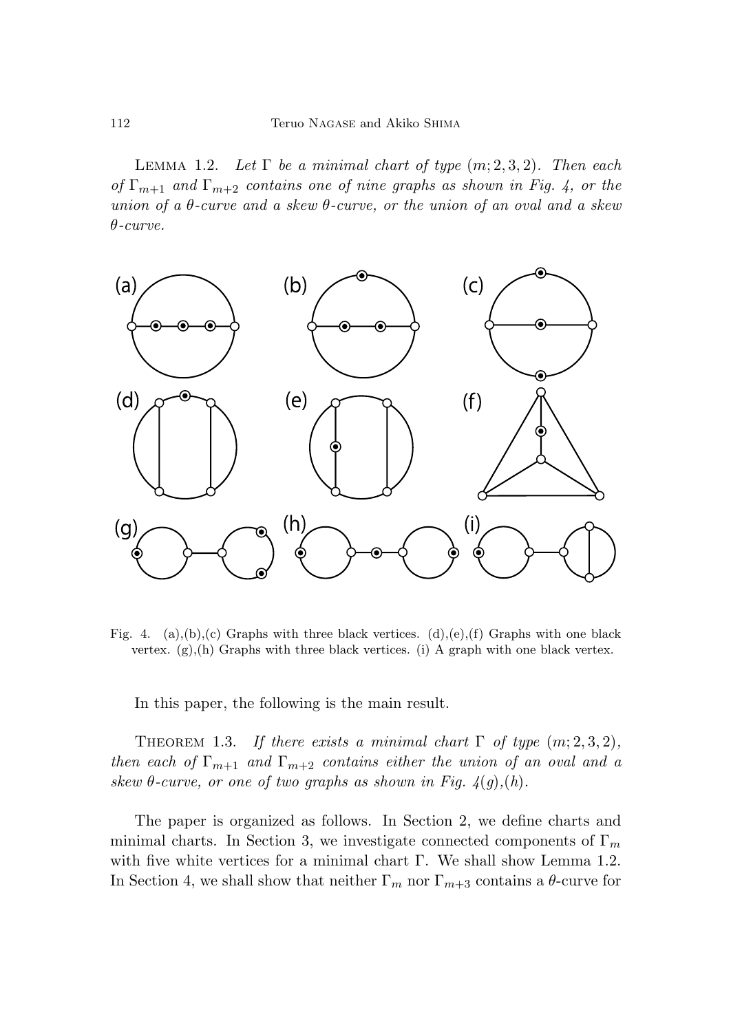Lemma 1.2. *Let $\Gamma$ be a minimal chart of type $(m; 2, 3, 2)$. Then each of $\Gamma_{m+1}$ and $\Gamma_{m+2}$ contains one of nine graphs as shown in Fig. 4, or the union of a $\theta$-curve and a skew $\theta$-curve, or the union of an oval and a skew $\theta$-curve.*

Fig. 4. (a),(b),(c) Graphs with three black vertices. (d),(e),(f) Graphs with one black vertex. (g),(h) Graphs with three black vertices. (i) A graph with one black vertex.

In this paper, the following is the main result.

Theorem 1.3. *If there exists a minimal chart $\Gamma$ of type $(m; 2, 3, 2)$, then each of $\Gamma_{m+1}$ and $\Gamma_{m+2}$ contains either the union of an oval and a skew $\theta$-curve, or one of two graphs as shown in Fig. 4(g),(h).*

The paper is organized as follows. In Section 2, we define charts and minimal charts. In Section 3, we investigate connected components of $\Gamma_m$ with five white vertices for a minimal chart $\Gamma$. We shall show Lemma 1.2. In Section 4, we shall show that neither $\Gamma_m$ nor $\Gamma_{m+3}$ contains a $\theta$-curve for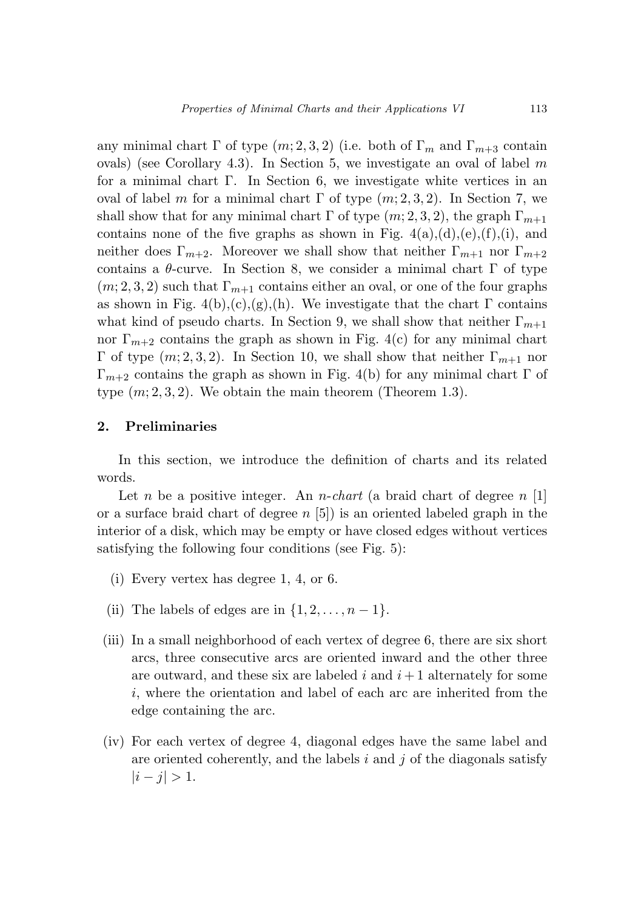any minimal chart $\Gamma$ of type $(m; 2, 3, 2)$ (i.e. both of $\Gamma_m$ and $\Gamma_{m+3}$ contain ovals) (see Corollary 4.3). In Section 5, we investigate an oval of label $m$ for a minimal chart $\Gamma$. In Section 6, we investigate white vertices in an oval of label $m$ for a minimal chart $\Gamma$ of type $(m; 2, 3, 2)$. In Section 7, we shall show that for any minimal chart $\Gamma$ of type $(m; 2, 3, 2)$, the graph $\Gamma_{m+1}$ contains none of the five graphs as shown in Fig. 4(a),(d),(e),(f),(i), and neither does $\Gamma_{m+2}$. Moreover we shall show that neither $\Gamma_{m+1}$ nor $\Gamma_{m+2}$ contains a $\theta$-curve. In Section 8, we consider a minimal chart $\Gamma$ of type $(m; 2, 3, 2)$ such that $\Gamma_{m+1}$ contains either an oval, or one of the four graphs as shown in Fig. 4(b),(c),(g),(h). We investigate that the chart $\Gamma$ contains what kind of pseudo charts. In Section 9, we shall show that neither $\Gamma_{m+1}$ nor $\Gamma_{m+2}$ contains the graph as shown in Fig. 4(c) for any minimal chart $\Gamma$ of type $(m; 2, 3, 2)$. In Section 10, we shall show that neither $\Gamma_{m+1}$ nor $\Gamma_{m+2}$ contains the graph as shown in Fig. 4(b) for any minimal chart $\Gamma$ of type $(m; 2, 3, 2)$. We obtain the main theorem (Theorem 1.3).

## 2. Preliminaries

In this section, we introduce the definition of charts and its related words.

Let $n$ be a positive integer. An *$n$-chart* (a braid chart of degree $n$ [1] or a surface braid chart of degree $n$ [5]) is an oriented labeled graph in the interior of a disk, which may be empty or have closed edges without vertices satisfying the following four conditions (see Fig. 5):

(i) Every vertex has degree 1, 4, or 6.

(ii) The labels of edges are in $\{1, 2, \ldots, n-1\}$.

(iii) In a small neighborhood of each vertex of degree 6, there are six short arcs, three consecutive arcs are oriented inward and the other three are outward, and these six are labeled $i$ and $i+1$ alternately for some $i$, where the orientation and label of each arc are inherited from the edge containing the arc.

(iv) For each vertex of degree 4, diagonal edges have the same label and are oriented coherently, and the labels $i$ and $j$ of the diagonals satisfy $|i - j| > 1$.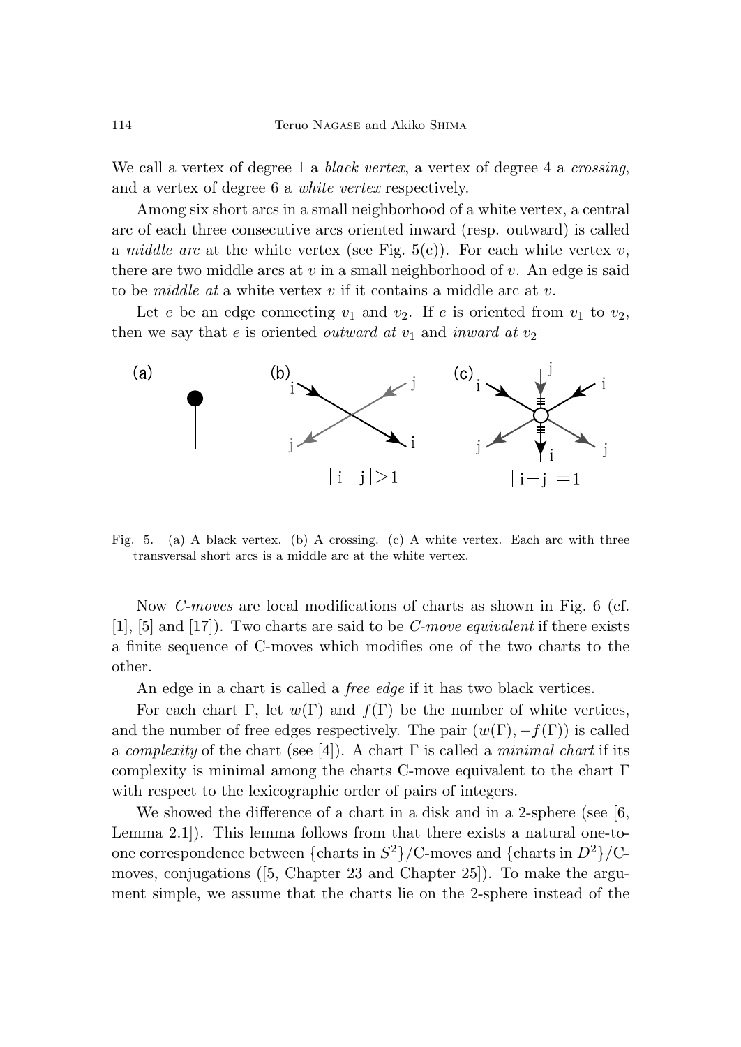We call a vertex of degree 1 a *black vertex*, a vertex of degree 4 a *crossing*, and a vertex of degree 6 a *white vertex* respectively.

Among six short arcs in a small neighborhood of a white vertex, a central arc of each three consecutive arcs oriented inward (resp. outward) is called a *middle arc* at the white vertex (see Fig. 5(c)). For each white vertex $v$, there are two middle arcs at $v$ in a small neighborhood of $v$. An edge is said to be *middle at* a white vertex $v$ if it contains a middle arc at $v$.

Let $e$ be an edge connecting $v_1$ and $v_2$. If $e$ is oriented from $v_1$ to $v_2$, then we say that $e$ is oriented *outward at* $v_1$ and *inward at* $v_2$

Fig. 5. (a) A black vertex. (b) A crossing. (c) A white vertex. Each arc with three transversal short arcs is a middle arc at the white vertex.

Now *C-moves* are local modifications of charts as shown in Fig. 6 (cf. [1], [5] and [17]). Two charts are said to be *C-move equivalent* if there exists a finite sequence of C-moves which modifies one of the two charts to the other.

An edge in a chart is called a *free edge* if it has two black vertices.

For each chart $\Gamma$, let $w(\Gamma)$ and $f(\Gamma)$ be the number of white vertices, and the number of free edges respectively. The pair $(w(\Gamma), -f(\Gamma))$ is called a *complexity* of the chart (see [4]). A chart $\Gamma$ is called a *minimal chart* if its complexity is minimal among the charts C-move equivalent to the chart $\Gamma$ with respect to the lexicographic order of pairs of integers.

We showed the difference of a chart in a disk and in a 2-sphere (see [6, Lemma 2.1]). This lemma follows from that there exists a natural one-to-one correspondence between {charts in $S^2$}/C-moves and {charts in $D^2$}/C-moves, conjugations ([5, Chapter 23 and Chapter 25]). To make the argument simple, we assume that the charts lie on the 2-sphere instead of the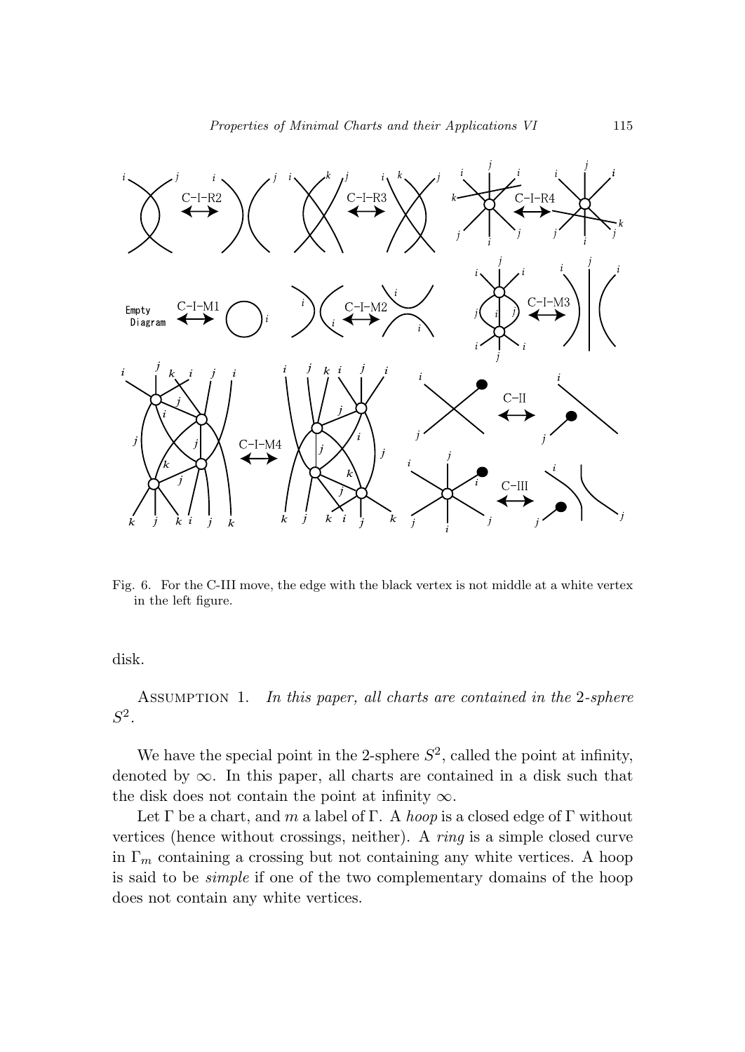Fig. 6. For the C-III move, the edge with the black vertex is not middle at a white vertex in the left figure.

disk.

Assumption 1. *In this paper, all charts are contained in the* 2*-sphere* $S^2$*.*

We have the special point in the 2-sphere $S^2$, called the point at infinity, denoted by $\infty$. In this paper, all charts are contained in a disk such that the disk does not contain the point at infinity $\infty$.

Let $\Gamma$ be a chart, and $m$ a label of $\Gamma$. A *hoop* is a closed edge of $\Gamma$ without vertices (hence without crossings, neither). A *ring* is a simple closed curve in $\Gamma_m$ containing a crossing but not containing any white vertices. A hoop is said to be *simple* if one of the two complementary domains of the hoop does not contain any white vertices.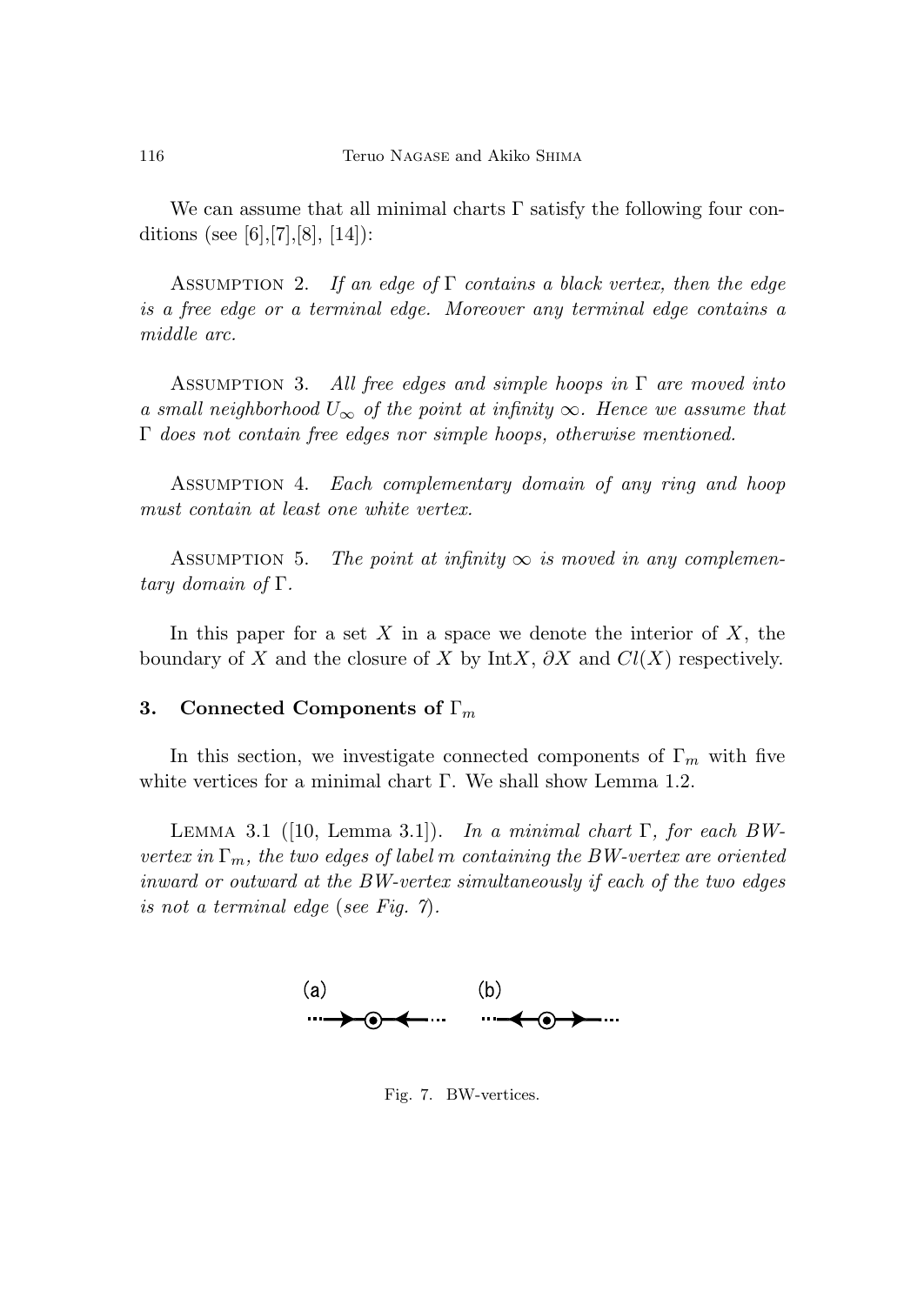We can assume that all minimal charts $\Gamma$ satisfy the following four conditions (see [6],[7],[8], [14]):

Assumption 2. *If an edge of $\Gamma$ contains a black vertex, then the edge is a free edge or a terminal edge. Moreover any terminal edge contains a middle arc.*

Assumption 3. *All free edges and simple hoops in $\Gamma$ are moved into a small neighborhood $U_\infty$ of the point at infinity $\infty$. Hence we assume that $\Gamma$ does not contain free edges nor simple hoops, otherwise mentioned.*

Assumption 4. *Each complementary domain of any ring and hoop must contain at least one white vertex.*

Assumption 5. *The point at infinity $\infty$ is moved in any complementary domain of $\Gamma$.*

In this paper for a set $X$ in a space we denote the interior of $X$, the boundary of $X$ and the closure of $X$ by $\text{Int}X$, $\partial X$ and $Cl(X)$ respectively.

## 3. Connected Components of $\Gamma_m$

In this section, we investigate connected components of $\Gamma_m$ with five white vertices for a minimal chart $\Gamma$. We shall show Lemma 1.2.

Lemma 3.1 ([10, Lemma 3.1]). *In a minimal chart $\Gamma$, for each BW-vertex in $\Gamma_m$, the two edges of label $m$ containing the BW-vertex are oriented inward or outward at the BW-vertex simultaneously if each of the two edges is not a terminal edge* (*see Fig. 7*).

(a) (b)

Fig. 7. BW-vertices.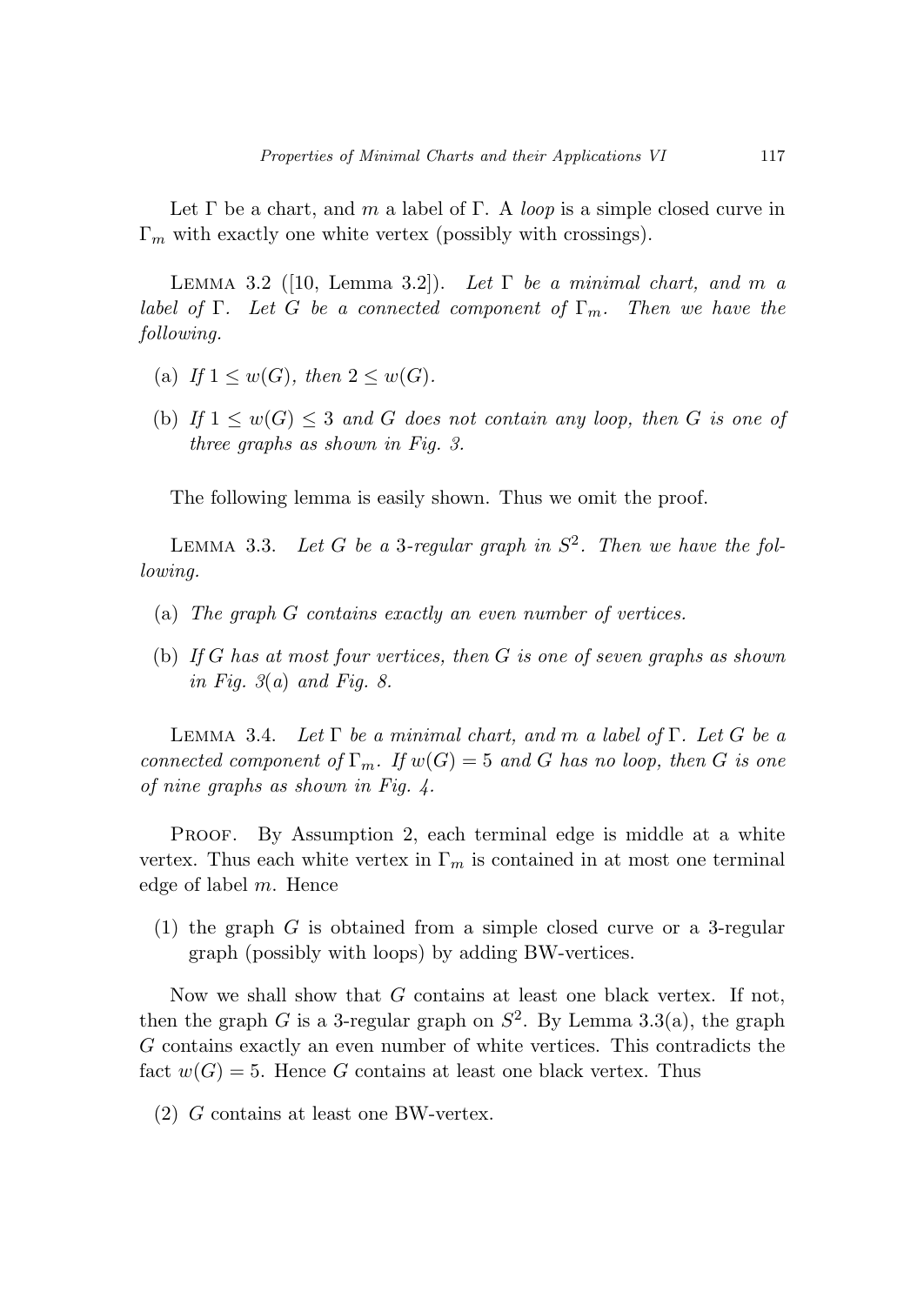Let $\Gamma$ be a chart, and $m$ a label of $\Gamma$. A *loop* is a simple closed curve in $\Gamma_m$ with exactly one white vertex (possibly with crossings).

LEMMA 3.2 ([10, Lemma 3.2]). *Let $\Gamma$ be a minimal chart, and $m$ a label of $\Gamma$. Let $G$ be a connected component of $\Gamma_m$. Then we have the following.*

- (a) *If $1 \leq w(G)$, then $2 \leq w(G)$.*
- (b) *If $1 \leq w(G) \leq 3$ and $G$ does not contain any loop, then $G$ is one of three graphs as shown in Fig. 3.*

The following lemma is easily shown. Thus we omit the proof.

LEMMA 3.3. *Let $G$ be a 3-regular graph in $S^2$. Then we have the following.*

- (a) *The graph $G$ contains exactly an even number of vertices.*
- (b) *If $G$ has at most four vertices, then $G$ is one of seven graphs as shown in Fig. 3(a) and Fig. 8.*

LEMMA 3.4. *Let $\Gamma$ be a minimal chart, and $m$ a label of $\Gamma$. Let $G$ be a connected component of $\Gamma_m$. If $w(G) = 5$ and $G$ has no loop, then $G$ is one of nine graphs as shown in Fig. 4.*

PROOF. By Assumption 2, each terminal edge is middle at a white vertex. Thus each white vertex in $\Gamma_m$ is contained in at most one terminal edge of label $m$. Hence

(1) the graph $G$ is obtained from a simple closed curve or a 3-regular graph (possibly with loops) by adding BW-vertices.

Now we shall show that $G$ contains at least one black vertex. If not, then the graph $G$ is a 3-regular graph on $S^2$. By Lemma 3.3(a), the graph $G$ contains exactly an even number of white vertices. This contradicts the fact $w(G) = 5$. Hence $G$ contains at least one black vertex. Thus

(2) $G$ contains at least one BW-vertex.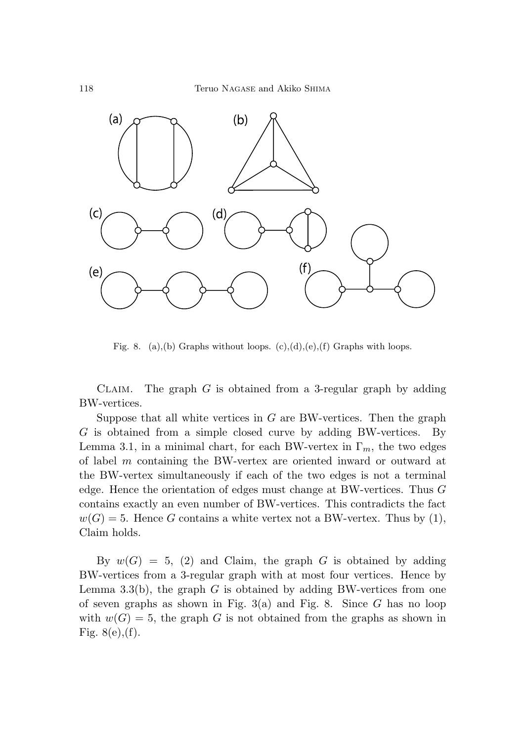Fig. 8. (a),(b) Graphs without loops. (c),(d),(e),(f) Graphs with loops.

Claim. The graph $G$ is obtained from a 3-regular graph by adding BW-vertices.

Suppose that all white vertices in $G$ are BW-vertices. Then the graph $G$ is obtained from a simple closed curve by adding BW-vertices. By Lemma 3.1, in a minimal chart, for each BW-vertex in $\Gamma_m$, the two edges of label $m$ containing the BW-vertex are oriented inward or outward at the BW-vertex simultaneously if each of the two edges is not a terminal edge. Hence the orientation of edges must change at BW-vertices. Thus $G$ contains exactly an even number of BW-vertices. This contradicts the fact $w(G) = 5$. Hence $G$ contains a white vertex not a BW-vertex. Thus by (1), Claim holds.

By $w(G) = 5$, (2) and Claim, the graph $G$ is obtained by adding BW-vertices from a 3-regular graph with at most four vertices. Hence by Lemma 3.3(b), the graph $G$ is obtained by adding BW-vertices from one of seven graphs as shown in Fig. 3(a) and Fig. 8. Since $G$ has no loop with $w(G) = 5$, the graph $G$ is not obtained from the graphs as shown in Fig. 8(e),(f).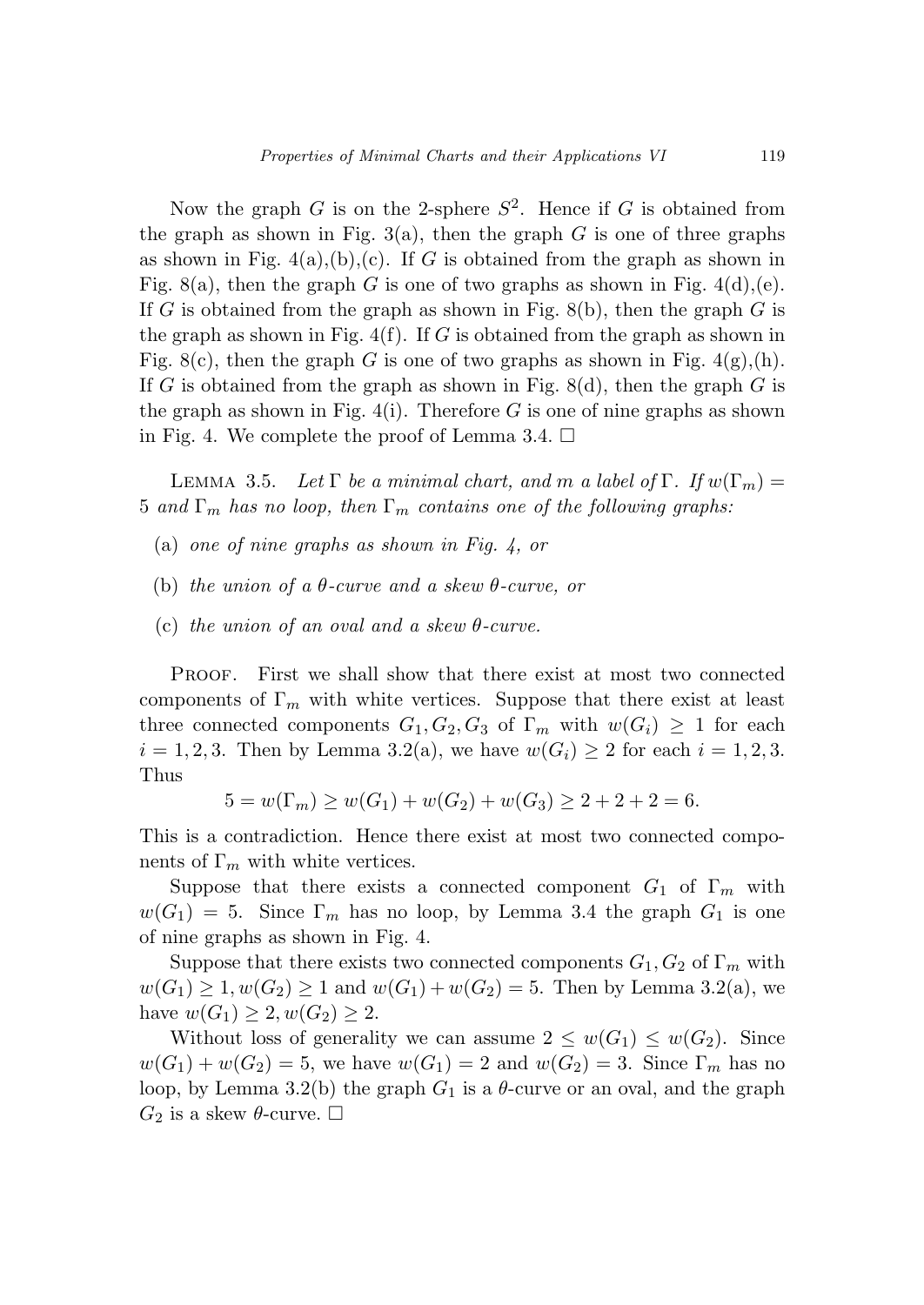Now the graph $G$ is on the 2-sphere $S^2$. Hence if $G$ is obtained from the graph as shown in Fig. 3(a), then the graph $G$ is one of three graphs as shown in Fig. 4(a),(b),(c). If $G$ is obtained from the graph as shown in Fig. 8(a), then the graph $G$ is one of two graphs as shown in Fig. 4(d),(e). If $G$ is obtained from the graph as shown in Fig. 8(b), then the graph $G$ is the graph as shown in Fig. 4(f). If $G$ is obtained from the graph as shown in Fig. 8(c), then the graph $G$ is one of two graphs as shown in Fig. 4(g),(h). If $G$ is obtained from the graph as shown in Fig. 8(d), then the graph $G$ is the graph as shown in Fig. 4(i). Therefore $G$ is one of nine graphs as shown in Fig. 4. We complete the proof of Lemma 3.4. □

Lemma 3.5. *Let $\Gamma$ be a minimal chart, and $m$ a label of $\Gamma$. If $w(\Gamma_m) = 5$ and $\Gamma_m$ has no loop, then $\Gamma_m$ contains one of the following graphs:*

(a) *one of nine graphs as shown in Fig. 4, or*

(b) *the union of a $\theta$-curve and a skew $\theta$-curve, or*

(c) *the union of an oval and a skew $\theta$-curve.*

Proof. First we shall show that there exist at most two connected components of $\Gamma_m$ with white vertices. Suppose that there exist at least three connected components $G_1, G_2, G_3$ of $\Gamma_m$ with $w(G_i) \geq 1$ for each $i = 1, 2, 3$. Then by Lemma 3.2(a), we have $w(G_i) \geq 2$ for each $i = 1, 2, 3$. Thus

$$5 = w(\Gamma_m) \geq w(G_1) + w(G_2) + w(G_3) \geq 2 + 2 + 2 = 6.$$

This is a contradiction. Hence there exist at most two connected components of $\Gamma_m$ with white vertices.

Suppose that there exists a connected component $G_1$ of $\Gamma_m$ with $w(G_1) = 5$. Since $\Gamma_m$ has no loop, by Lemma 3.4 the graph $G_1$ is one of nine graphs as shown in Fig. 4.

Suppose that there exists two connected components $G_1, G_2$ of $\Gamma_m$ with $w(G_1) \geq 1, w(G_2) \geq 1$ and $w(G_1) + w(G_2) = 5$. Then by Lemma 3.2(a), we have $w(G_1) \geq 2, w(G_2) \geq 2$.

Without loss of generality we can assume $2 \leq w(G_1) \leq w(G_2)$. Since $w(G_1) + w(G_2) = 5$, we have $w(G_1) = 2$ and $w(G_2) = 3$. Since $\Gamma_m$ has no loop, by Lemma 3.2(b) the graph $G_1$ is a $\theta$-curve or an oval, and the graph $G_2$ is a skew $\theta$-curve. □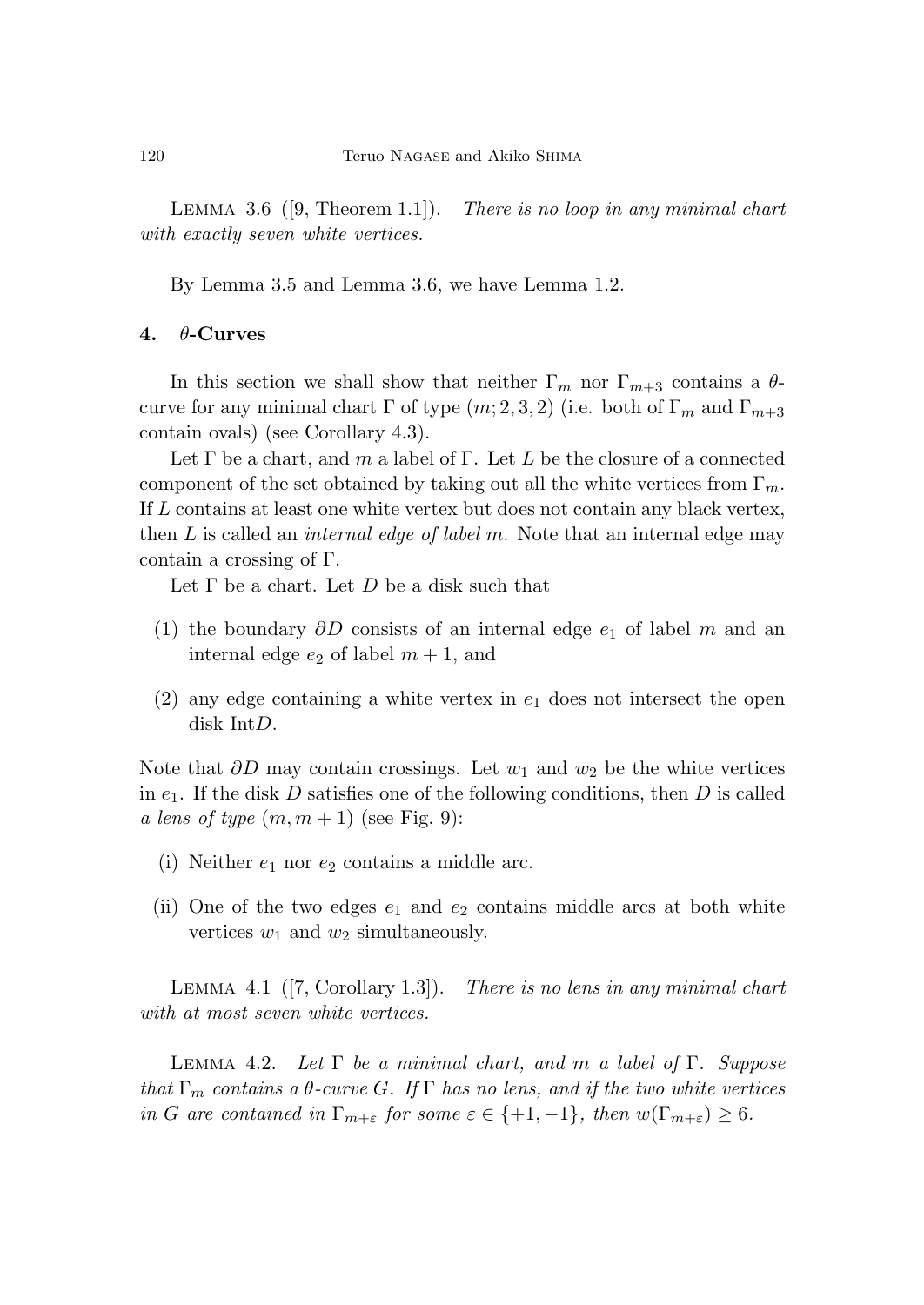Lemma 3.6 ([9, Theorem 1.1]). *There is no loop in any minimal chart with exactly seven white vertices.*

By Lemma 3.5 and Lemma 3.6, we have Lemma 1.2.

## 4. $\theta$-Curves

In this section we shall show that neither $\Gamma_m$ nor $\Gamma_{m+3}$ contains a $\theta$-curve for any minimal chart $\Gamma$ of type $(m; 2, 3, 2)$ (i.e. both of $\Gamma_m$ and $\Gamma_{m+3}$ contain ovals) (see Corollary 4.3).

Let $\Gamma$ be a chart, and $m$ a label of $\Gamma$. Let $L$ be the closure of a connected component of the set obtained by taking out all the white vertices from $\Gamma_m$. If $L$ contains at least one white vertex but does not contain any black vertex, then $L$ is called an *internal edge of label* $m$. Note that an internal edge may contain a crossing of $\Gamma$.

Let $\Gamma$ be a chart. Let $D$ be a disk such that

(1) the boundary $\partial D$ consists of an internal edge $e_1$ of label $m$ and an internal edge $e_2$ of label $m+1$, and

(2) any edge containing a white vertex in $e_1$ does not intersect the open disk Int$D$.

Note that $\partial D$ may contain crossings. Let $w_1$ and $w_2$ be the white vertices in $e_1$. If the disk $D$ satisfies one of the following conditions, then $D$ is called *a lens of type* $(m, m+1)$ (see Fig. 9):

(i) Neither $e_1$ nor $e_2$ contains a middle arc.

(ii) One of the two edges $e_1$ and $e_2$ contains middle arcs at both white vertices $w_1$ and $w_2$ simultaneously.

Lemma 4.1 ([7, Corollary 1.3]). *There is no lens in any minimal chart with at most seven white vertices.*

Lemma 4.2. *Let $\Gamma$ be a minimal chart, and $m$ a label of $\Gamma$. Suppose that $\Gamma_m$ contains a $\theta$-curve $G$. If $\Gamma$ has no lens, and if the two white vertices in $G$ are contained in $\Gamma_{m+\varepsilon}$ for some $\varepsilon \in \{+1, -1\}$, then $w(\Gamma_{m+\varepsilon}) \geq 6$.*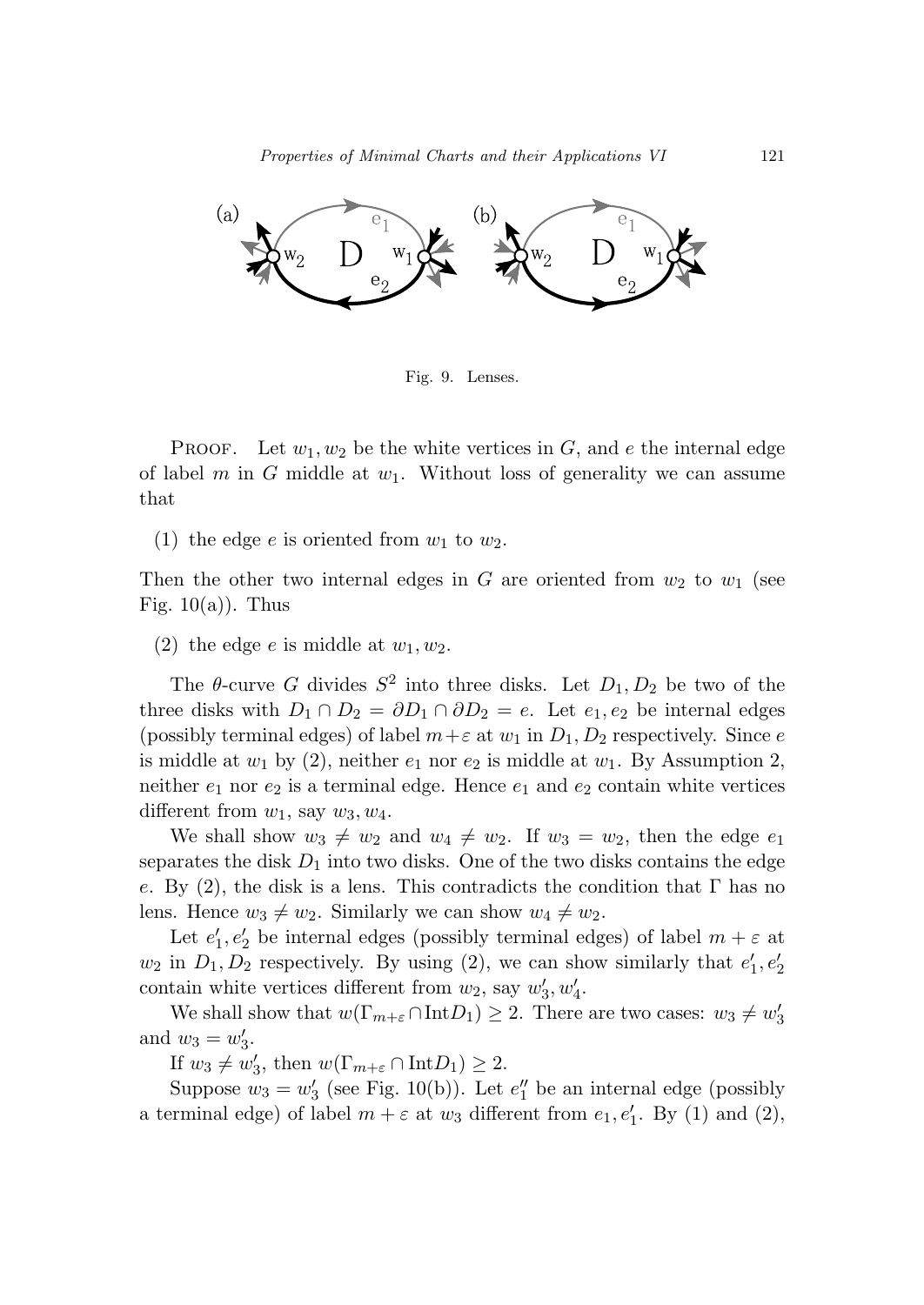Fig. 9. Lenses.

PROOF. Let $w_1, w_2$ be the white vertices in $G$, and $e$ the internal edge of label $m$ in $G$ middle at $w_1$. Without loss of generality we can assume that

(1) the edge $e$ is oriented from $w_1$ to $w_2$.

Then the other two internal edges in $G$ are oriented from $w_2$ to $w_1$ (see Fig. 10(a)). Thus

(2) the edge $e$ is middle at $w_1, w_2$.

The $\theta$-curve $G$ divides $S^2$ into three disks. Let $D_1, D_2$ be two of the three disks with $D_1 \cap D_2 = \partial D_1 \cap \partial D_2 = e$. Let $e_1, e_2$ be internal edges (possibly terminal edges) of label $m+\varepsilon$ at $w_1$ in $D_1, D_2$ respectively. Since $e$ is middle at $w_1$ by (2), neither $e_1$ nor $e_2$ is middle at $w_1$. By Assumption 2, neither $e_1$ nor $e_2$ is a terminal edge. Hence $e_1$ and $e_2$ contain white vertices different from $w_1$, say $w_3, w_4$.

We shall show $w_3 \neq w_2$ and $w_4 \neq w_2$. If $w_3 = w_2$, then the edge $e_1$ separates the disk $D_1$ into two disks. One of the two disks contains the edge $e$. By (2), the disk is a lens. This contradicts the condition that $\Gamma$ has no lens. Hence $w_3 \neq w_2$. Similarly we can show $w_4 \neq w_2$.

Let $e_1', e_2'$ be internal edges (possibly terminal edges) of label $m+\varepsilon$ at $w_2$ in $D_1, D_2$ respectively. By using (2), we can show similarly that $e_1', e_2'$ contain white vertices different from $w_2$, say $w_3', w_4'$.

We shall show that $w(\Gamma_{m+\varepsilon} \cap \text{Int}D_1) \geq 2$. There are two cases: $w_3 \neq w_3'$ and $w_3 = w_3'$.

If $w_3 \neq w_3'$, then $w(\Gamma_{m+\varepsilon} \cap \text{Int}D_1) \geq 2$.

Suppose $w_3 = w_3'$ (see Fig. 10(b)). Let $e_1''$ be an internal edge (possibly a terminal edge) of label $m+\varepsilon$ at $w_3$ different from $e_1, e_1'$. By (1) and (2),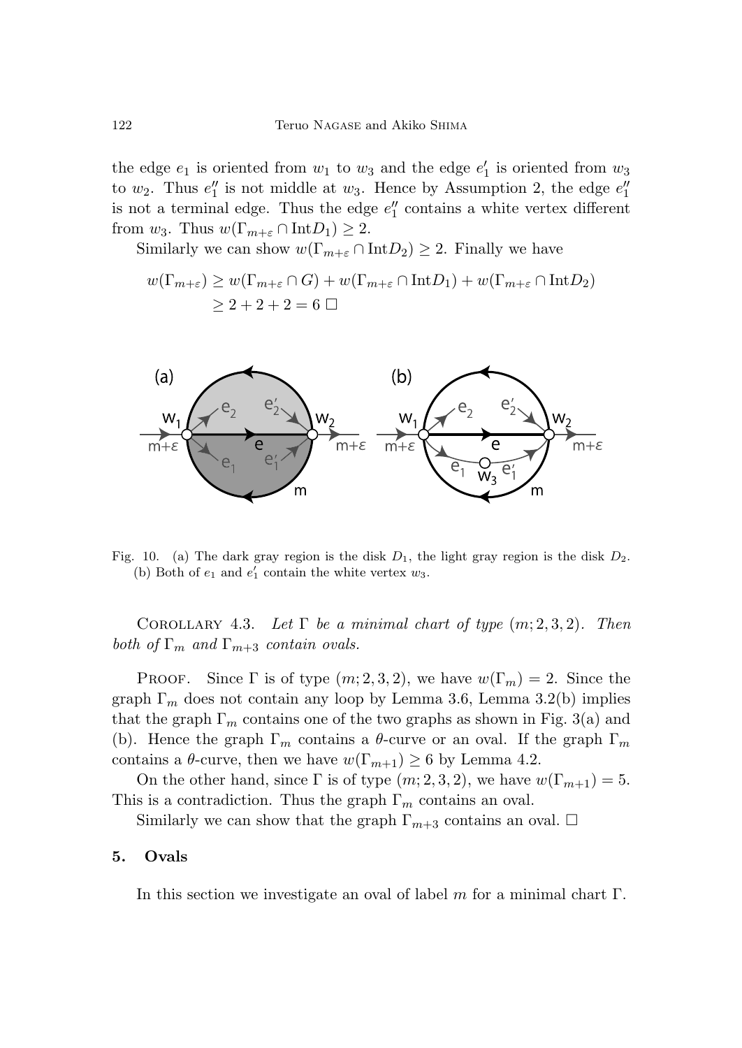the edge $e_1$ is oriented from $w_1$ to $w_3$ and the edge $e_1'$ is oriented from $w_3$ to $w_2$. Thus $e_1''$ is not middle at $w_3$. Hence by Assumption 2, the edge $e_1''$ is not a terminal edge. Thus the edge $e_1''$ contains a white vertex different from $w_3$. Thus $w(\Gamma_{m+\varepsilon} \cap \text{Int}D_1) \geq 2$.

Similarly we can show $w(\Gamma_{m+\varepsilon} \cap \text{Int}D_2) \geq 2$. Finally we have

$$
\begin{aligned}
w(\Gamma_{m+\varepsilon}) &\geq w(\Gamma_{m+\varepsilon} \cap G) + w(\Gamma_{m+\varepsilon} \cap \text{Int}D_1) + w(\Gamma_{m+\varepsilon} \cap \text{Int}D_2) \\
&\geq 2 + 2 + 2 = 6 \; \square
\end{aligned}
$$

Fig. 10. (a) The dark gray region is the disk $D_1$, the light gray region is the disk $D_2$. (b) Both of $e_1$ and $e_1'$ contain the white vertex $w_3$.

Corollary 4.3. *Let $\Gamma$ be a minimal chart of type $(m; 2, 3, 2)$. Then both of $\Gamma_m$ and $\Gamma_{m+3}$ contain ovals.*

Proof. Since $\Gamma$ is of type $(m; 2, 3, 2)$, we have $w(\Gamma_m) = 2$. Since the graph $\Gamma_m$ does not contain any loop by Lemma 3.6, Lemma 3.2(b) implies that the graph $\Gamma_m$ contains one of the two graphs as shown in Fig. 3(a) and (b). Hence the graph $\Gamma_m$ contains a $\theta$-curve or an oval. If the graph $\Gamma_m$ contains a $\theta$-curve, then we have $w(\Gamma_{m+1}) \geq 6$ by Lemma 4.2.

On the other hand, since $\Gamma$ is of type $(m; 2, 3, 2)$, we have $w(\Gamma_{m+1}) = 5$. This is a contradiction. Thus the graph $\Gamma_m$ contains an oval.

Similarly we can show that the graph $\Gamma_{m+3}$ contains an oval. $\square$

## 5. Ovals

In this section we investigate an oval of label $m$ for a minimal chart $\Gamma$.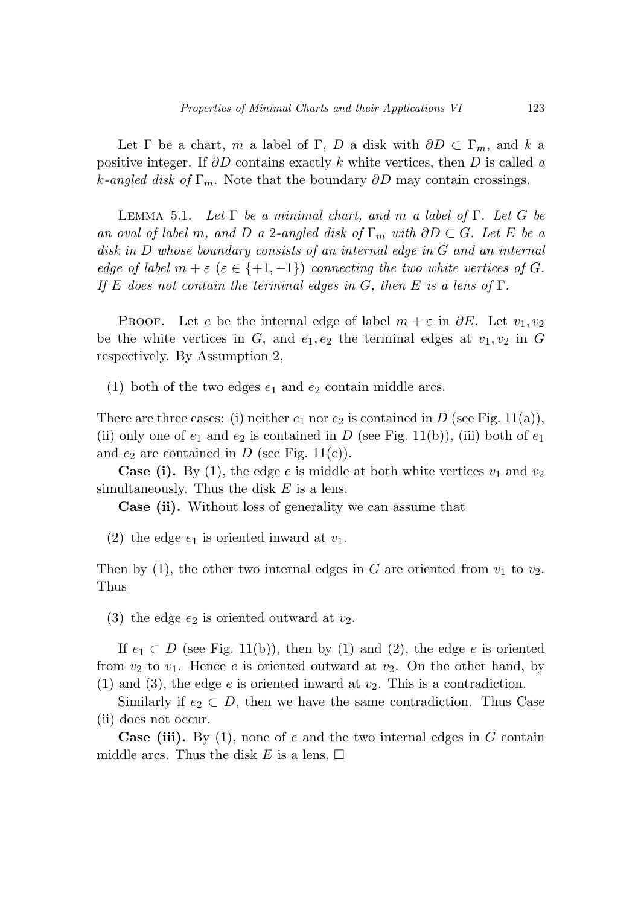Let $\Gamma$ be a chart, $m$ a label of $\Gamma$, $D$ a disk with $\partial D \subset \Gamma_m$, and $k$ a positive integer. If $\partial D$ contains exactly $k$ white vertices, then $D$ is called *a $k$-angled disk of* $\Gamma_m$. Note that the boundary $\partial D$ may contain crossings.

Lemma 5.1. *Let $\Gamma$ be a minimal chart, and $m$ a label of $\Gamma$. Let $G$ be an oval of label $m$, and $D$ a 2-angled disk of $\Gamma_m$ with $\partial D \subset G$. Let $E$ be a disk in $D$ whose boundary consists of an internal edge in $G$ and an internal edge of label $m + \varepsilon$ ($\varepsilon \in \{+1, -1\}$) connecting the two white vertices of $G$. If $E$ does not contain the terminal edges in $G$, then $E$ is a lens of $\Gamma$.*

Proof. Let $e$ be the internal edge of label $m + \varepsilon$ in $\partial E$. Let $v_1, v_2$ be the white vertices in $G$, and $e_1, e_2$ the terminal edges at $v_1, v_2$ in $G$ respectively. By Assumption 2,

(1) both of the two edges $e_1$ and $e_2$ contain middle arcs.

There are three cases: (i) neither $e_1$ nor $e_2$ is contained in $D$ (see Fig. 11(a)), (ii) only one of $e_1$ and $e_2$ is contained in $D$ (see Fig. 11(b)), (iii) both of $e_1$ and $e_2$ are contained in $D$ (see Fig. 11(c)).

**Case (i).** By (1), the edge $e$ is middle at both white vertices $v_1$ and $v_2$ simultaneously. Thus the disk $E$ is a lens.

**Case (ii).** Without loss of generality we can assume that

(2) the edge $e_1$ is oriented inward at $v_1$.

Then by (1), the other two internal edges in $G$ are oriented from $v_1$ to $v_2$. Thus

(3) the edge $e_2$ is oriented outward at $v_2$.

If $e_1 \subset D$ (see Fig. 11(b)), then by (1) and (2), the edge $e$ is oriented from $v_2$ to $v_1$. Hence $e$ is oriented outward at $v_2$. On the other hand, by (1) and (3), the edge $e$ is oriented inward at $v_2$. This is a contradiction.

Similarly if $e_2 \subset D$, then we have the same contradiction. Thus Case (ii) does not occur.

**Case (iii).** By (1), none of $e$ and the two internal edges in $G$ contain middle arcs. Thus the disk $E$ is a lens. □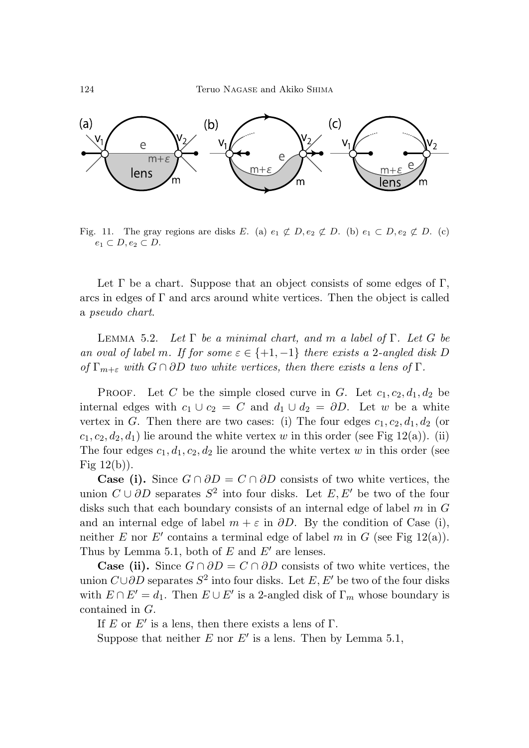Fig. 11. The gray regions are disks $E$. (a) $e_1 \not\subset D, e_2 \not\subset D$. (b) $e_1 \subset D, e_2 \not\subset D$. (c) $e_1 \subset D, e_2 \subset D$.

Let $\Gamma$ be a chart. Suppose that an object consists of some edges of $\Gamma$, arcs in edges of $\Gamma$ and arcs around white vertices. Then the object is called a *pseudo chart*.

LEMMA 5.2. *Let $\Gamma$ be a minimal chart, and $m$ a label of $\Gamma$. Let $G$ be an oval of label $m$. If for some $\varepsilon \in \{+1, -1\}$ there exists a 2-angled disk $D$ of $\Gamma_{m+\varepsilon}$ with $G \cap \partial D$ two white vertices, then there exists a lens of $\Gamma$.*

PROOF. Let $C$ be the simple closed curve in $G$. Let $c_1, c_2, d_1, d_2$ be internal edges with $c_1 \cup c_2 = C$ and $d_1 \cup d_2 = \partial D$. Let $w$ be a white vertex in $G$. Then there are two cases: (i) The four edges $c_1, c_2, d_1, d_2$ (or $c_1, c_2, d_2, d_1$) lie around the white vertex $w$ in this order (see Fig 12(a)). (ii) The four edges $c_1, d_1, c_2, d_2$ lie around the white vertex $w$ in this order (see Fig 12(b)).

**Case (i).** Since $G \cap \partial D = C \cap \partial D$ consists of two white vertices, the union $C \cup \partial D$ separates $S^2$ into four disks. Let $E, E'$ be two of the four disks such that each boundary consists of an internal edge of label $m$ in $G$ and an internal edge of label $m + \varepsilon$ in $\partial D$. By the condition of Case (i), neither $E$ nor $E'$ contains a terminal edge of label $m$ in $G$ (see Fig 12(a)). Thus by Lemma 5.1, both of $E$ and $E'$ are lenses.

**Case (ii).** Since $G \cap \partial D = C \cap \partial D$ consists of two white vertices, the union $C \cup \partial D$ separates $S^2$ into four disks. Let $E, E'$ be two of the four disks with $E \cap E' = d_1$. Then $E \cup E'$ is a 2-angled disk of $\Gamma_m$ whose boundary is contained in $G$.

If $E$ or $E'$ is a lens, then there exists a lens of $\Gamma$.

Suppose that neither $E$ nor $E'$ is a lens. Then by Lemma 5.1,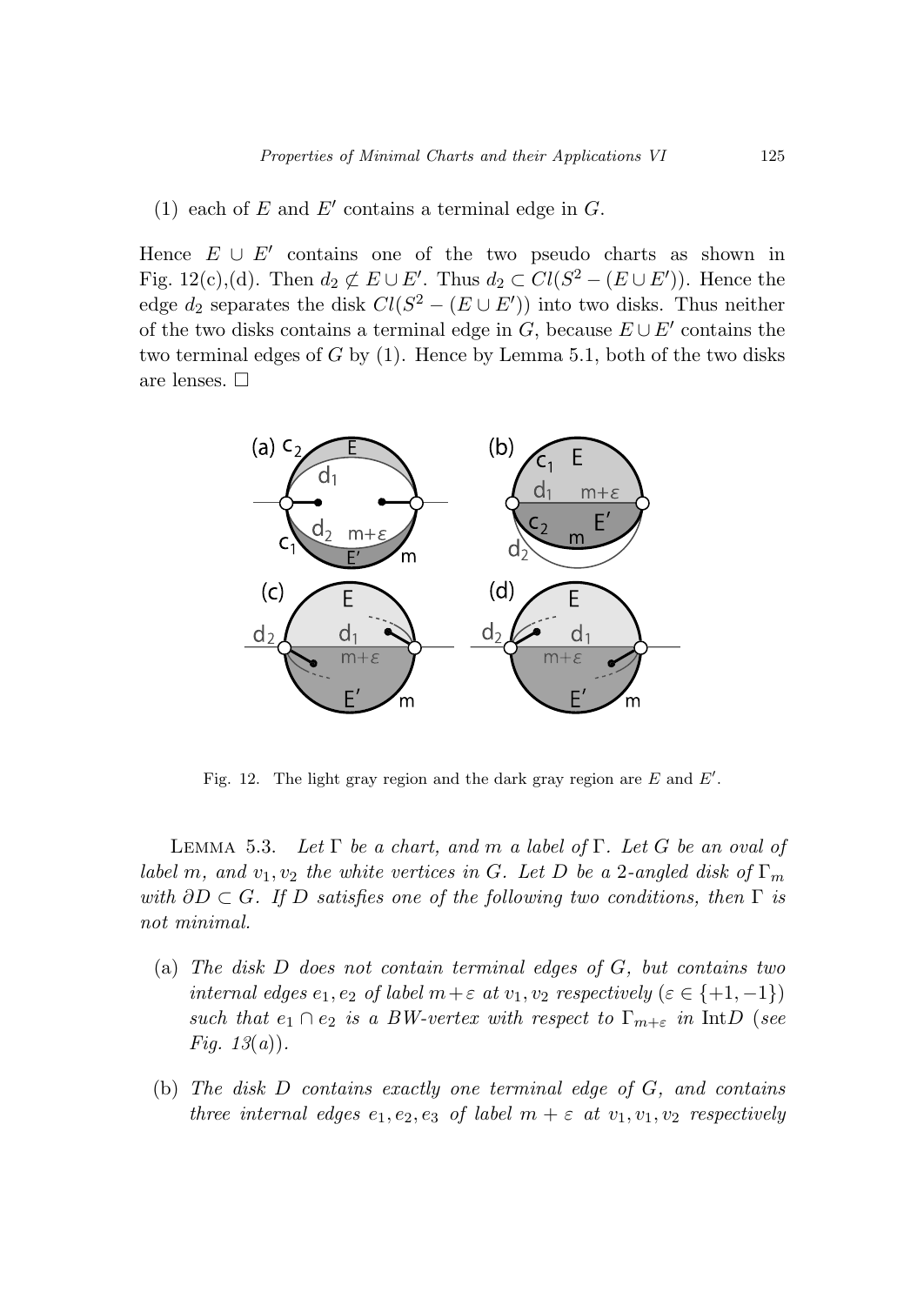(1) each of $E$ and $E'$ contains a terminal edge in $G$.

Hence $E \cup E'$ contains one of the two pseudo charts as shown in Fig. 12(c),(d). Then $d_2 \not\subset E \cup E'$. Thus $d_2 \subset Cl(S^2 - (E \cup E'))$. Hence the edge $d_2$ separates the disk $Cl(S^2 - (E \cup E'))$ into two disks. Thus neither of the two disks contains a terminal edge in $G$, because $E \cup E'$ contains the two terminal edges of $G$ by (1). Hence by Lemma 5.1, both of the two disks are lenses. □

Fig. 12. The light gray region and the dark gray region are $E$ and $E'$.

LEMMA 5.3. *Let $\Gamma$ be a chart, and $m$ a label of $\Gamma$. Let $G$ be an oval of label $m$, and $v_1, v_2$ the white vertices in $G$. Let $D$ be a 2-angled disk of $\Gamma_m$ with $\partial D \subset G$. If $D$ satisfies one of the following two conditions, then $\Gamma$ is not minimal.*

(a) *The disk $D$ does not contain terminal edges of $G$, but contains two internal edges $e_1, e_2$ of label $m+\varepsilon$ at $v_1, v_2$ respectively ($\varepsilon \in \{+1, -1\}$) such that $e_1 \cap e_2$ is a BW-vertex with respect to $\Gamma_{m+\varepsilon}$ in $\text{Int}D$ (see Fig. 13(a)).*

(b) *The disk $D$ contains exactly one terminal edge of $G$, and contains three internal edges $e_1, e_2, e_3$ of label $m + \varepsilon$ at $v_1, v_1, v_2$ respectively*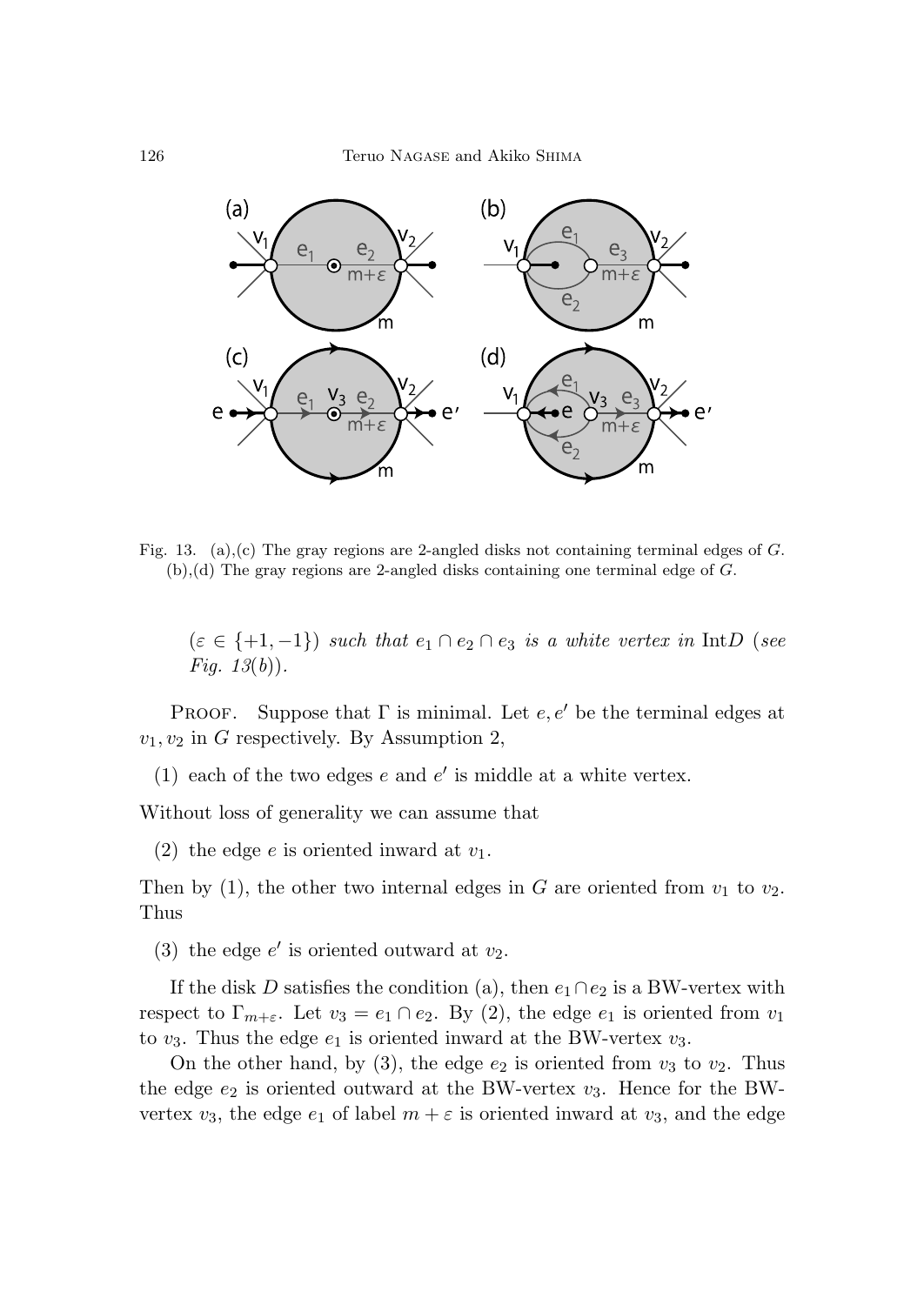Fig. 13. (a),(c) The gray regions are 2-angled disks not containing terminal edges of $G$. (b),(d) The gray regions are 2-angled disks containing one terminal edge of $G$.

($\varepsilon \in \{+1, -1\}$) *such that* $e_1 \cap e_2 \cap e_3$ *is a white vertex in* Int$D$ (*see Fig. 13*(*b*)).

PROOF. Suppose that $\Gamma$ is minimal. Let $e, e'$ be the terminal edges at $v_1, v_2$ in $G$ respectively. By Assumption 2,

(1) each of the two edges $e$ and $e'$ is middle at a white vertex.

Without loss of generality we can assume that

(2) the edge $e$ is oriented inward at $v_1$.

Then by (1), the other two internal edges in $G$ are oriented from $v_1$ to $v_2$. Thus

(3) the edge $e'$ is oriented outward at $v_2$.

If the disk $D$ satisfies the condition (a), then $e_1 \cap e_2$ is a BW-vertex with respect to $\Gamma_{m+\varepsilon}$. Let $v_3 = e_1 \cap e_2$. By (2), the edge $e_1$ is oriented from $v_1$ to $v_3$. Thus the edge $e_1$ is oriented inward at the BW-vertex $v_3$.

On the other hand, by (3), the edge $e_2$ is oriented from $v_3$ to $v_2$. Thus the edge $e_2$ is oriented outward at the BW-vertex $v_3$. Hence for the BW-vertex $v_3$, the edge $e_1$ of label $m + \varepsilon$ is oriented inward at $v_3$, and the edge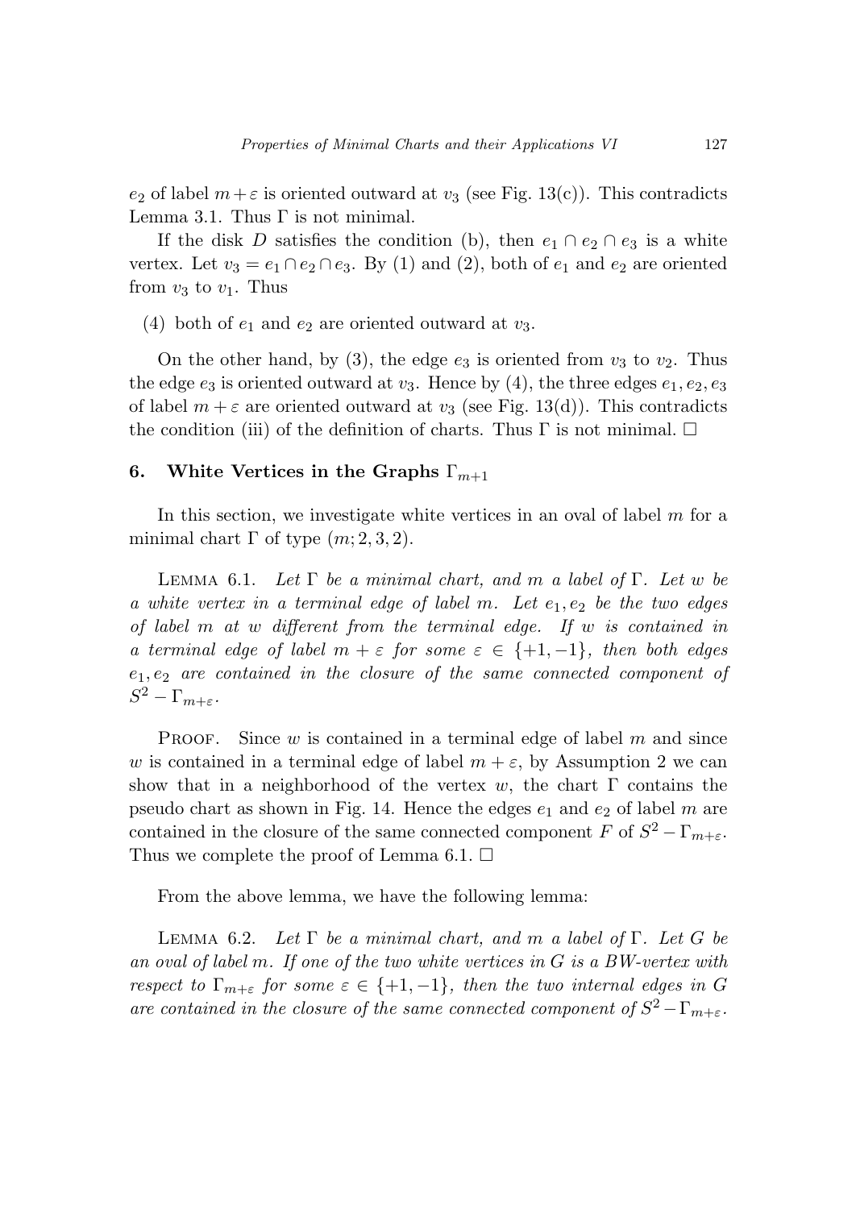$e_2$ of label $m+\varepsilon$ is oriented outward at $v_3$ (see Fig. 13(c)). This contradicts Lemma 3.1. Thus $\Gamma$ is not minimal.

If the disk $D$ satisfies the condition (b), then $e_1 \cap e_2 \cap e_3$ is a white vertex. Let $v_3 = e_1 \cap e_2 \cap e_3$. By (1) and (2), both of $e_1$ and $e_2$ are oriented from $v_3$ to $v_1$. Thus

(4) both of $e_1$ and $e_2$ are oriented outward at $v_3$.

On the other hand, by (3), the edge $e_3$ is oriented from $v_3$ to $v_2$. Thus the edge $e_3$ is oriented outward at $v_3$. Hence by (4), the three edges $e_1, e_2, e_3$ of label $m+\varepsilon$ are oriented outward at $v_3$ (see Fig. 13(d)). This contradicts the condition (iii) of the definition of charts. Thus $\Gamma$ is not minimal. □

## 6. White Vertices in the Graphs $\Gamma_{m+1}$

In this section, we investigate white vertices in an oval of label $m$ for a minimal chart $\Gamma$ of type $(m; 2, 3, 2)$.

Lemma 6.1. *Let $\Gamma$ be a minimal chart, and $m$ a label of $\Gamma$. Let $w$ be a white vertex in a terminal edge of label $m$. Let $e_1, e_2$ be the two edges of label $m$ at $w$ different from the terminal edge. If $w$ is contained in a terminal edge of label $m+\varepsilon$ for some $\varepsilon \in \{+1, -1\}$, then both edges $e_1, e_2$ are contained in the closure of the same connected component of $S^2 - \Gamma_{m+\varepsilon}$.*

Proof. Since $w$ is contained in a terminal edge of label $m$ and since $w$ is contained in a terminal edge of label $m+\varepsilon$, by Assumption 2 we can show that in a neighborhood of the vertex $w$, the chart $\Gamma$ contains the pseudo chart as shown in Fig. 14. Hence the edges $e_1$ and $e_2$ of label $m$ are contained in the closure of the same connected component $F$ of $S^2 - \Gamma_{m+\varepsilon}$. Thus we complete the proof of Lemma 6.1. □

From the above lemma, we have the following lemma:

Lemma 6.2. *Let $\Gamma$ be a minimal chart, and $m$ a label of $\Gamma$. Let $G$ be an oval of label $m$. If one of the two white vertices in $G$ is a BW-vertex with respect to $\Gamma_{m+\varepsilon}$ for some $\varepsilon \in \{+1, -1\}$, then the two internal edges in $G$ are contained in the closure of the same connected component of $S^2 - \Gamma_{m+\varepsilon}$.*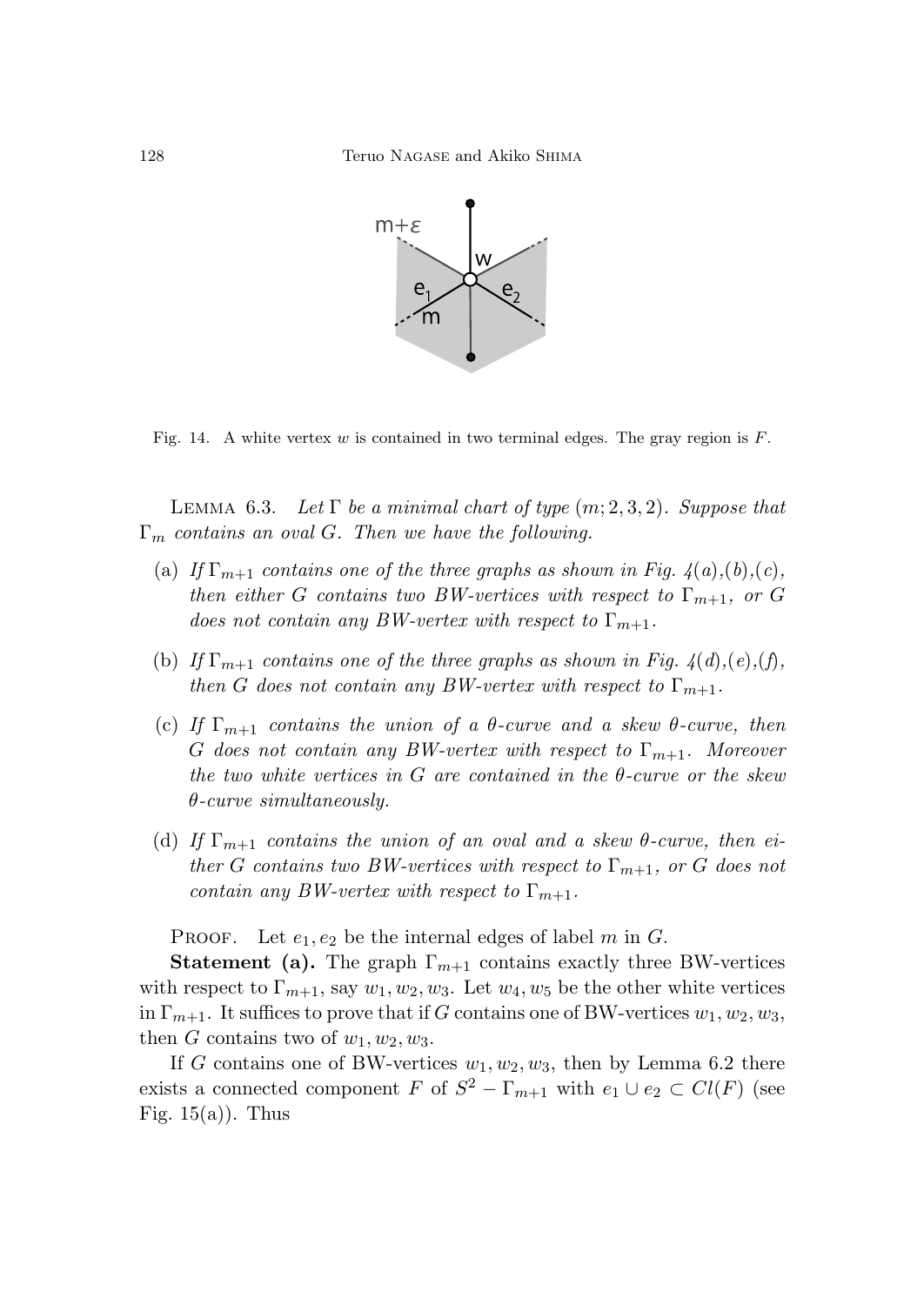Fig. 14. A white vertex $w$ is contained in two terminal edges. The gray region is $F$.

LEMMA 6.3. *Let $\Gamma$ be a minimal chart of type $(m; 2, 3, 2)$. Suppose that $\Gamma_m$ contains an oval $G$. Then we have the following.*

(a) *If $\Gamma_{m+1}$ contains one of the three graphs as shown in Fig. 4(a),(b),(c), then either $G$ contains two BW-vertices with respect to $\Gamma_{m+1}$, or $G$ does not contain any BW-vertex with respect to $\Gamma_{m+1}$.*

(b) *If $\Gamma_{m+1}$ contains one of the three graphs as shown in Fig. 4(d),(e),(f), then $G$ does not contain any BW-vertex with respect to $\Gamma_{m+1}$.*

(c) *If $\Gamma_{m+1}$ contains the union of a $\theta$-curve and a skew $\theta$-curve, then $G$ does not contain any BW-vertex with respect to $\Gamma_{m+1}$. Moreover the two white vertices in $G$ are contained in the $\theta$-curve or the skew $\theta$-curve simultaneously.*

(d) *If $\Gamma_{m+1}$ contains the union of an oval and a skew $\theta$-curve, then either $G$ contains two BW-vertices with respect to $\Gamma_{m+1}$, or $G$ does not contain any BW-vertex with respect to $\Gamma_{m+1}$.*

PROOF. Let $e_1, e_2$ be the internal edges of label $m$ in $G$.

**Statement (a).** The graph $\Gamma_{m+1}$ contains exactly three BW-vertices with respect to $\Gamma_{m+1}$, say $w_1, w_2, w_3$. Let $w_4, w_5$ be the other white vertices in $\Gamma_{m+1}$. It suffices to prove that if $G$ contains one of BW-vertices $w_1, w_2, w_3$, then $G$ contains two of $w_1, w_2, w_3$.

If $G$ contains one of BW-vertices $w_1, w_2, w_3$, then by Lemma 6.2 there exists a connected component $F$ of $S^2 - \Gamma_{m+1}$ with $e_1 \cup e_2 \subset Cl(F)$ (see Fig. 15(a)). Thus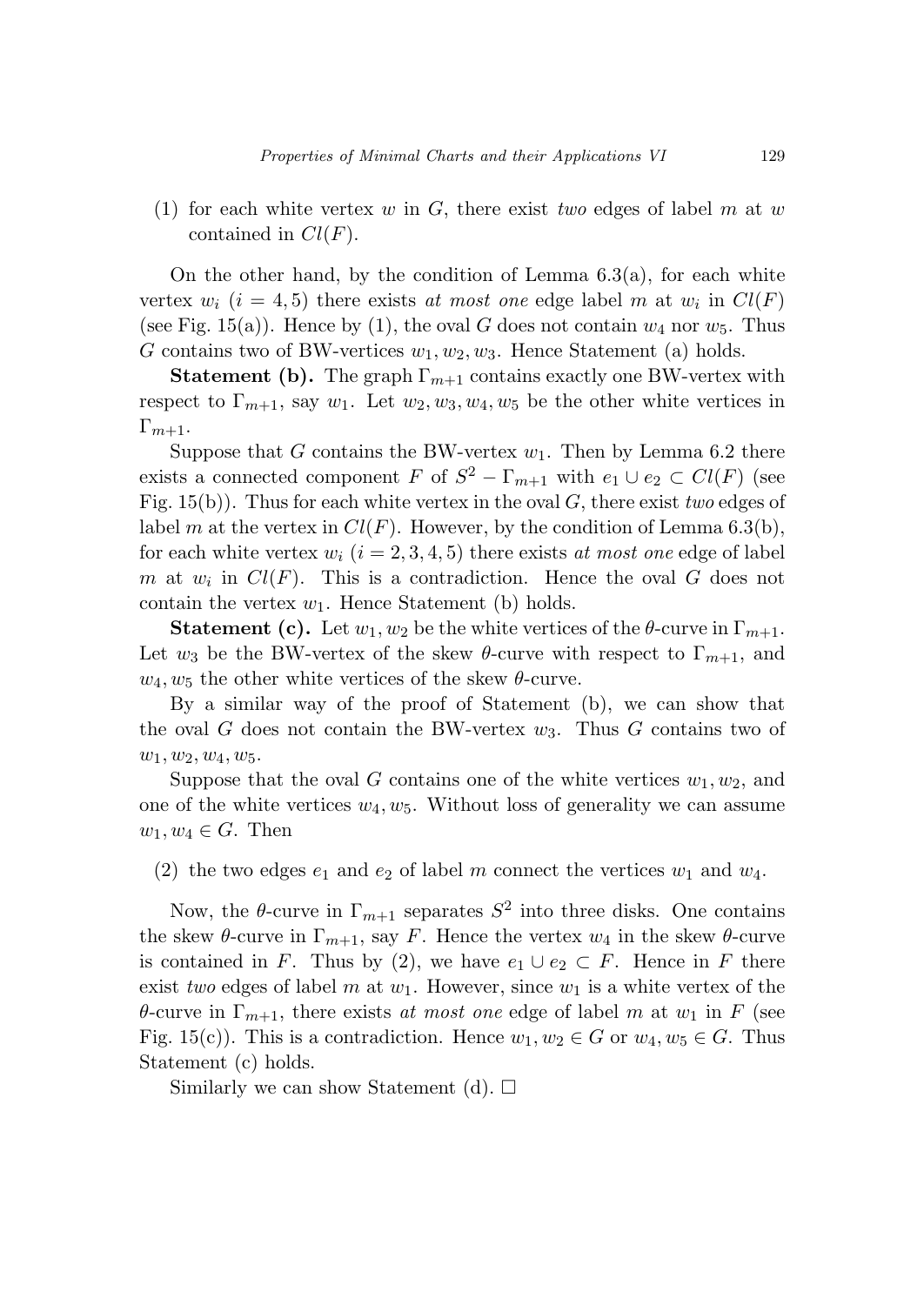(1) for each white vertex $w$ in $G$, there exist *two* edges of label $m$ at $w$ contained in $Cl(F)$.

On the other hand, by the condition of Lemma 6.3(a), for each white vertex $w_i$ ($i = 4, 5$) there exists *at most one* edge label $m$ at $w_i$ in $Cl(F)$ (see Fig. 15(a)). Hence by (1), the oval $G$ does not contain $w_4$ nor $w_5$. Thus $G$ contains two of BW-vertices $w_1, w_2, w_3$. Hence Statement (a) holds.

**Statement (b).** The graph $\Gamma_{m+1}$ contains exactly one BW-vertex with respect to $\Gamma_{m+1}$, say $w_1$. Let $w_2, w_3, w_4, w_5$ be the other white vertices in $\Gamma_{m+1}$.

Suppose that $G$ contains the BW-vertex $w_1$. Then by Lemma 6.2 there exists a connected component $F$ of $S^2 - \Gamma_{m+1}$ with $e_1 \cup e_2 \subset Cl(F)$ (see Fig. 15(b)). Thus for each white vertex in the oval $G$, there exist *two* edges of label $m$ at the vertex in $Cl(F)$. However, by the condition of Lemma 6.3(b), for each white vertex $w_i$ ($i = 2, 3, 4, 5$) there exists *at most one* edge of label $m$ at $w_i$ in $Cl(F)$. This is a contradiction. Hence the oval $G$ does not contain the vertex $w_1$. Hence Statement (b) holds.

**Statement (c).** Let $w_1, w_2$ be the white vertices of the $\theta$-curve in $\Gamma_{m+1}$. Let $w_3$ be the BW-vertex of the skew $\theta$-curve with respect to $\Gamma_{m+1}$, and $w_4, w_5$ the other white vertices of the skew $\theta$-curve.

By a similar way of the proof of Statement (b), we can show that the oval $G$ does not contain the BW-vertex $w_3$. Thus $G$ contains two of $w_1, w_2, w_4, w_5$.

Suppose that the oval $G$ contains one of the white vertices $w_1, w_2$, and one of the white vertices $w_4, w_5$. Without loss of generality we can assume $w_1, w_4 \in G$. Then

(2) the two edges $e_1$ and $e_2$ of label $m$ connect the vertices $w_1$ and $w_4$.

Now, the $\theta$-curve in $\Gamma_{m+1}$ separates $S^2$ into three disks. One contains the skew $\theta$-curve in $\Gamma_{m+1}$, say $F$. Hence the vertex $w_4$ in the skew $\theta$-curve is contained in $F$. Thus by (2), we have $e_1 \cup e_2 \subset F$. Hence in $F$ there exist *two* edges of label $m$ at $w_1$. However, since $w_1$ is a white vertex of the $\theta$-curve in $\Gamma_{m+1}$, there exists *at most one* edge of label $m$ at $w_1$ in $F$ (see Fig. 15(c)). This is a contradiction. Hence $w_1, w_2 \in G$ or $w_4, w_5 \in G$. Thus Statement (c) holds.

Similarly we can show Statement (d). □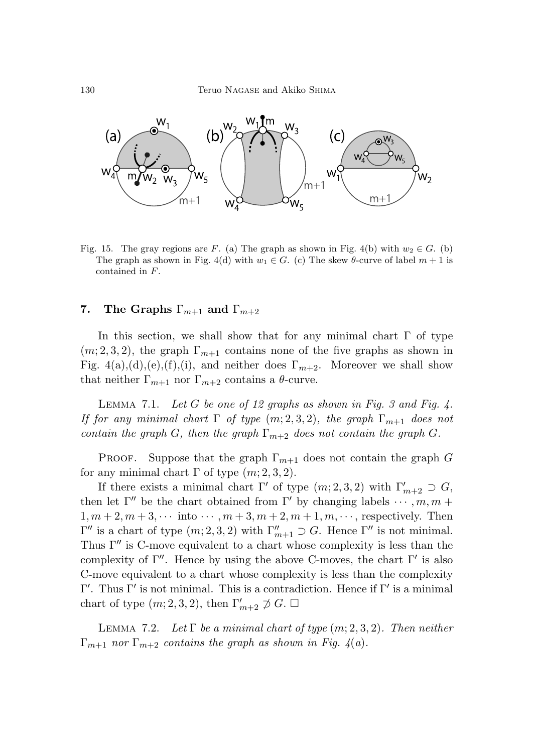Fig. 15. The gray regions are $F$. (a) The graph as shown in Fig. 4(b) with $w_2 \in G$. (b) The graph as shown in Fig. 4(d) with $w_1 \in G$. (c) The skew $\theta$-curve of label $m+1$ is contained in $F$.

## 7. The Graphs $\Gamma_{m+1}$ and $\Gamma_{m+2}$

In this section, we shall show that for any minimal chart $\Gamma$ of type $(m; 2, 3, 2)$, the graph $\Gamma_{m+1}$ contains none of the five graphs as shown in Fig. 4(a),(d),(e),(f),(i), and neither does $\Gamma_{m+2}$. Moreover we shall show that neither $\Gamma_{m+1}$ nor $\Gamma_{m+2}$ contains a $\theta$-curve.

Lemma 7.1. *Let $G$ be one of 12 graphs as shown in Fig. 3 and Fig. 4. If for any minimal chart $\Gamma$ of type $(m; 2, 3, 2)$, the graph $\Gamma_{m+1}$ does not contain the graph $G$, then the graph $\Gamma_{m+2}$ does not contain the graph $G$.*

Proof. Suppose that the graph $\Gamma_{m+1}$ does not contain the graph $G$ for any minimal chart $\Gamma$ of type $(m; 2, 3, 2)$.

If there exists a minimal chart $\Gamma'$ of type $(m; 2, 3, 2)$ with $\Gamma'_{m+2} \supset G$, then let $\Gamma''$ be the chart obtained from $\Gamma'$ by changing labels $\cdots, m, m+1, m+2, m+3, \cdots$ into $\cdots, m+3, m+2, m+1, m, \cdots$, respectively. Then $\Gamma''$ is a chart of type $(m; 2, 3, 2)$ with $\Gamma''_{m+1} \supset G$. Hence $\Gamma''$ is not minimal. Thus $\Gamma''$ is C-move equivalent to a chart whose complexity is less than the complexity of $\Gamma''$. Hence by using the above C-moves, the chart $\Gamma'$ is also C-move equivalent to a chart whose complexity is less than the complexity $\Gamma'$. Thus $\Gamma'$ is not minimal. This is a contradiction. Hence if $\Gamma'$ is a minimal chart of type $(m; 2, 3, 2)$, then $\Gamma'_{m+2} \not\supset G$. $\square$

Lemma 7.2. *Let $\Gamma$ be a minimal chart of type $(m; 2, 3, 2)$. Then neither $\Gamma_{m+1}$ nor $\Gamma_{m+2}$ contains the graph as shown in Fig. 4(a).*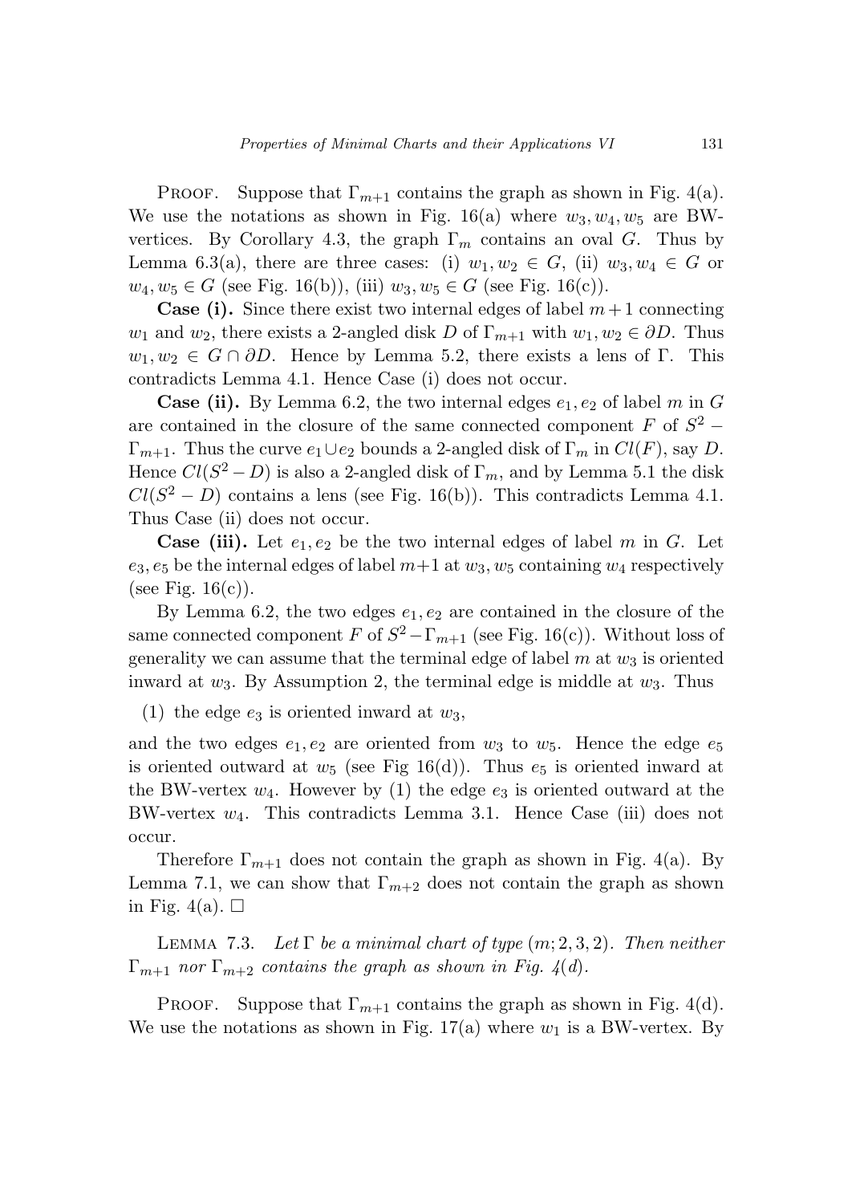PROOF. Suppose that $\Gamma_{m+1}$ contains the graph as shown in Fig. 4(a). We use the notations as shown in Fig. 16(a) where $w_3, w_4, w_5$ are BW-vertices. By Corollary 4.3, the graph $\Gamma_m$ contains an oval $G$. Thus by Lemma 6.3(a), there are three cases: (i) $w_1, w_2 \in G$, (ii) $w_3, w_4 \in G$ or $w_4, w_5 \in G$ (see Fig. 16(b)), (iii) $w_3, w_5 \in G$ (see Fig. 16(c)).

**Case (i).** Since there exist two internal edges of label $m+1$ connecting $w_1$ and $w_2$, there exists a 2-angled disk $D$ of $\Gamma_{m+1}$ with $w_1, w_2 \in \partial D$. Thus $w_1, w_2 \in G \cap \partial D$. Hence by Lemma 5.2, there exists a lens of $\Gamma$. This contradicts Lemma 4.1. Hence Case (i) does not occur.

**Case (ii).** By Lemma 6.2, the two internal edges $e_1, e_2$ of label $m$ in $G$ are contained in the closure of the same connected component $F$ of $S^2 - \Gamma_{m+1}$. Thus the curve $e_1 \cup e_2$ bounds a 2-angled disk of $\Gamma_m$ in $Cl(F)$, say $D$. Hence $Cl(S^2 - D)$ is also a 2-angled disk of $\Gamma_m$, and by Lemma 5.1 the disk $Cl(S^2 - D)$ contains a lens (see Fig. 16(b)). This contradicts Lemma 4.1. Thus Case (ii) does not occur.

**Case (iii).** Let $e_1, e_2$ be the two internal edges of label $m$ in $G$. Let $e_3, e_5$ be the internal edges of label $m+1$ at $w_3, w_5$ containing $w_4$ respectively (see Fig. 16(c)).

By Lemma 6.2, the two edges $e_1, e_2$ are contained in the closure of the same connected component $F$ of $S^2 - \Gamma_{m+1}$ (see Fig. 16(c)). Without loss of generality we can assume that the terminal edge of label $m$ at $w_3$ is oriented inward at $w_3$. By Assumption 2, the terminal edge is middle at $w_3$. Thus

(1) the edge $e_3$ is oriented inward at $w_3$,

and the two edges $e_1, e_2$ are oriented from $w_3$ to $w_5$. Hence the edge $e_5$ is oriented outward at $w_5$ (see Fig 16(d)). Thus $e_5$ is oriented inward at the BW-vertex $w_4$. However by (1) the edge $e_3$ is oriented outward at the BW-vertex $w_4$. This contradicts Lemma 3.1. Hence Case (iii) does not occur.

Therefore $\Gamma_{m+1}$ does not contain the graph as shown in Fig. 4(a). By Lemma 7.1, we can show that $\Gamma_{m+2}$ does not contain the graph as shown in Fig. 4(a). $\square$

LEMMA 7.3. *Let $\Gamma$ be a minimal chart of type $(m; 2, 3, 2)$. Then neither $\Gamma_{m+1}$ nor $\Gamma_{m+2}$ contains the graph as shown in Fig. 4(d).*

PROOF. Suppose that $\Gamma_{m+1}$ contains the graph as shown in Fig. 4(d). We use the notations as shown in Fig. 17(a) where $w_1$ is a BW-vertex. By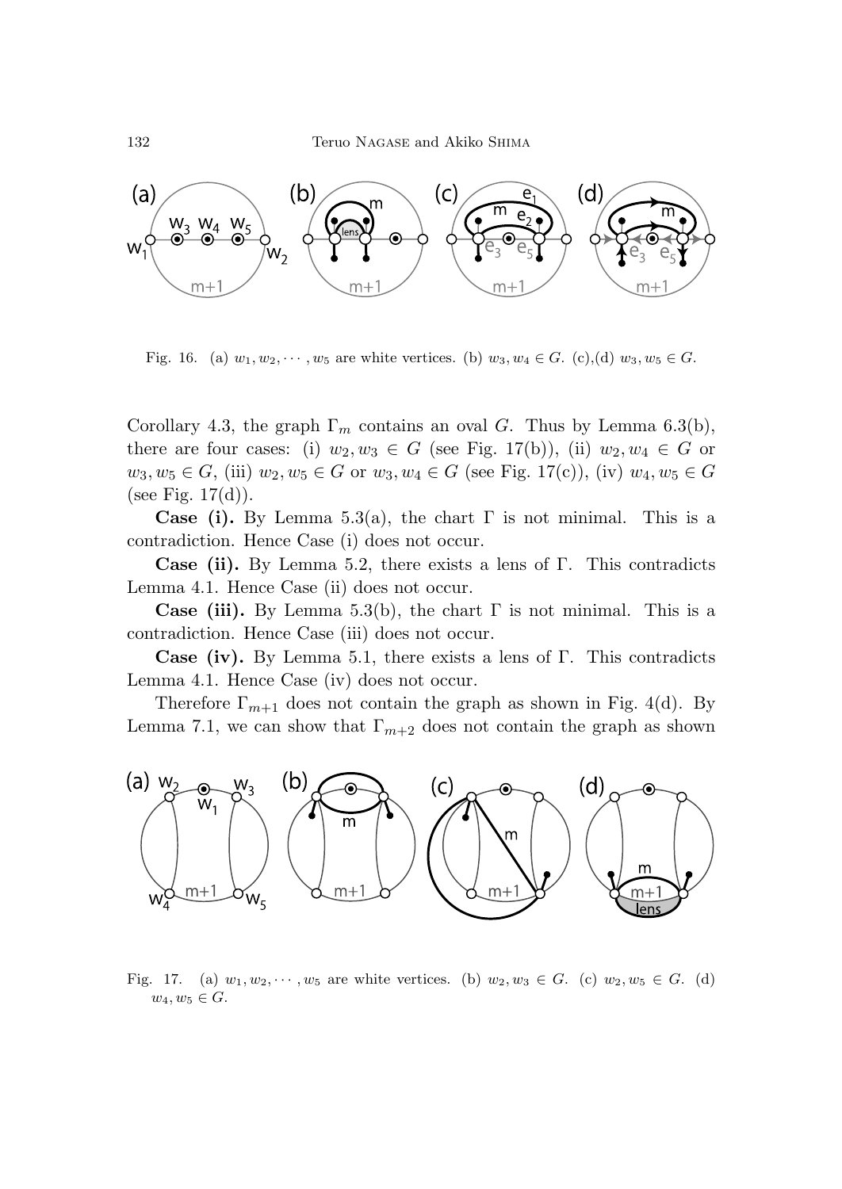Fig. 16. (a) $w_1, w_2, \cdots, w_5$ are white vertices. (b) $w_3, w_4 \in G$. (c),(d) $w_3, w_5 \in G$.

Corollary 4.3, the graph $\Gamma_m$ contains an oval $G$. Thus by Lemma 6.3(b), there are four cases: (i) $w_2, w_3 \in G$ (see Fig. 17(b)), (ii) $w_2, w_4 \in G$ or $w_3, w_5 \in G$, (iii) $w_2, w_5 \in G$ or $w_3, w_4 \in G$ (see Fig. 17(c)), (iv) $w_4, w_5 \in G$ (see Fig. 17(d)).

**Case (i).** By Lemma 5.3(a), the chart $\Gamma$ is not minimal. This is a contradiction. Hence Case (i) does not occur.

**Case (ii).** By Lemma 5.2, there exists a lens of $\Gamma$. This contradicts Lemma 4.1. Hence Case (ii) does not occur.

**Case (iii).** By Lemma 5.3(b), the chart $\Gamma$ is not minimal. This is a contradiction. Hence Case (iii) does not occur.

**Case (iv).** By Lemma 5.1, there exists a lens of $\Gamma$. This contradicts Lemma 4.1. Hence Case (iv) does not occur.

Therefore $\Gamma_{m+1}$ does not contain the graph as shown in Fig. 4(d). By Lemma 7.1, we can show that $\Gamma_{m+2}$ does not contain the graph as shown

Fig. 17. (a) $w_1, w_2, \cdots, w_5$ are white vertices. (b) $w_2, w_3 \in G$. (c) $w_2, w_5 \in G$. (d) $w_4, w_5 \in G$.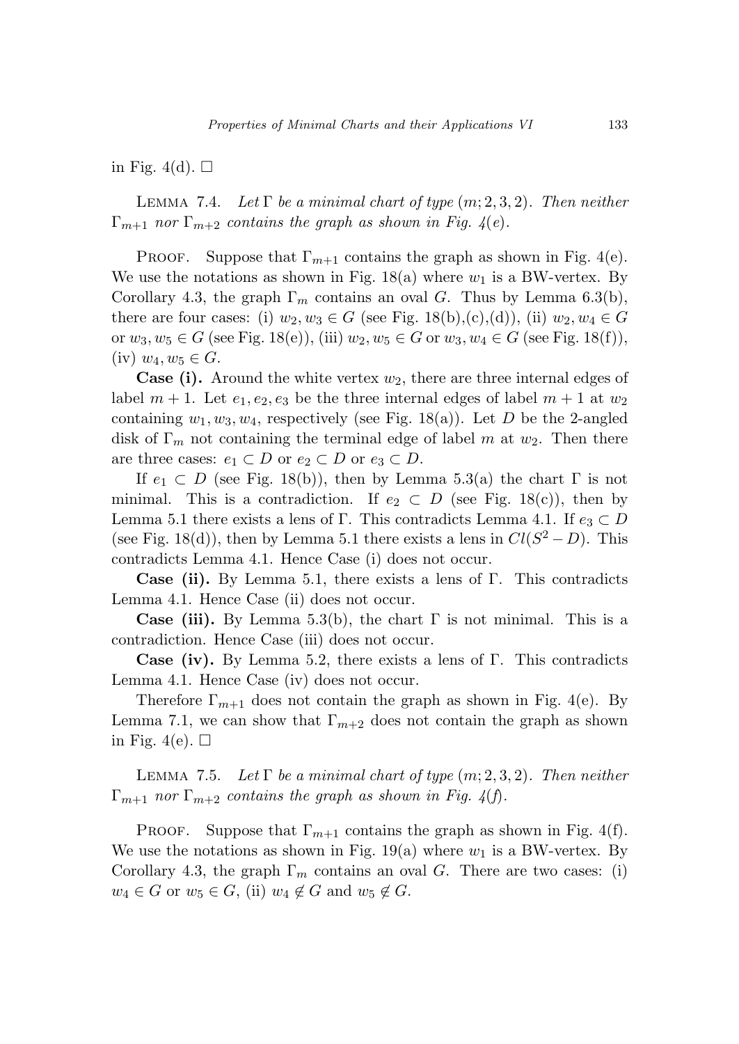in Fig. 4(d). □

Lemma 7.4. *Let $\Gamma$ be a minimal chart of type $(m;2,3,2)$. Then neither $\Gamma_{m+1}$ nor $\Gamma_{m+2}$ contains the graph as shown in Fig. 4(e).*

Proof. Suppose that $\Gamma_{m+1}$ contains the graph as shown in Fig. 4(e). We use the notations as shown in Fig. 18(a) where $w_1$ is a BW-vertex. By Corollary 4.3, the graph $\Gamma_m$ contains an oval $G$. Thus by Lemma 6.3(b), there are four cases: (i) $w_2, w_3 \in G$ (see Fig. 18(b),(c),(d)), (ii) $w_2, w_4 \in G$ or $w_3, w_5 \in G$ (see Fig. 18(e)), (iii) $w_2, w_5 \in G$ or $w_3, w_4 \in G$ (see Fig. 18(f)), (iv) $w_4, w_5 \in G$.

**Case (i).** Around the white vertex $w_2$, there are three internal edges of label $m+1$. Let $e_1, e_2, e_3$ be the three internal edges of label $m+1$ at $w_2$ containing $w_1, w_3, w_4$, respectively (see Fig. 18(a)). Let $D$ be the 2-angled disk of $\Gamma_m$ not containing the terminal edge of label $m$ at $w_2$. Then there are three cases: $e_1 \subset D$ or $e_2 \subset D$ or $e_3 \subset D$.

If $e_1 \subset D$ (see Fig. 18(b)), then by Lemma 5.3(a) the chart $\Gamma$ is not minimal. This is a contradiction. If $e_2 \subset D$ (see Fig. 18(c)), then by Lemma 5.1 there exists a lens of $\Gamma$. This contradicts Lemma 4.1. If $e_3 \subset D$ (see Fig. 18(d)), then by Lemma 5.1 there exists a lens in $Cl(S^2 - D)$. This contradicts Lemma 4.1. Hence Case (i) does not occur.

**Case (ii).** By Lemma 5.1, there exists a lens of $\Gamma$. This contradicts Lemma 4.1. Hence Case (ii) does not occur.

**Case (iii).** By Lemma 5.3(b), the chart $\Gamma$ is not minimal. This is a contradiction. Hence Case (iii) does not occur.

**Case (iv).** By Lemma 5.2, there exists a lens of $\Gamma$. This contradicts Lemma 4.1. Hence Case (iv) does not occur.

Therefore $\Gamma_{m+1}$ does not contain the graph as shown in Fig. 4(e). By Lemma 7.1, we can show that $\Gamma_{m+2}$ does not contain the graph as shown in Fig. 4(e). □

Lemma 7.5. *Let $\Gamma$ be a minimal chart of type $(m;2,3,2)$. Then neither $\Gamma_{m+1}$ nor $\Gamma_{m+2}$ contains the graph as shown in Fig. 4(f).*

Proof. Suppose that $\Gamma_{m+1}$ contains the graph as shown in Fig. 4(f). We use the notations as shown in Fig. 19(a) where $w_1$ is a BW-vertex. By Corollary 4.3, the graph $\Gamma_m$ contains an oval $G$. There are two cases: (i) $w_4 \in G$ or $w_5 \in G$, (ii) $w_4 \notin G$ and $w_5 \notin G$.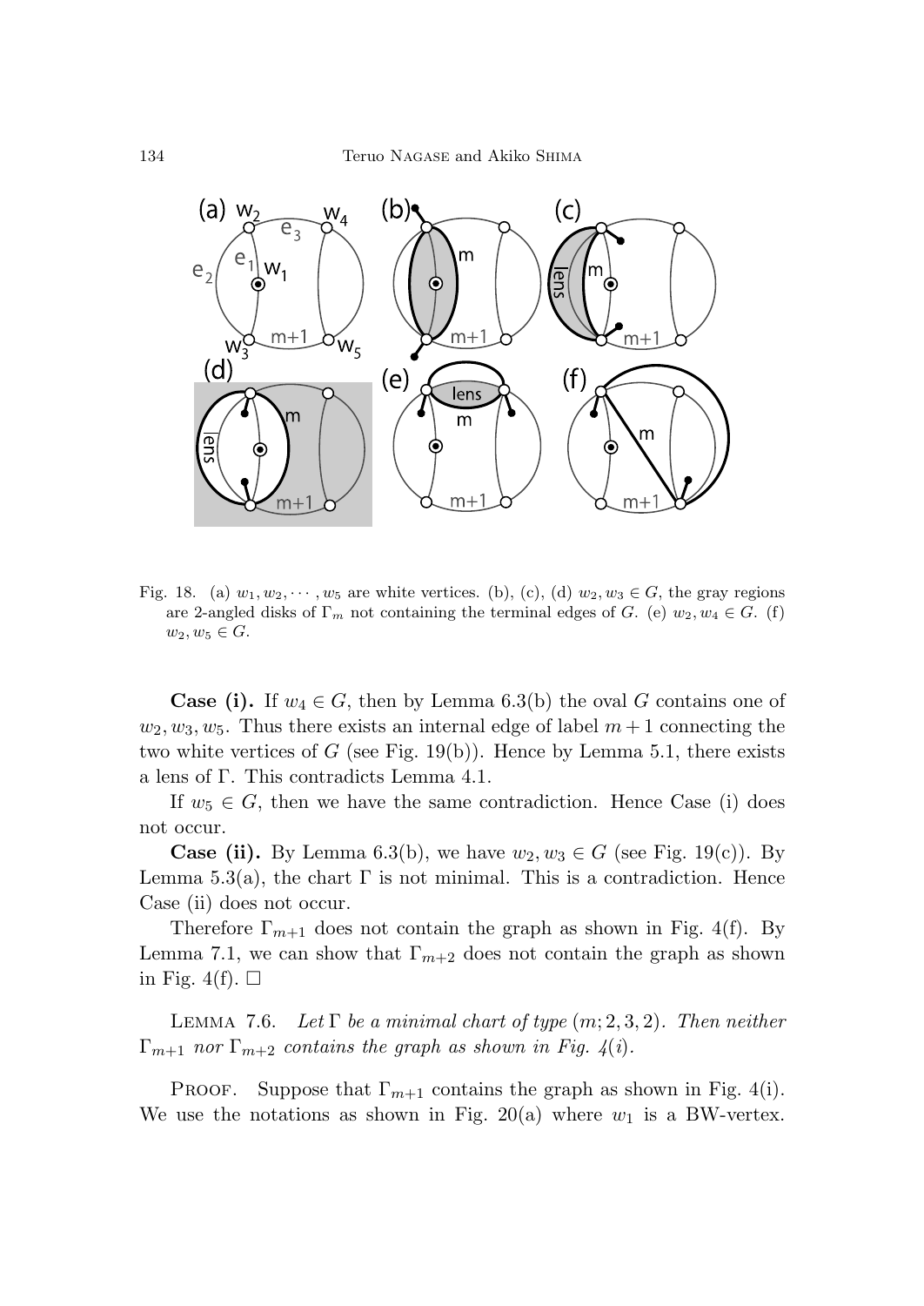Fig. 18. (a) $w_1, w_2, \cdots, w_5$ are white vertices. (b), (c), (d) $w_2, w_3 \in G$, the gray regions are 2-angled disks of $\Gamma_m$ not containing the terminal edges of $G$. (e) $w_2, w_4 \in G$. (f) $w_2, w_5 \in G$.

**Case (i).** If $w_4 \in G$, then by Lemma 6.3(b) the oval $G$ contains one of $w_2, w_3, w_5$. Thus there exists an internal edge of label $m+1$ connecting the two white vertices of $G$ (see Fig. 19(b)). Hence by Lemma 5.1, there exists a lens of $\Gamma$. This contradicts Lemma 4.1.

If $w_5 \in G$, then we have the same contradiction. Hence Case (i) does not occur.

**Case (ii).** By Lemma 6.3(b), we have $w_2, w_3 \in G$ (see Fig. 19(c)). By Lemma 5.3(a), the chart $\Gamma$ is not minimal. This is a contradiction. Hence Case (ii) does not occur.

Therefore $\Gamma_{m+1}$ does not contain the graph as shown in Fig. 4(f). By Lemma 7.1, we can show that $\Gamma_{m+2}$ does not contain the graph as shown in Fig. 4(f). $\square$

Lemma 7.6. *Let $\Gamma$ be a minimal chart of type $(m; 2, 3, 2)$. Then neither $\Gamma_{m+1}$ nor $\Gamma_{m+2}$ contains the graph as shown in Fig. 4(i).*

Proof. Suppose that $\Gamma_{m+1}$ contains the graph as shown in Fig. 4(i). We use the notations as shown in Fig. 20(a) where $w_1$ is a BW-vertex.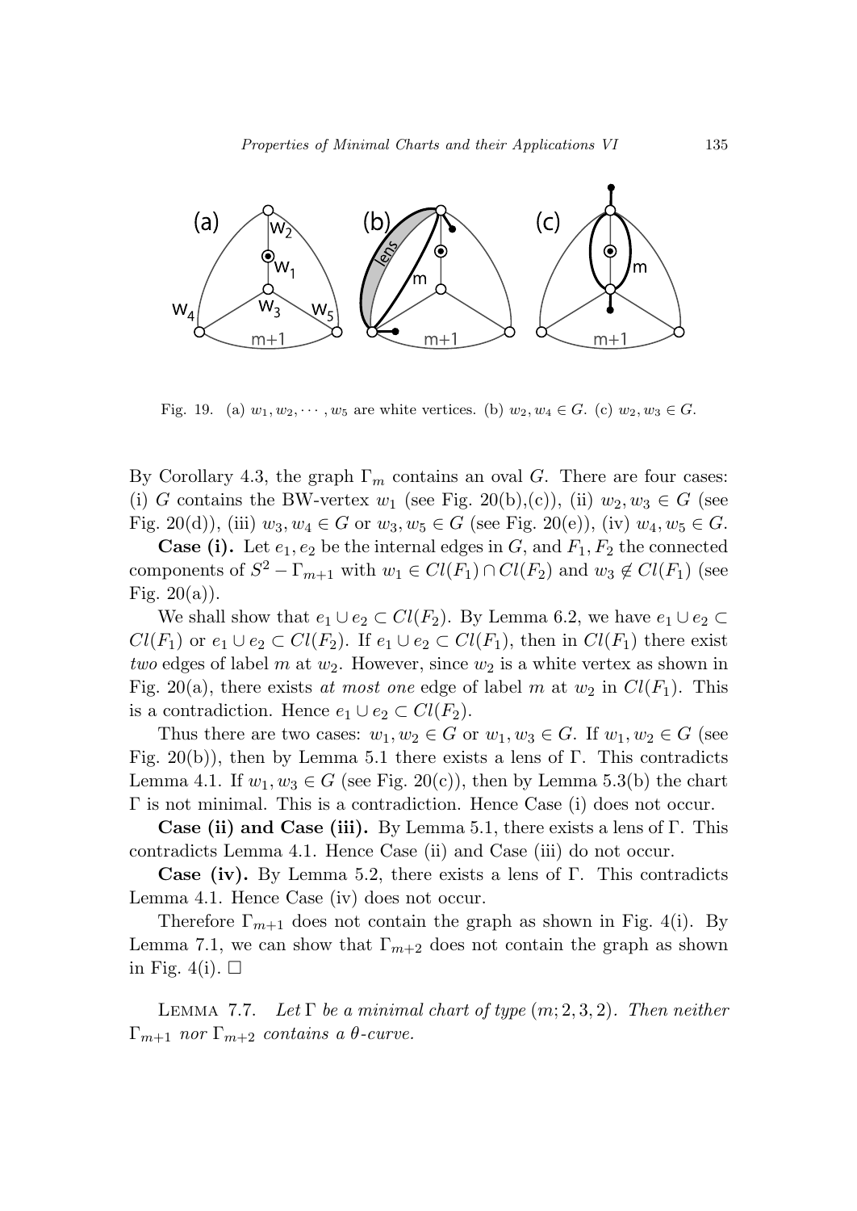Fig. 19. (a) $w_1, w_2, \cdots, w_5$ are white vertices. (b) $w_2, w_4 \in G$. (c) $w_2, w_3 \in G$.

By Corollary 4.3, the graph $\Gamma_m$ contains an oval $G$. There are four cases: (i) $G$ contains the BW-vertex $w_1$ (see Fig. 20(b),(c)), (ii) $w_2, w_3 \in G$ (see Fig. 20(d)), (iii) $w_3, w_4 \in G$ or $w_3, w_5 \in G$ (see Fig. 20(e)), (iv) $w_4, w_5 \in G$.

**Case (i).** Let $e_1, e_2$ be the internal edges in $G$, and $F_1, F_2$ the connected components of $S^2 - \Gamma_{m+1}$ with $w_1 \in Cl(F_1) \cap Cl(F_2)$ and $w_3 \notin Cl(F_1)$ (see Fig. 20(a)).

We shall show that $e_1 \cup e_2 \subset Cl(F_2)$. By Lemma 6.2, we have $e_1 \cup e_2 \subset Cl(F_1)$ or $e_1 \cup e_2 \subset Cl(F_2)$. If $e_1 \cup e_2 \subset Cl(F_1)$, then in $Cl(F_1)$ there exist *two* edges of label $m$ at $w_2$. However, since $w_2$ is a white vertex as shown in Fig. 20(a), there exists *at most one* edge of label $m$ at $w_2$ in $Cl(F_1)$. This is a contradiction. Hence $e_1 \cup e_2 \subset Cl(F_2)$.

Thus there are two cases: $w_1, w_2 \in G$ or $w_1, w_3 \in G$. If $w_1, w_2 \in G$ (see Fig. 20(b)), then by Lemma 5.1 there exists a lens of $\Gamma$. This contradicts Lemma 4.1. If $w_1, w_3 \in G$ (see Fig. 20(c)), then by Lemma 5.3(b) the chart $\Gamma$ is not minimal. This is a contradiction. Hence Case (i) does not occur.

**Case (ii) and Case (iii).** By Lemma 5.1, there exists a lens of $\Gamma$. This contradicts Lemma 4.1. Hence Case (ii) and Case (iii) do not occur.

**Case (iv).** By Lemma 5.2, there exists a lens of $\Gamma$. This contradicts Lemma 4.1. Hence Case (iv) does not occur.

Therefore $\Gamma_{m+1}$ does not contain the graph as shown in Fig. 4(i). By Lemma 7.1, we can show that $\Gamma_{m+2}$ does not contain the graph as shown in Fig. 4(i). □

LEMMA 7.7. *Let $\Gamma$ be a minimal chart of type $(m; 2, 3, 2)$. Then neither $\Gamma_{m+1}$ nor $\Gamma_{m+2}$ contains a $\theta$-curve.*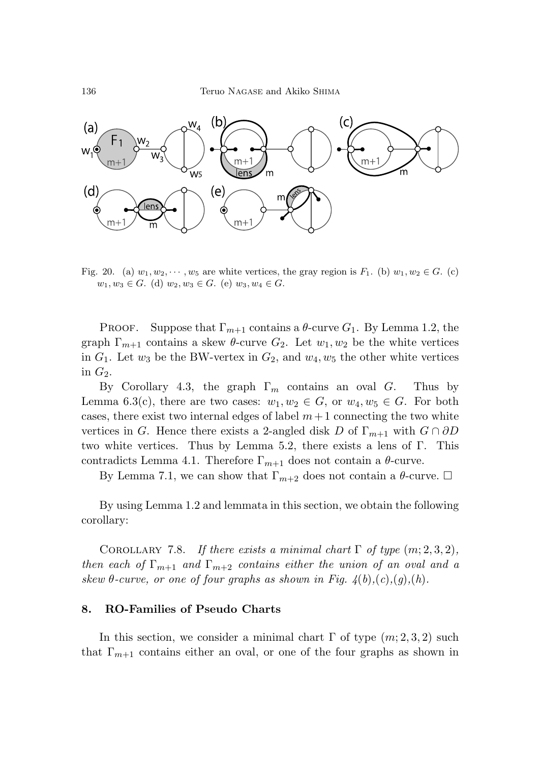Fig. 20. (a) $w_1, w_2, \cdots, w_5$ are white vertices, the gray region is $F_1$. (b) $w_1, w_2 \in G$. (c) $w_1, w_3 \in G$. (d) $w_2, w_3 \in G$. (e) $w_3, w_4 \in G$.

Proof. Suppose that $\Gamma_{m+1}$ contains a $\theta$-curve $G_1$. By Lemma 1.2, the graph $\Gamma_{m+1}$ contains a skew $\theta$-curve $G_2$. Let $w_1, w_2$ be the white vertices in $G_1$. Let $w_3$ be the BW-vertex in $G_2$, and $w_4, w_5$ the other white vertices in $G_2$.

By Corollary 4.3, the graph $\Gamma_m$ contains an oval $G$. Thus by Lemma 6.3(c), there are two cases: $w_1, w_2 \in G$, or $w_4, w_5 \in G$. For both cases, there exist two internal edges of label $m+1$ connecting the two white vertices in $G$. Hence there exists a 2-angled disk $D$ of $\Gamma_{m+1}$ with $G \cap \partial D$ two white vertices. Thus by Lemma 5.2, there exists a lens of $\Gamma$. This contradicts Lemma 4.1. Therefore $\Gamma_{m+1}$ does not contain a $\theta$-curve.

By Lemma 7.1, we can show that $\Gamma_{m+2}$ does not contain a $\theta$-curve. □

By using Lemma 1.2 and lemmata in this section, we obtain the following corollary:

Corollary 7.8. *If there exists a minimal chart $\Gamma$ of type $(m; 2, 3, 2)$, then each of $\Gamma_{m+1}$ and $\Gamma_{m+2}$ contains either the union of an oval and a skew $\theta$-curve, or one of four graphs as shown in Fig. 4(b),(c),(g),(h).*

## 8. RO-Families of Pseudo Charts

In this section, we consider a minimal chart $\Gamma$ of type $(m; 2, 3, 2)$ such that $\Gamma_{m+1}$ contains either an oval, or one of the four graphs as shown in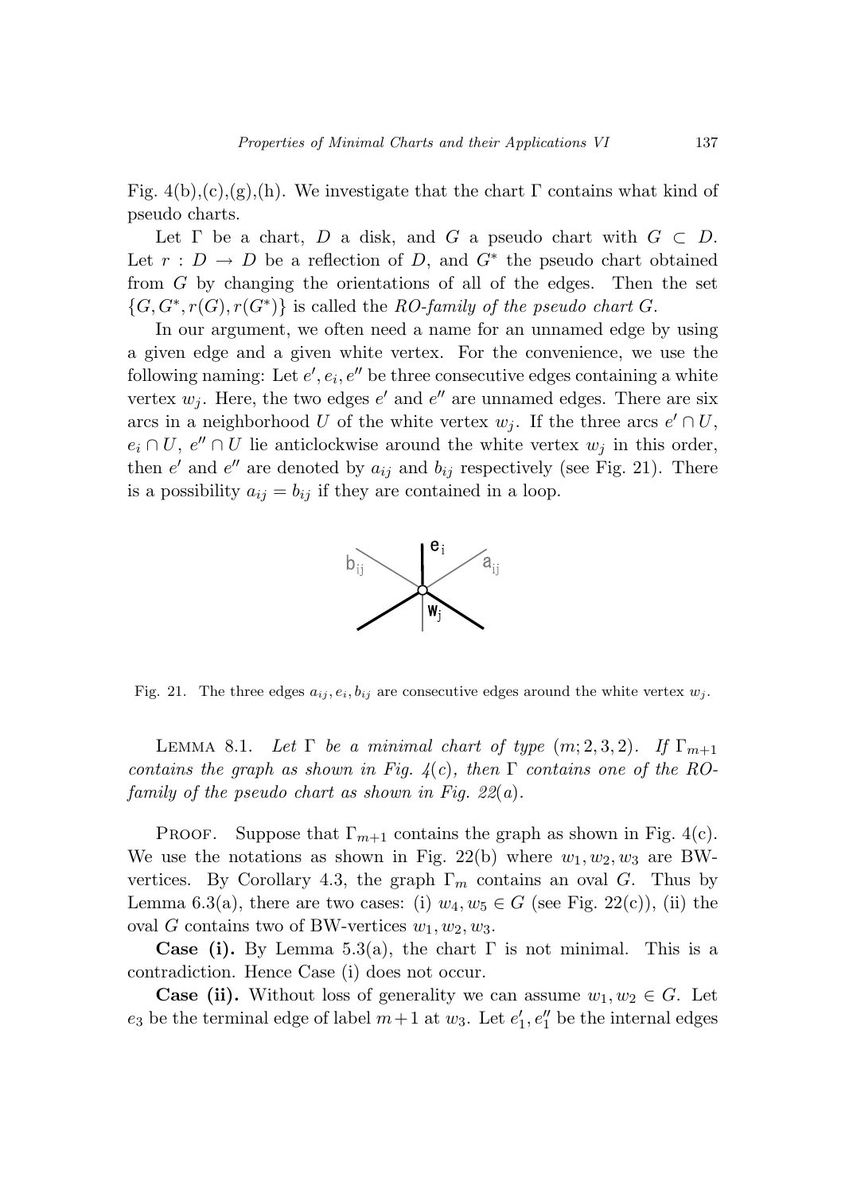Fig. 4(b),(c),(g),(h). We investigate that the chart $\Gamma$ contains what kind of pseudo charts.

Let $\Gamma$ be a chart, $D$ a disk, and $G$ a pseudo chart with $G \subset D$. Let $r : D \to D$ be a reflection of $D$, and $G^*$ the pseudo chart obtained from $G$ by changing the orientations of all of the edges. Then the set $\{G, G^*, r(G), r(G^*)\}$ is called the *RO-family of the pseudo chart* $G$.

In our argument, we often need a name for an unnamed edge by using a given edge and a given white vertex. For the convenience, we use the following naming: Let $e', e_i, e''$ be three consecutive edges containing a white vertex $w_j$. Here, the two edges $e'$ and $e''$ are unnamed edges. There are six arcs in a neighborhood $U$ of the white vertex $w_j$. If the three arcs $e' \cap U$, $e_i \cap U$, $e'' \cap U$ lie anticlockwise around the white vertex $w_j$ in this order, then $e'$ and $e''$ are denoted by $a_{ij}$ and $b_{ij}$ respectively (see Fig. 21). There is a possibility $a_{ij} = b_{ij}$ if they are contained in a loop.

Fig. 21. The three edges $a_{ij}, e_i, b_{ij}$ are consecutive edges around the white vertex $w_j$.

Lemma 8.1. *Let $\Gamma$ be a minimal chart of type $(m; 2, 3, 2)$. If $\Gamma_{m+1}$ contains the graph as shown in Fig. 4(c), then $\Gamma$ contains one of the RO-family of the pseudo chart as shown in Fig. 22(a).*

Proof. Suppose that $\Gamma_{m+1}$ contains the graph as shown in Fig. 4(c). We use the notations as shown in Fig. 22(b) where $w_1, w_2, w_3$ are BW-vertices. By Corollary 4.3, the graph $\Gamma_m$ contains an oval $G$. Thus by Lemma 6.3(a), there are two cases: (i) $w_4, w_5 \in G$ (see Fig. 22(c)), (ii) the oval $G$ contains two of BW-vertices $w_1, w_2, w_3$.

**Case (i).** By Lemma 5.3(a), the chart $\Gamma$ is not minimal. This is a contradiction. Hence Case (i) does not occur.

**Case (ii).** Without loss of generality we can assume $w_1, w_2 \in G$. Let $e_3$ be the terminal edge of label $m+1$ at $w_3$. Let $e_1', e_1''$ be the internal edges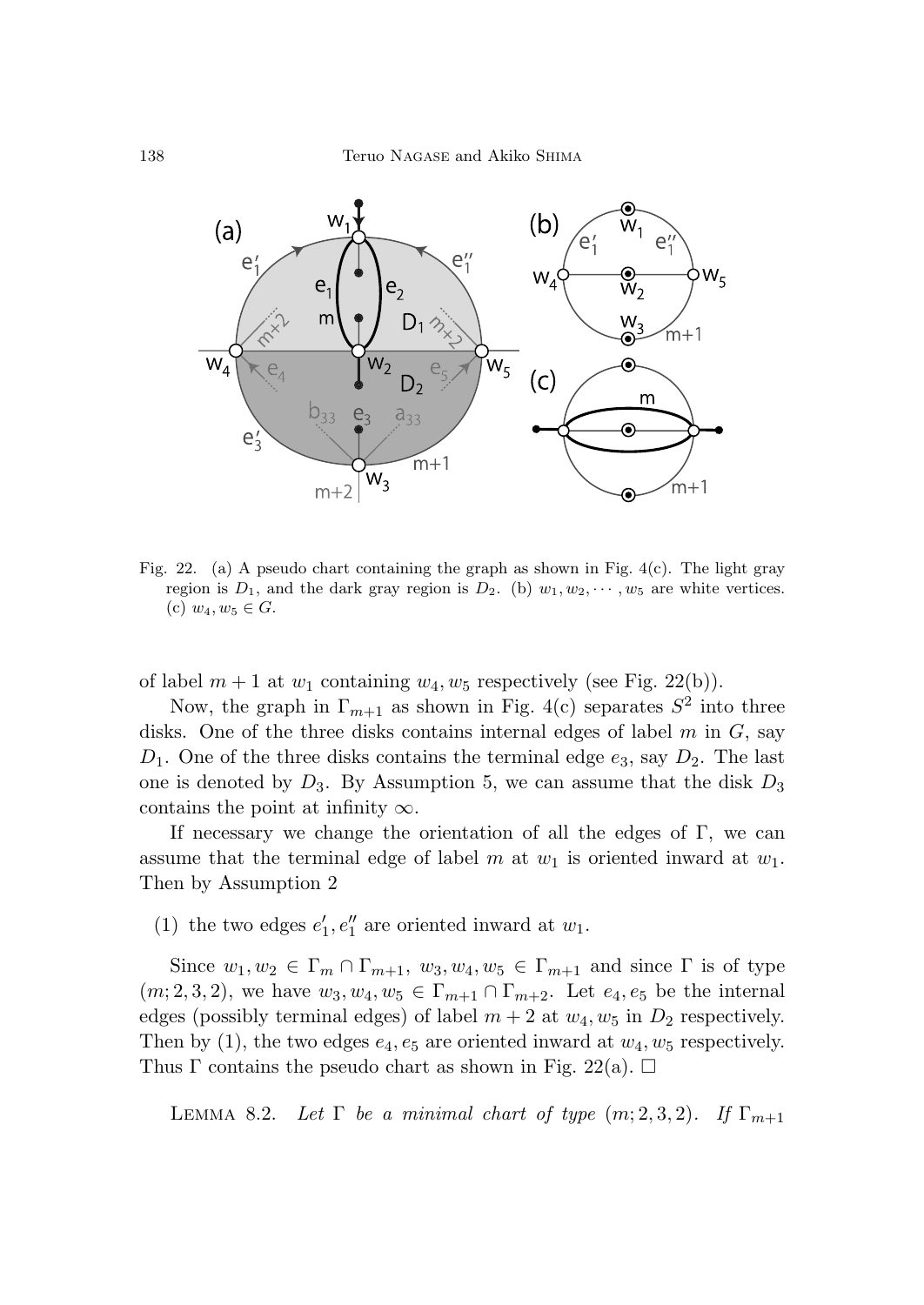Fig. 22. (a) A pseudo chart containing the graph as shown in Fig. 4(c). The light gray region is $D_1$, and the dark gray region is $D_2$. (b) $w_1, w_2, \cdots, w_5$ are white vertices. (c) $w_4, w_5 \in G$.

of label $m+1$ at $w_1$ containing $w_4, w_5$ respectively (see Fig. 22(b)).

Now, the graph in $\Gamma_{m+1}$ as shown in Fig. 4(c) separates $S^2$ into three disks. One of the three disks contains internal edges of label $m$ in $G$, say $D_1$. One of the three disks contains the terminal edge $e_3$, say $D_2$. The last one is denoted by $D_3$. By Assumption 5, we can assume that the disk $D_3$ contains the point at infinity $\infty$.

If necessary we change the orientation of all the edges of $\Gamma$, we can assume that the terminal edge of label $m$ at $w_1$ is oriented inward at $w_1$. Then by Assumption 2

(1) the two edges $e_1', e_1''$ are oriented inward at $w_1$.

Since $w_1, w_2 \in \Gamma_m \cap \Gamma_{m+1}$, $w_3, w_4, w_5 \in \Gamma_{m+1}$ and since $\Gamma$ is of type $(m; 2, 3, 2)$, we have $w_3, w_4, w_5 \in \Gamma_{m+1} \cap \Gamma_{m+2}$. Let $e_4, e_5$ be the internal edges (possibly terminal edges) of label $m+2$ at $w_4, w_5$ in $D_2$ respectively. Then by (1), the two edges $e_4, e_5$ are oriented inward at $w_4, w_5$ respectively. Thus $\Gamma$ contains the pseudo chart as shown in Fig. 22(a). $\square$

LEMMA 8.2. *Let $\Gamma$ be a minimal chart of type $(m; 2, 3, 2)$. If $\Gamma_{m+1}$*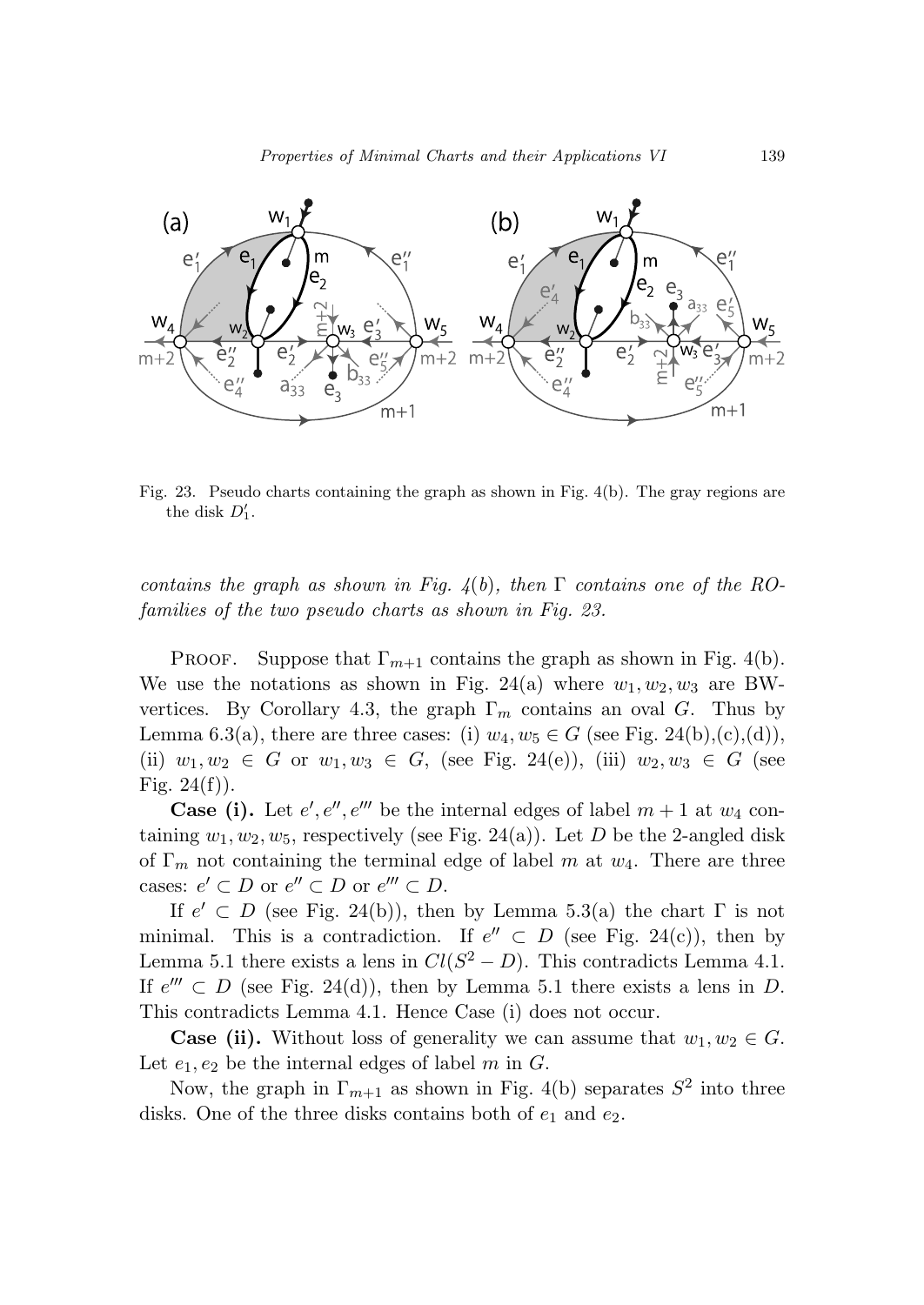Fig. 23. Pseudo charts containing the graph as shown in Fig. 4(b). The gray regions are the disk $D_1'$.

*contains the graph as shown in Fig. 4(b), then* $\Gamma$ *contains one of the RO-families of the two pseudo charts as shown in Fig. 23.*

PROOF. Suppose that $\Gamma_{m+1}$ contains the graph as shown in Fig. 4(b). We use the notations as shown in Fig. 24(a) where $w_1, w_2, w_3$ are BW-vertices. By Corollary 4.3, the graph $\Gamma_m$ contains an oval $G$. Thus by Lemma 6.3(a), there are three cases: (i) $w_4, w_5 \in G$ (see Fig. 24(b),(c),(d)), (ii) $w_1, w_2 \in G$ or $w_1, w_3 \in G$, (see Fig. 24(e)), (iii) $w_2, w_3 \in G$ (see Fig. 24(f)).

**Case (i).** Let $e', e'', e'''$ be the internal edges of label $m+1$ at $w_4$ containing $w_1, w_2, w_5$, respectively (see Fig. 24(a)). Let $D$ be the 2-angled disk of $\Gamma_m$ not containing the terminal edge of label $m$ at $w_4$. There are three cases: $e' \subset D$ or $e'' \subset D$ or $e''' \subset D$.

If $e' \subset D$ (see Fig. 24(b)), then by Lemma 5.3(a) the chart $\Gamma$ is not minimal. This is a contradiction. If $e'' \subset D$ (see Fig. 24(c)), then by Lemma 5.1 there exists a lens in $Cl(S^2 - D)$. This contradicts Lemma 4.1. If $e''' \subset D$ (see Fig. 24(d)), then by Lemma 5.1 there exists a lens in $D$. This contradicts Lemma 4.1. Hence Case (i) does not occur.

**Case (ii).** Without loss of generality we can assume that $w_1, w_2 \in G$. Let $e_1, e_2$ be the internal edges of label $m$ in $G$.

Now, the graph in $\Gamma_{m+1}$ as shown in Fig. 4(b) separates $S^2$ into three disks. One of the three disks contains both of $e_1$ and $e_2$.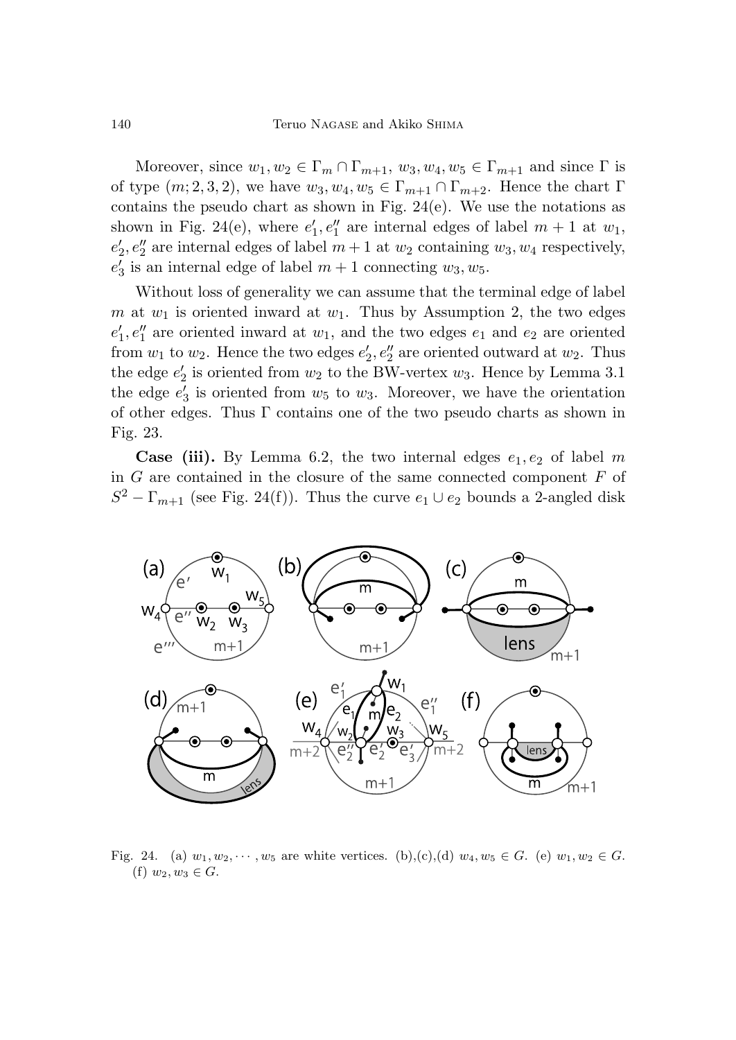Moreover, since $w_1, w_2 \in \Gamma_m \cap \Gamma_{m+1}$, $w_3, w_4, w_5 \in \Gamma_{m+1}$ and since $\Gamma$ is of type $(m; 2, 3, 2)$, we have $w_3, w_4, w_5 \in \Gamma_{m+1} \cap \Gamma_{m+2}$. Hence the chart $\Gamma$ contains the pseudo chart as shown in Fig. 24(e). We use the notations as shown in Fig. 24(e), where $e_1', e_1''$ are internal edges of label $m+1$ at $w_1$, $e_2', e_2''$ are internal edges of label $m+1$ at $w_2$ containing $w_3, w_4$ respectively, $e_3'$ is an internal edge of label $m+1$ connecting $w_3, w_5$.

Without loss of generality we can assume that the terminal edge of label $m$ at $w_1$ is oriented inward at $w_1$. Thus by Assumption 2, the two edges $e_1', e_1''$ are oriented inward at $w_1$, and the two edges $e_1$ and $e_2$ are oriented from $w_1$ to $w_2$. Hence the two edges $e_2', e_2''$ are oriented outward at $w_2$. Thus the edge $e_2'$ is oriented from $w_2$ to the BW-vertex $w_3$. Hence by Lemma 3.1 the edge $e_3'$ is oriented from $w_5$ to $w_3$. Moreover, we have the orientation of other edges. Thus $\Gamma$ contains one of the two pseudo charts as shown in Fig. 23.

**Case (iii).** By Lemma 6.2, the two internal edges $e_1, e_2$ of label $m$ in $G$ are contained in the closure of the same connected component $F$ of $S^2 - \Gamma_{m+1}$ (see Fig. 24(f)). Thus the curve $e_1 \cup e_2$ bounds a 2-angled disk

Fig. 24. (a) $w_1, w_2, \cdots, w_5$ are white vertices. (b),(c),(d) $w_4, w_5 \in G$. (e) $w_1, w_2 \in G$. (f) $w_2, w_3 \in G$.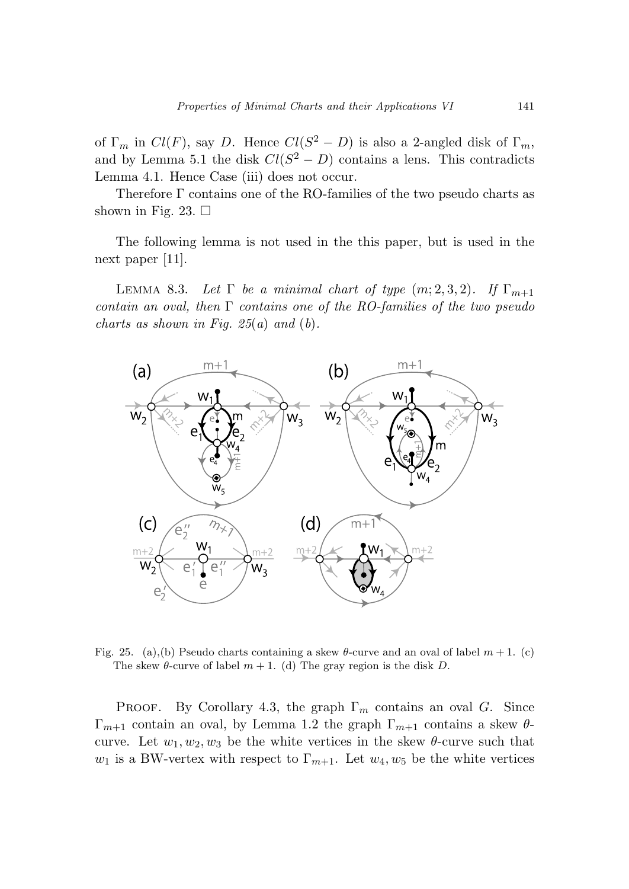of $\Gamma_m$ in $Cl(F)$, say $D$. Hence $Cl(S^2 - D)$ is also a 2-angled disk of $\Gamma_m$, and by Lemma 5.1 the disk $Cl(S^2 - D)$ contains a lens. This contradicts Lemma 4.1. Hence Case (iii) does not occur.

Therefore $\Gamma$ contains one of the RO-families of the two pseudo charts as shown in Fig. 23. □

The following lemma is not used in the this paper, but is used in the next paper [11].

LEMMA 8.3. *Let $\Gamma$ be a minimal chart of type $(m; 2, 3, 2)$. If $\Gamma_{m+1}$ contain an oval, then $\Gamma$ contains one of the RO-families of the two pseudo charts as shown in Fig. 25(a) and (b).*

Fig. 25. (a),(b) Pseudo charts containing a skew $\theta$-curve and an oval of label $m + 1$. (c) The skew $\theta$-curve of label $m + 1$. (d) The gray region is the disk $D$.

PROOF. By Corollary 4.3, the graph $\Gamma_m$ contains an oval $G$. Since $\Gamma_{m+1}$ contain an oval, by Lemma 1.2 the graph $\Gamma_{m+1}$ contains a skew $\theta$-curve. Let $w_1, w_2, w_3$ be the white vertices in the skew $\theta$-curve such that $w_1$ is a BW-vertex with respect to $\Gamma_{m+1}$. Let $w_4, w_5$ be the white vertices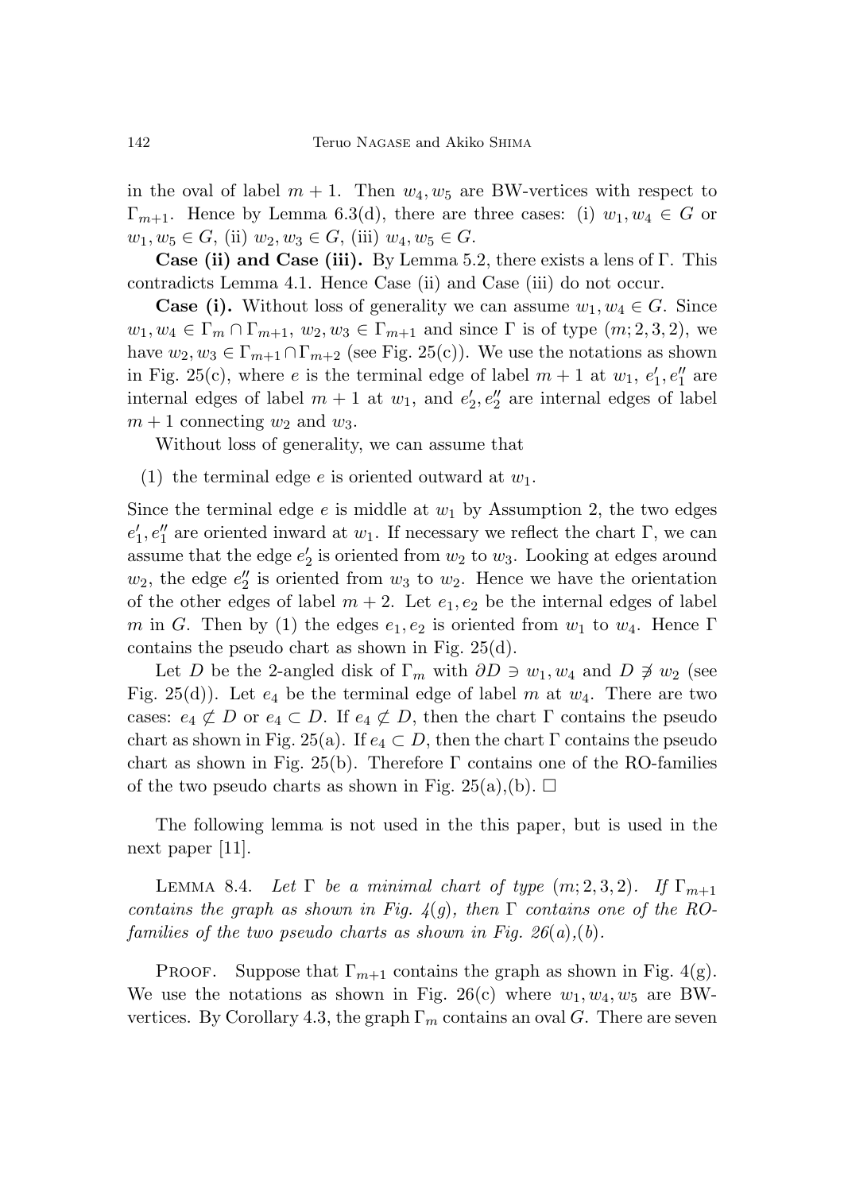in the oval of label $m+1$. Then $w_4, w_5$ are BW-vertices with respect to $\Gamma_{m+1}$. Hence by Lemma 6.3(d), there are three cases: (i) $w_1, w_4 \in G$ or $w_1, w_5 \in G$, (ii) $w_2, w_3 \in G$, (iii) $w_4, w_5 \in G$.

**Case (ii) and Case (iii).** By Lemma 5.2, there exists a lens of $\Gamma$. This contradicts Lemma 4.1. Hence Case (ii) and Case (iii) do not occur.

**Case (i).** Without loss of generality we can assume $w_1, w_4 \in G$. Since $w_1, w_4 \in \Gamma_m \cap \Gamma_{m+1}$, $w_2, w_3 \in \Gamma_{m+1}$ and since $\Gamma$ is of type $(m; 2, 3, 2)$, we have $w_2, w_3 \in \Gamma_{m+1} \cap \Gamma_{m+2}$ (see Fig. 25(c)). We use the notations as shown in Fig. 25(c), where $e$ is the terminal edge of label $m+1$ at $w_1$, $e_1', e_1''$ are internal edges of label $m+1$ at $w_1$, and $e_2', e_2''$ are internal edges of label $m+1$ connecting $w_2$ and $w_3$.

Without loss of generality, we can assume that

(1) the terminal edge $e$ is oriented outward at $w_1$.

Since the terminal edge $e$ is middle at $w_1$ by Assumption 2, the two edges $e_1', e_1''$ are oriented inward at $w_1$. If necessary we reflect the chart $\Gamma$, we can assume that the edge $e_2'$ is oriented from $w_2$ to $w_3$. Looking at edges around $w_2$, the edge $e_2''$ is oriented from $w_3$ to $w_2$. Hence we have the orientation of the other edges of label $m+2$. Let $e_1, e_2$ be the internal edges of label $m$ in $G$. Then by (1) the edges $e_1, e_2$ is oriented from $w_1$ to $w_4$. Hence $\Gamma$ contains the pseudo chart as shown in Fig. 25(d).

Let $D$ be the 2-angled disk of $\Gamma_m$ with $\partial D \ni w_1, w_4$ and $D \not\ni w_2$ (see Fig. 25(d)). Let $e_4$ be the terminal edge of label $m$ at $w_4$. There are two cases: $e_4 \not\subset D$ or $e_4 \subset D$. If $e_4 \not\subset D$, then the chart $\Gamma$ contains the pseudo chart as shown in Fig. 25(a). If $e_4 \subset D$, then the chart $\Gamma$ contains the pseudo chart as shown in Fig. 25(b). Therefore $\Gamma$ contains one of the RO-families of the two pseudo charts as shown in Fig. 25(a),(b). $\square$

The following lemma is not used in the this paper, but is used in the next paper [11].

LEMMA 8.4. *Let $\Gamma$ be a minimal chart of type $(m; 2, 3, 2)$. If $\Gamma_{m+1}$ contains the graph as shown in Fig. 4(g), then $\Gamma$ contains one of the RO-families of the two pseudo charts as shown in Fig. 26(a),(b).*

PROOF. Suppose that $\Gamma_{m+1}$ contains the graph as shown in Fig. 4(g). We use the notations as shown in Fig. 26(c) where $w_1, w_4, w_5$ are BW-vertices. By Corollary 4.3, the graph $\Gamma_m$ contains an oval $G$. There are seven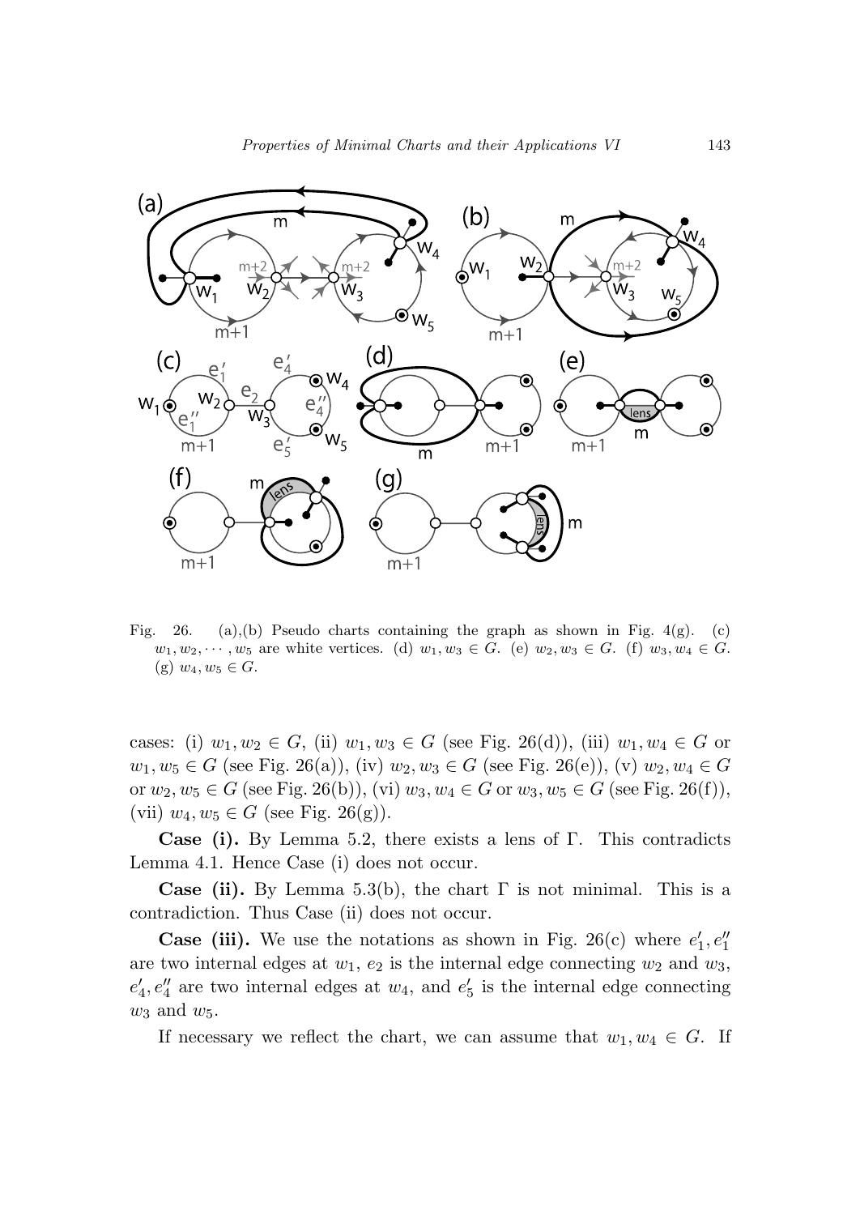Fig. 26. (a),(b) Pseudo charts containing the graph as shown in Fig. 4(g). (c) $w_1, w_2, \cdots, w_5$ are white vertices. (d) $w_1, w_3 \in G$. (e) $w_2, w_3 \in G$. (f) $w_3, w_4 \in G$. (g) $w_4, w_5 \in G$.

cases: (i) $w_1, w_2 \in G$, (ii) $w_1, w_3 \in G$ (see Fig. 26(d)), (iii) $w_1, w_4 \in G$ or $w_1, w_5 \in G$ (see Fig. 26(a)), (iv) $w_2, w_3 \in G$ (see Fig. 26(e)), (v) $w_2, w_4 \in G$ or $w_2, w_5 \in G$ (see Fig. 26(b)), (vi) $w_3, w_4 \in G$ or $w_3, w_5 \in G$ (see Fig. 26(f)), (vii) $w_4, w_5 \in G$ (see Fig. 26(g)).

**Case (i).** By Lemma 5.2, there exists a lens of $\Gamma$. This contradicts Lemma 4.1. Hence Case (i) does not occur.

**Case (ii).** By Lemma 5.3(b), the chart $\Gamma$ is not minimal. This is a contradiction. Thus Case (ii) does not occur.

**Case (iii).** We use the notations as shown in Fig. 26(c) where $e_1', e_1''$ are two internal edges at $w_1$, $e_2$ is the internal edge connecting $w_2$ and $w_3$, $e_4', e_4''$ are two internal edges at $w_4$, and $e_5'$ is the internal edge connecting $w_3$ and $w_5$.

If necessary we reflect the chart, we can assume that $w_1, w_4 \in G$. If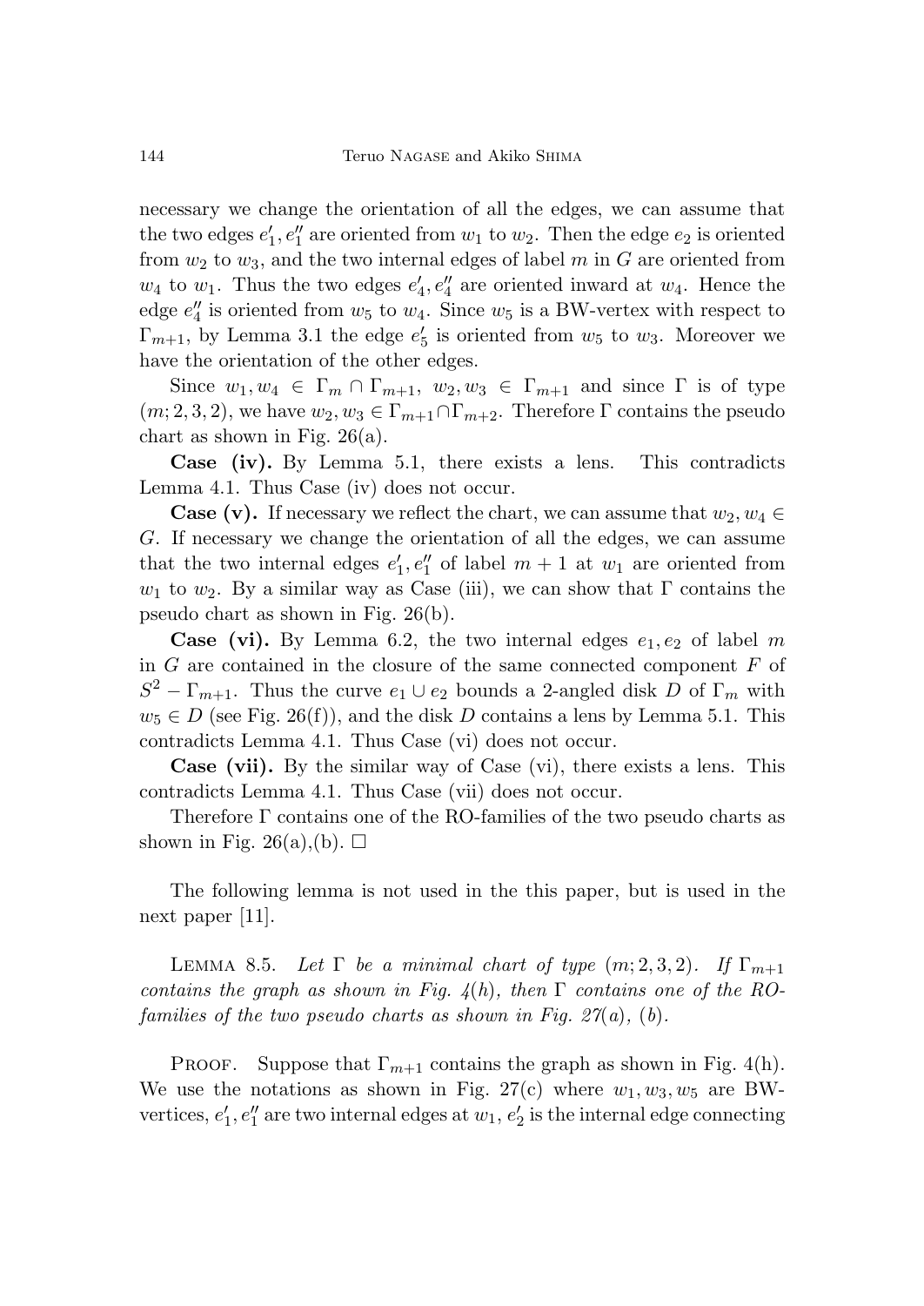necessary we change the orientation of all the edges, we can assume that the two edges $e_1', e_1''$ are oriented from $w_1$ to $w_2$. Then the edge $e_2$ is oriented from $w_2$ to $w_3$, and the two internal edges of label $m$ in $G$ are oriented from $w_4$ to $w_1$. Thus the two edges $e_4', e_4''$ are oriented inward at $w_4$. Hence the edge $e_4''$ is oriented from $w_5$ to $w_4$. Since $w_5$ is a BW-vertex with respect to $\Gamma_{m+1}$, by Lemma 3.1 the edge $e_5'$ is oriented from $w_5$ to $w_3$. Moreover we have the orientation of the other edges.

Since $w_1, w_4 \in \Gamma_m \cap \Gamma_{m+1}$, $w_2, w_3 \in \Gamma_{m+1}$ and since $\Gamma$ is of type $(m; 2, 3, 2)$, we have $w_2, w_3 \in \Gamma_{m+1} \cap \Gamma_{m+2}$. Therefore $\Gamma$ contains the pseudo chart as shown in Fig. 26(a).

**Case (iv).** By Lemma 5.1, there exists a lens. This contradicts Lemma 4.1. Thus Case (iv) does not occur.

**Case (v).** If necessary we reflect the chart, we can assume that $w_2, w_4 \in G$. If necessary we change the orientation of all the edges, we can assume that the two internal edges $e_1', e_1''$ of label $m+1$ at $w_1$ are oriented from $w_1$ to $w_2$. By a similar way as Case (iii), we can show that $\Gamma$ contains the pseudo chart as shown in Fig. 26(b).

**Case (vi).** By Lemma 6.2, the two internal edges $e_1, e_2$ of label $m$ in $G$ are contained in the closure of the same connected component $F$ of $S^2 - \Gamma_{m+1}$. Thus the curve $e_1 \cup e_2$ bounds a 2-angled disk $D$ of $\Gamma_m$ with $w_5 \in D$ (see Fig. 26(f)), and the disk $D$ contains a lens by Lemma 5.1. This contradicts Lemma 4.1. Thus Case (vi) does not occur.

**Case (vii).** By the similar way of Case (vi), there exists a lens. This contradicts Lemma 4.1. Thus Case (vii) does not occur.

Therefore $\Gamma$ contains one of the RO-families of the two pseudo charts as shown in Fig. 26(a),(b). $\square$

The following lemma is not used in the this paper, but is used in the next paper [11].

LEMMA 8.5. *Let $\Gamma$ be a minimal chart of type $(m; 2, 3, 2)$. If $\Gamma_{m+1}$ contains the graph as shown in Fig. 4(h), then $\Gamma$ contains one of the RO-families of the two pseudo charts as shown in Fig. 27(a), (b).*

PROOF. Suppose that $\Gamma_{m+1}$ contains the graph as shown in Fig. 4(h). We use the notations as shown in Fig. 27(c) where $w_1, w_3, w_5$ are BW-vertices, $e_1', e_1''$ are two internal edges at $w_1$, $e_2'$ is the internal edge connecting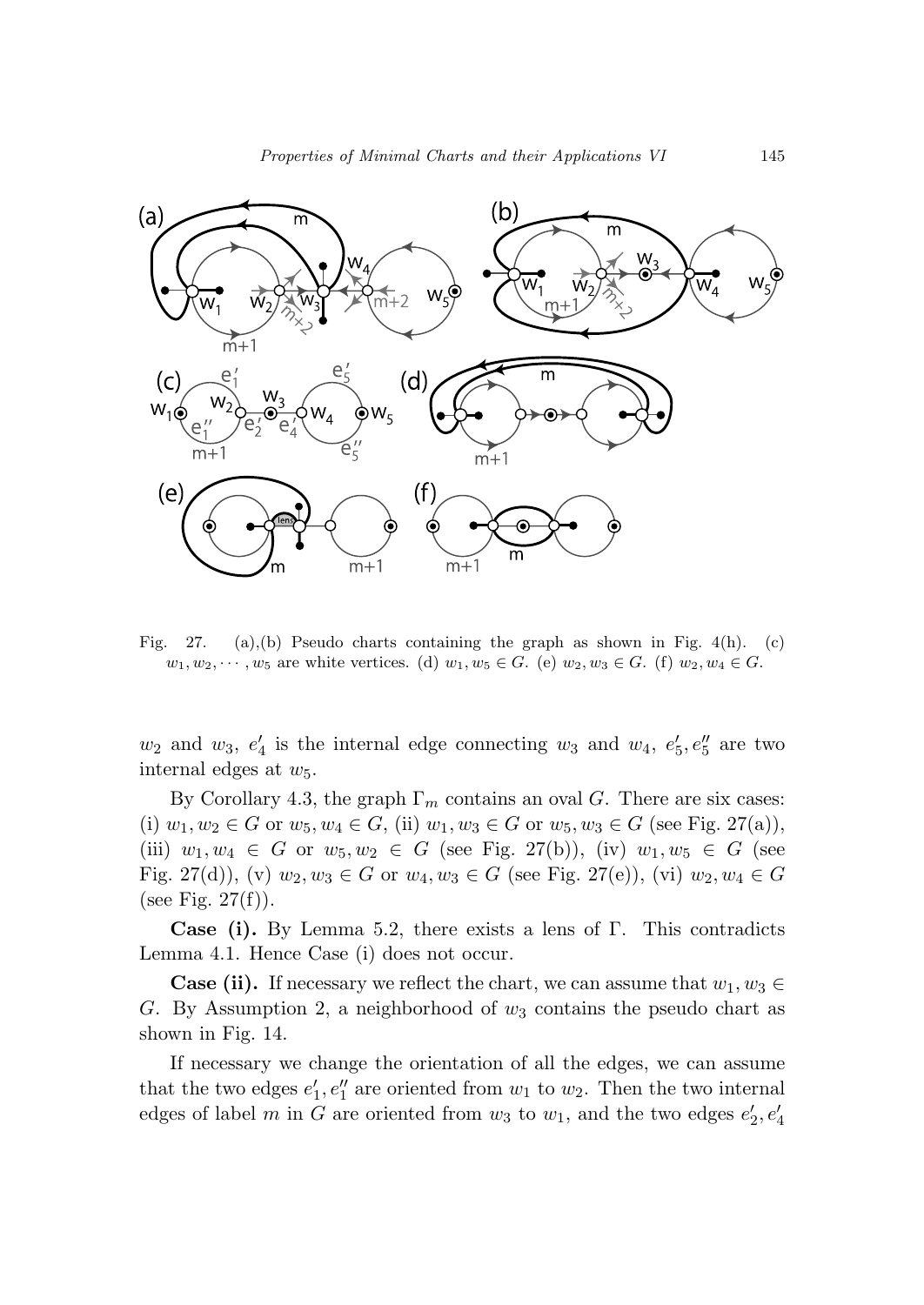Fig. 27. (a),(b) Pseudo charts containing the graph as shown in Fig. 4(h). (c) $w_1, w_2, \cdots, w_5$ are white vertices. (d) $w_1, w_5 \in G$. (e) $w_2, w_3 \in G$. (f) $w_2, w_4 \in G$.

$w_2$ and $w_3$, $e_4'$ is the internal edge connecting $w_3$ and $w_4$, $e_5', e_5''$ are two internal edges at $w_5$.

By Corollary 4.3, the graph $\Gamma_m$ contains an oval $G$. There are six cases: (i) $w_1, w_2 \in G$ or $w_5, w_4 \in G$, (ii) $w_1, w_3 \in G$ or $w_5, w_3 \in G$ (see Fig. 27(a)), (iii) $w_1, w_4 \in G$ or $w_5, w_2 \in G$ (see Fig. 27(b)), (iv) $w_1, w_5 \in G$ (see Fig. 27(d)), (v) $w_2, w_3 \in G$ or $w_4, w_3 \in G$ (see Fig. 27(e)), (vi) $w_2, w_4 \in G$ (see Fig. 27(f)).

**Case (i).** By Lemma 5.2, there exists a lens of $\Gamma$. This contradicts Lemma 4.1. Hence Case (i) does not occur.

**Case (ii).** If necessary we reflect the chart, we can assume that $w_1, w_3 \in G$. By Assumption 2, a neighborhood of $w_3$ contains the pseudo chart as shown in Fig. 14.

If necessary we change the orientation of all the edges, we can assume that the two edges $e_1', e_1''$ are oriented from $w_1$ to $w_2$. Then the two internal edges of label $m$ in $G$ are oriented from $w_3$ to $w_1$, and the two edges $e_2', e_4'$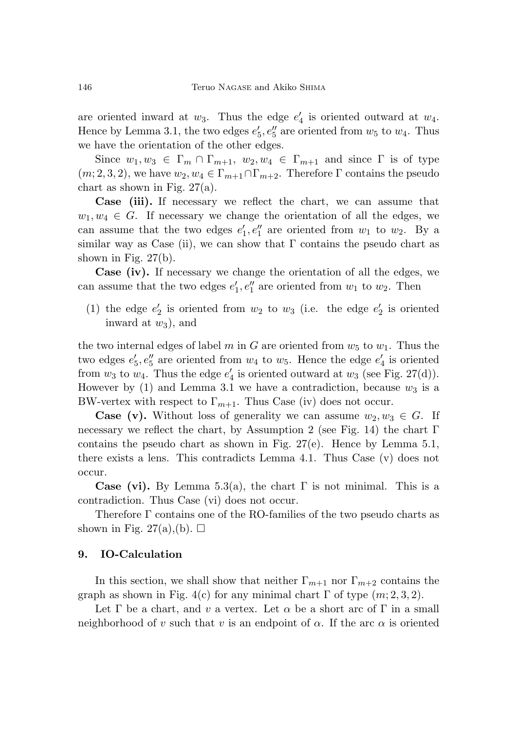are oriented inward at $w_3$. Thus the edge $e'_4$ is oriented outward at $w_4$. Hence by Lemma 3.1, the two edges $e'_5, e''_5$ are oriented from $w_5$ to $w_4$. Thus we have the orientation of the other edges.

Since $w_1, w_3 \in \Gamma_m \cap \Gamma_{m+1}$, $w_2, w_4 \in \Gamma_{m+1}$ and since $\Gamma$ is of type $(m; 2, 3, 2)$, we have $w_2, w_4 \in \Gamma_{m+1} \cap \Gamma_{m+2}$. Therefore $\Gamma$ contains the pseudo chart as shown in Fig. 27(a).

**Case (iii).** If necessary we reflect the chart, we can assume that $w_1, w_4 \in G$. If necessary we change the orientation of all the edges, we can assume that the two edges $e'_1, e''_1$ are oriented from $w_1$ to $w_2$. By a similar way as Case (ii), we can show that $\Gamma$ contains the pseudo chart as shown in Fig. 27(b).

**Case (iv).** If necessary we change the orientation of all the edges, we can assume that the two edges $e'_1, e''_1$ are oriented from $w_1$ to $w_2$. Then

(1) the edge $e'_2$ is oriented from $w_2$ to $w_3$ (i.e. the edge $e'_2$ is oriented inward at $w_3$), and

the two internal edges of label $m$ in $G$ are oriented from $w_5$ to $w_1$. Thus the two edges $e'_5, e''_5$ are oriented from $w_4$ to $w_5$. Hence the edge $e'_4$ is oriented from $w_3$ to $w_4$. Thus the edge $e'_4$ is oriented outward at $w_3$ (see Fig. 27(d)). However by (1) and Lemma 3.1 we have a contradiction, because $w_3$ is a BW-vertex with respect to $\Gamma_{m+1}$. Thus Case (iv) does not occur.

**Case (v).** Without loss of generality we can assume $w_2, w_3 \in G$. If necessary we reflect the chart, by Assumption 2 (see Fig. 14) the chart $\Gamma$ contains the pseudo chart as shown in Fig. 27(e). Hence by Lemma 5.1, there exists a lens. This contradicts Lemma 4.1. Thus Case (v) does not occur.

**Case (vi).** By Lemma 5.3(a), the chart $\Gamma$ is not minimal. This is a contradiction. Thus Case (vi) does not occur.

Therefore $\Gamma$ contains one of the RO-families of the two pseudo charts as shown in Fig. 27(a),(b). □

## 9. IO-Calculation

In this section, we shall show that neither $\Gamma_{m+1}$ nor $\Gamma_{m+2}$ contains the graph as shown in Fig. 4(c) for any minimal chart $\Gamma$ of type $(m; 2, 3, 2)$.

Let $\Gamma$ be a chart, and $v$ a vertex. Let $\alpha$ be a short arc of $\Gamma$ in a small neighborhood of $v$ such that $v$ is an endpoint of $\alpha$. If the arc $\alpha$ is oriented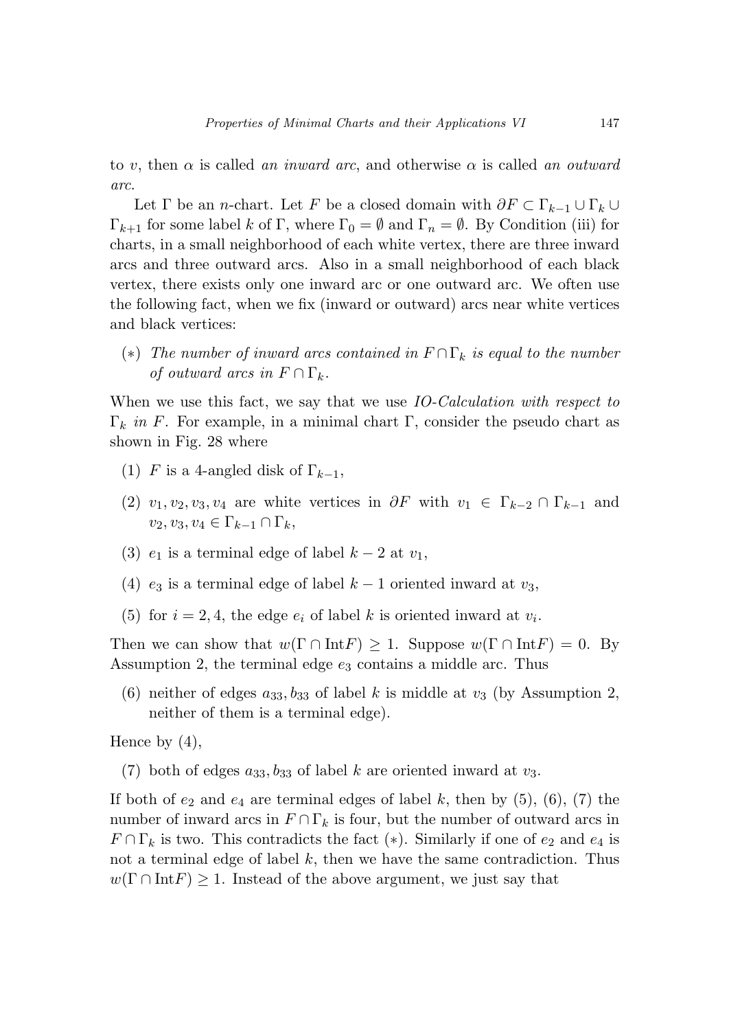to $v$, then $\alpha$ is called *an inward arc*, and otherwise $\alpha$ is called *an outward arc*.

Let $\Gamma$ be an $n$-chart. Let $F$ be a closed domain with $\partial F \subset \Gamma_{k-1} \cup \Gamma_k \cup \Gamma_{k+1}$ for some label $k$ of $\Gamma$, where $\Gamma_0 = \emptyset$ and $\Gamma_n = \emptyset$. By Condition (iii) for charts, in a small neighborhood of each white vertex, there are three inward arcs and three outward arcs. Also in a small neighborhood of each black vertex, there exists only one inward arc or one outward arc. We often use the following fact, when we fix (inward or outward) arcs near white vertices and black vertices:

($*$) *The number of inward arcs contained in $F \cap \Gamma_k$ is equal to the number of outward arcs in $F \cap \Gamma_k$.*

When we use this fact, we say that we use *IO-Calculation with respect to $\Gamma_k$ in $F$*. For example, in a minimal chart $\Gamma$, consider the pseudo chart as shown in Fig. 28 where

(1) $F$ is a 4-angled disk of $\Gamma_{k-1}$,

(2) $v_1, v_2, v_3, v_4$ are white vertices in $\partial F$ with $v_1 \in \Gamma_{k-2} \cap \Gamma_{k-1}$ and $v_2, v_3, v_4 \in \Gamma_{k-1} \cap \Gamma_k$,

(3) $e_1$ is a terminal edge of label $k-2$ at $v_1$,

(4) $e_3$ is a terminal edge of label $k-1$ oriented inward at $v_3$,

(5) for $i = 2, 4$, the edge $e_i$ of label $k$ is oriented inward at $v_i$.

Then we can show that $w(\Gamma \cap \text{Int}F) \geq 1$. Suppose $w(\Gamma \cap \text{Int}F) = 0$. By Assumption 2, the terminal edge $e_3$ contains a middle arc. Thus

(6) neither of edges $a_{33}, b_{33}$ of label $k$ is middle at $v_3$ (by Assumption 2, neither of them is a terminal edge).

Hence by (4),

(7) both of edges $a_{33}, b_{33}$ of label $k$ are oriented inward at $v_3$.

If both of $e_2$ and $e_4$ are terminal edges of label $k$, then by (5), (6), (7) the number of inward arcs in $F \cap \Gamma_k$ is four, but the number of outward arcs in $F \cap \Gamma_k$ is two. This contradicts the fact ($*$). Similarly if one of $e_2$ and $e_4$ is not a terminal edge of label $k$, then we have the same contradiction. Thus $w(\Gamma \cap \text{Int}F) \geq 1$. Instead of the above argument, we just say that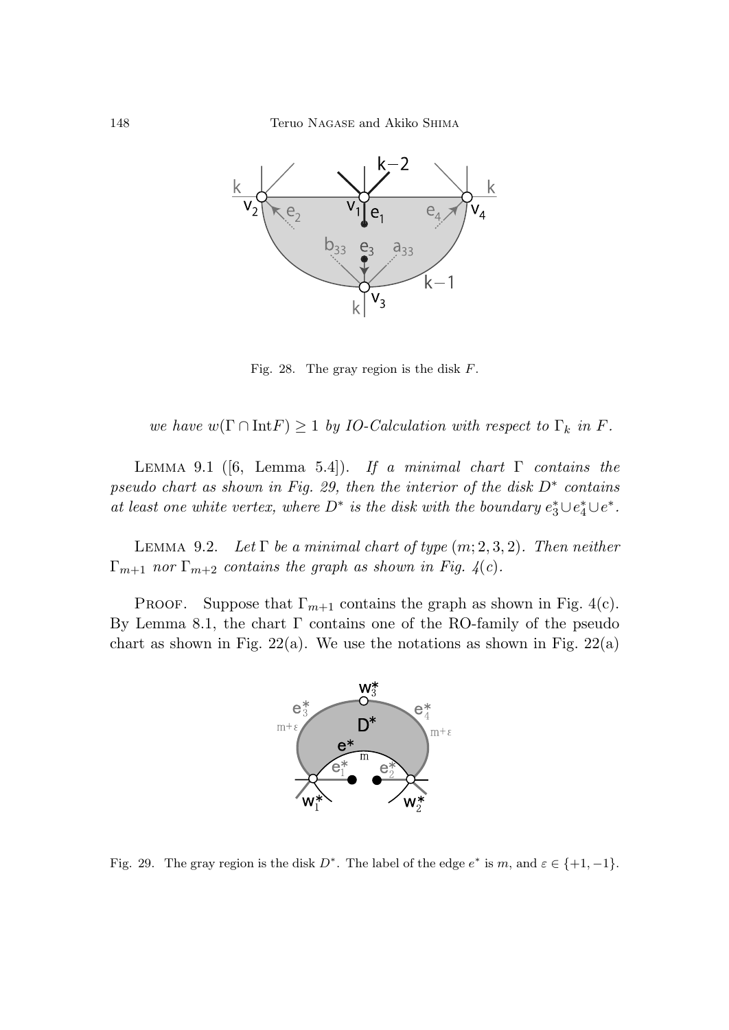Fig. 28. The gray region is the disk $F$.

*we have $w(\Gamma \cap \mathrm{Int}F) \geq 1$ by IO-Calculation with respect to $\Gamma_k$ in $F$.*

LEMMA 9.1 ([6, Lemma 5.4]). *If a minimal chart $\Gamma$ contains the pseudo chart as shown in Fig. 29, then the interior of the disk $D^*$ contains at least one white vertex, where $D^*$ is the disk with the boundary $e_3^* \cup e_4^* \cup e^*$.*

LEMMA 9.2. *Let $\Gamma$ be a minimal chart of type $(m; 2, 3, 2)$. Then neither $\Gamma_{m+1}$ nor $\Gamma_{m+2}$ contains the graph as shown in Fig. 4(c).*

PROOF. Suppose that $\Gamma_{m+1}$ contains the graph as shown in Fig. 4(c). By Lemma 8.1, the chart $\Gamma$ contains one of the RO-family of the pseudo chart as shown in Fig. 22(a). We use the notations as shown in Fig. 22(a)

Fig. 29. The gray region is the disk $D^*$. The label of the edge $e^*$ is $m$, and $\varepsilon \in \{+1, -1\}$.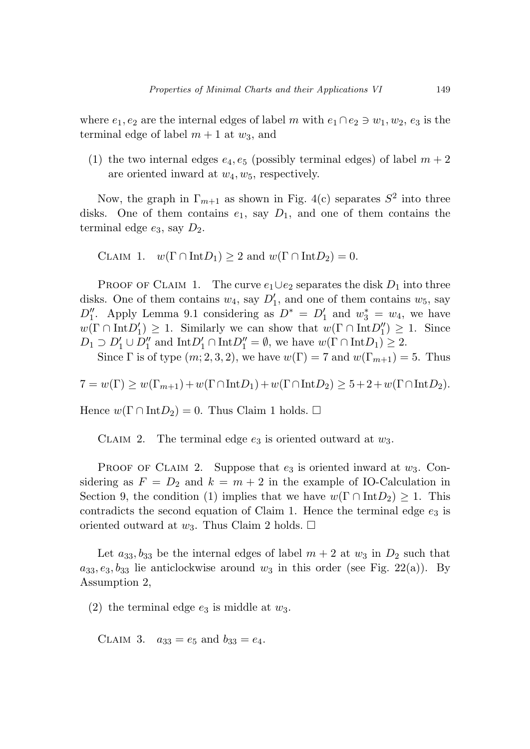where $e_1, e_2$ are the internal edges of label $m$ with $e_1 \cap e_2 \ni w_1, w_2$, $e_3$ is the terminal edge of label $m+1$ at $w_3$, and

(1) the two internal edges $e_4, e_5$ (possibly terminal edges) of label $m+2$ are oriented inward at $w_4, w_5$, respectively.

Now, the graph in $\Gamma_{m+1}$ as shown in Fig. 4(c) separates $S^2$ into three disks. One of them contains $e_1$, say $D_1$, and one of them contains the terminal edge $e_3$, say $D_2$.

Claim 1. $w(\Gamma \cap \text{Int}D_1) \geq 2$ and $w(\Gamma \cap \text{Int}D_2) = 0$.

Proof of Claim 1. The curve $e_1 \cup e_2$ separates the disk $D_1$ into three disks. One of them contains $w_4$, say $D_1'$, and one of them contains $w_5$, say $D_1''$. Apply Lemma 9.1 considering as $D^* = D_1'$ and $w_3^* = w_4$, we have $w(\Gamma \cap \text{Int}D_1') \geq 1$. Similarly we can show that $w(\Gamma \cap \text{Int}D_1'') \geq 1$. Since $D_1 \supset D_1' \cup D_1''$ and $\text{Int}D_1' \cap \text{Int}D_1'' = \emptyset$, we have $w(\Gamma \cap \text{Int}D_1) \geq 2$.

Since $\Gamma$ is of type $(m; 2, 3, 2)$, we have $w(\Gamma) = 7$ and $w(\Gamma_{m+1}) = 5$. Thus

$$7 = w(\Gamma) \geq w(\Gamma_{m+1}) + w(\Gamma \cap \text{Int}D_1) + w(\Gamma \cap \text{Int}D_2) \geq 5 + 2 + w(\Gamma \cap \text{Int}D_2).$$

Hence $w(\Gamma \cap \text{Int}D_2) = 0$. Thus Claim 1 holds. □

Claim 2. The terminal edge $e_3$ is oriented outward at $w_3$.

Proof of Claim 2. Suppose that $e_3$ is oriented inward at $w_3$. Considering as $F = D_2$ and $k = m+2$ in the example of IO-Calculation in Section 9, the condition (1) implies that we have $w(\Gamma \cap \text{Int}D_2) \geq 1$. This contradicts the second equation of Claim 1. Hence the terminal edge $e_3$ is oriented outward at $w_3$. Thus Claim 2 holds. □

Let $a_{33}, b_{33}$ be the internal edges of label $m+2$ at $w_3$ in $D_2$ such that $a_{33}, e_3, b_{33}$ lie anticlockwise around $w_3$ in this order (see Fig. 22(a)). By Assumption 2,

(2) the terminal edge $e_3$ is middle at $w_3$.

Claim 3. $a_{33} = e_5$ and $b_{33} = e_4$.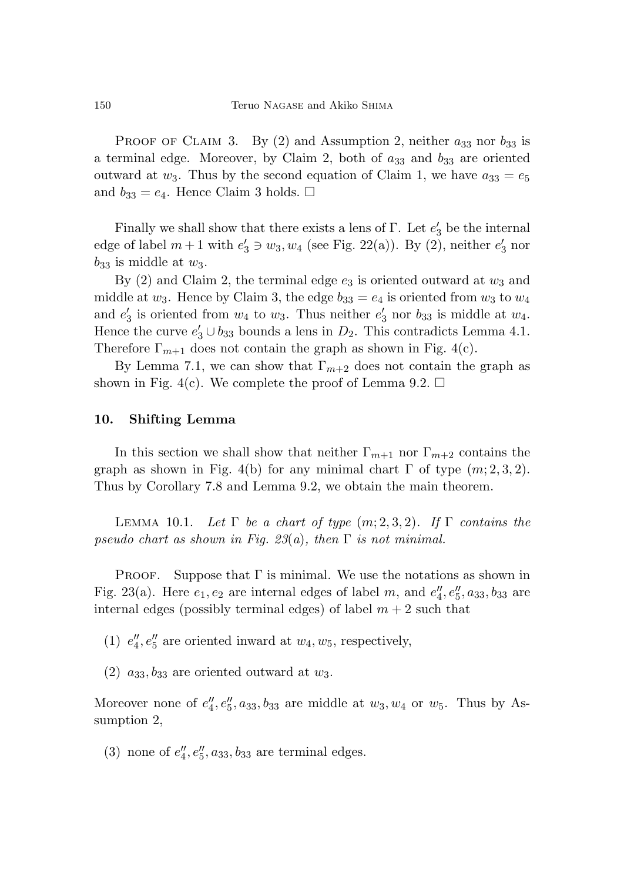PROOF OF CLAIM 3. By (2) and Assumption 2, neither $a_{33}$ nor $b_{33}$ is a terminal edge. Moreover, by Claim 2, both of $a_{33}$ and $b_{33}$ are oriented outward at $w_3$. Thus by the second equation of Claim 1, we have $a_{33} = e_5$ and $b_{33} = e_4$. Hence Claim 3 holds. □

Finally we shall show that there exists a lens of Γ. Let $e'_3$ be the internal edge of label $m+1$ with $e'_3 \ni w_3, w_4$ (see Fig. 22(a)). By (2), neither $e'_3$ nor $b_{33}$ is middle at $w_3$.

By (2) and Claim 2, the terminal edge $e_3$ is oriented outward at $w_3$ and middle at $w_3$. Hence by Claim 3, the edge $b_{33} = e_4$ is oriented from $w_3$ to $w_4$ and $e'_3$ is oriented from $w_4$ to $w_3$. Thus neither $e'_3$ nor $b_{33}$ is middle at $w_4$. Hence the curve $e'_3 \cup b_{33}$ bounds a lens in $D_2$. This contradicts Lemma 4.1. Therefore $\Gamma_{m+1}$ does not contain the graph as shown in Fig. 4(c).

By Lemma 7.1, we can show that $\Gamma_{m+2}$ does not contain the graph as shown in Fig. 4(c). We complete the proof of Lemma 9.2. □

## 10. Shifting Lemma

In this section we shall show that neither $\Gamma_{m+1}$ nor $\Gamma_{m+2}$ contains the graph as shown in Fig. 4(b) for any minimal chart Γ of type $(m; 2, 3, 2)$. Thus by Corollary 7.8 and Lemma 9.2, we obtain the main theorem.

LEMMA 10.1. *Let Γ be a chart of type $(m; 2, 3, 2)$. If Γ contains the pseudo chart as shown in Fig. 23(a), then Γ is not minimal.*

PROOF. Suppose that Γ is minimal. We use the notations as shown in Fig. 23(a). Here $e_1, e_2$ are internal edges of label $m$, and $e''_4, e''_5, a_{33}, b_{33}$ are internal edges (possibly terminal edges) of label $m+2$ such that

(1) $e''_4, e''_5$ are oriented inward at $w_4, w_5$, respectively,

(2) $a_{33}, b_{33}$ are oriented outward at $w_3$.

Moreover none of $e''_4, e''_5, a_{33}, b_{33}$ are middle at $w_3, w_4$ or $w_5$. Thus by Assumption 2,

(3) none of $e''_4, e''_5, a_{33}, b_{33}$ are terminal edges.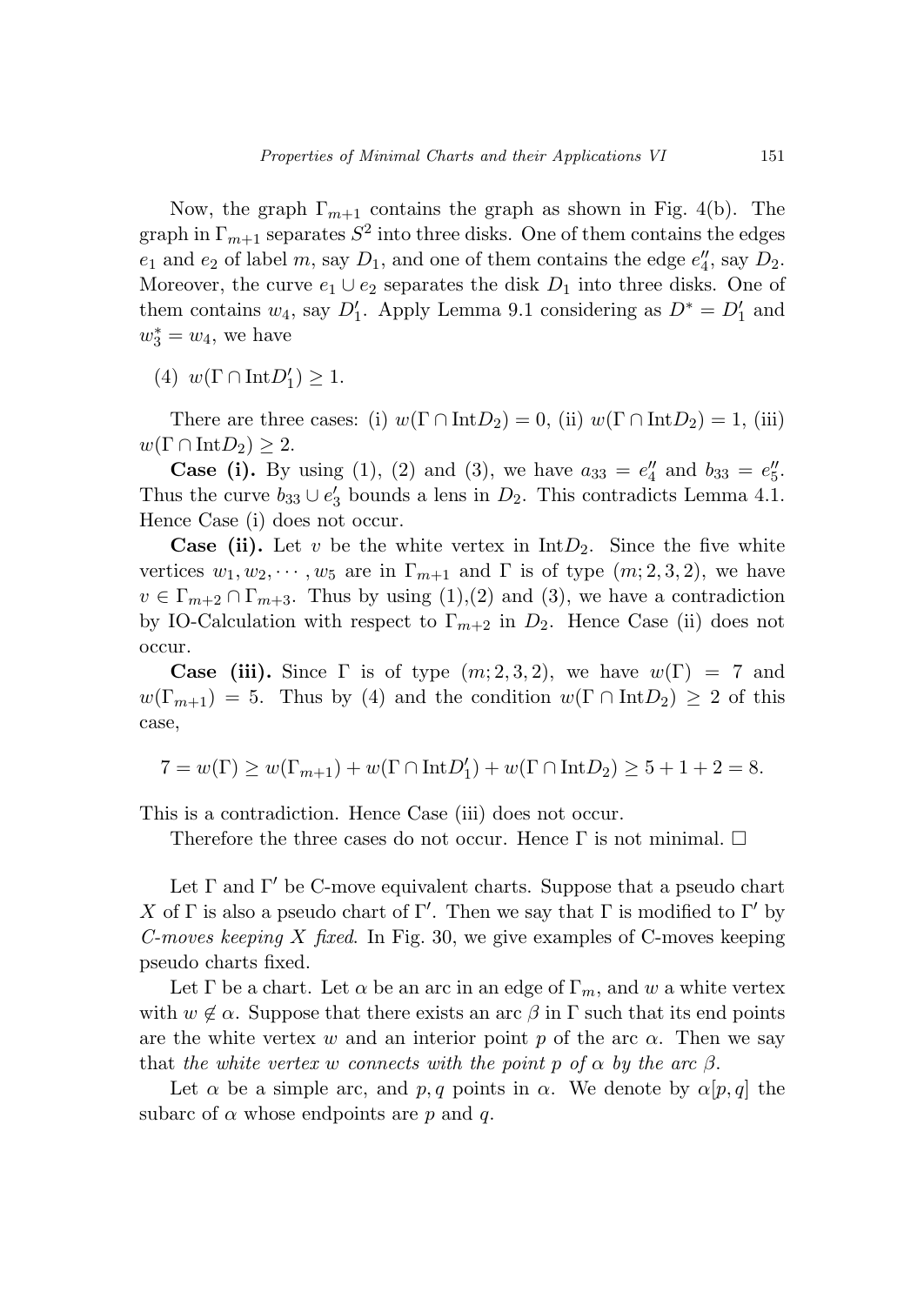Now, the graph $\Gamma_{m+1}$ contains the graph as shown in Fig. 4(b). The graph in $\Gamma_{m+1}$ separates $S^2$ into three disks. One of them contains the edges $e_1$ and $e_2$ of label $m$, say $D_1$, and one of them contains the edge $e_4''$, say $D_2$. Moreover, the curve $e_1 \cup e_2$ separates the disk $D_1$ into three disks. One of them contains $w_4$, say $D_1'$. Apply Lemma 9.1 considering as $D^* = D_1'$ and $w_3^* = w_4$, we have

(4) $w(\Gamma \cap \text{Int}D_1') \geq 1$.

There are three cases: (i) $w(\Gamma \cap \text{Int}D_2) = 0$, (ii) $w(\Gamma \cap \text{Int}D_2) = 1$, (iii) $w(\Gamma \cap \text{Int}D_2) \geq 2$.

**Case (i).** By using (1), (2) and (3), we have $a_{33} = e_4''$ and $b_{33} = e_5''$. Thus the curve $b_{33} \cup e_3'$ bounds a lens in $D_2$. This contradicts Lemma 4.1. Hence Case (i) does not occur.

**Case (ii).** Let $v$ be the white vertex in $\text{Int}D_2$. Since the five white vertices $w_1, w_2, \cdots, w_5$ are in $\Gamma_{m+1}$ and $\Gamma$ is of type $(m; 2, 3, 2)$, we have $v \in \Gamma_{m+2} \cap \Gamma_{m+3}$. Thus by using (1),(2) and (3), we have a contradiction by IO-Calculation with respect to $\Gamma_{m+2}$ in $D_2$. Hence Case (ii) does not occur.

**Case (iii).** Since $\Gamma$ is of type $(m; 2, 3, 2)$, we have $w(\Gamma) = 7$ and $w(\Gamma_{m+1}) = 5$. Thus by (4) and the condition $w(\Gamma \cap \text{Int}D_2) \geq 2$ of this case,

$$7 = w(\Gamma) \geq w(\Gamma_{m+1}) + w(\Gamma \cap \text{Int}D_1') + w(\Gamma \cap \text{Int}D_2) \geq 5 + 1 + 2 = 8.$$

This is a contradiction. Hence Case (iii) does not occur.

Therefore the three cases do not occur. Hence $\Gamma$ is not minimal. □

Let $\Gamma$ and $\Gamma'$ be C-move equivalent charts. Suppose that a pseudo chart $X$ of $\Gamma$ is also a pseudo chart of $\Gamma'$. Then we say that $\Gamma$ is modified to $\Gamma'$ by *C-moves keeping $X$ fixed*. In Fig. 30, we give examples of C-moves keeping pseudo charts fixed.

Let $\Gamma$ be a chart. Let $\alpha$ be an arc in an edge of $\Gamma_m$, and $w$ a white vertex with $w \notin \alpha$. Suppose that there exists an arc $\beta$ in $\Gamma$ such that its end points are the white vertex $w$ and an interior point $p$ of the arc $\alpha$. Then we say that *the white vertex $w$ connects with the point $p$ of $\alpha$ by the arc $\beta$*.

Let $\alpha$ be a simple arc, and $p, q$ points in $\alpha$. We denote by $\alpha[p, q]$ the subarc of $\alpha$ whose endpoints are $p$ and $q$.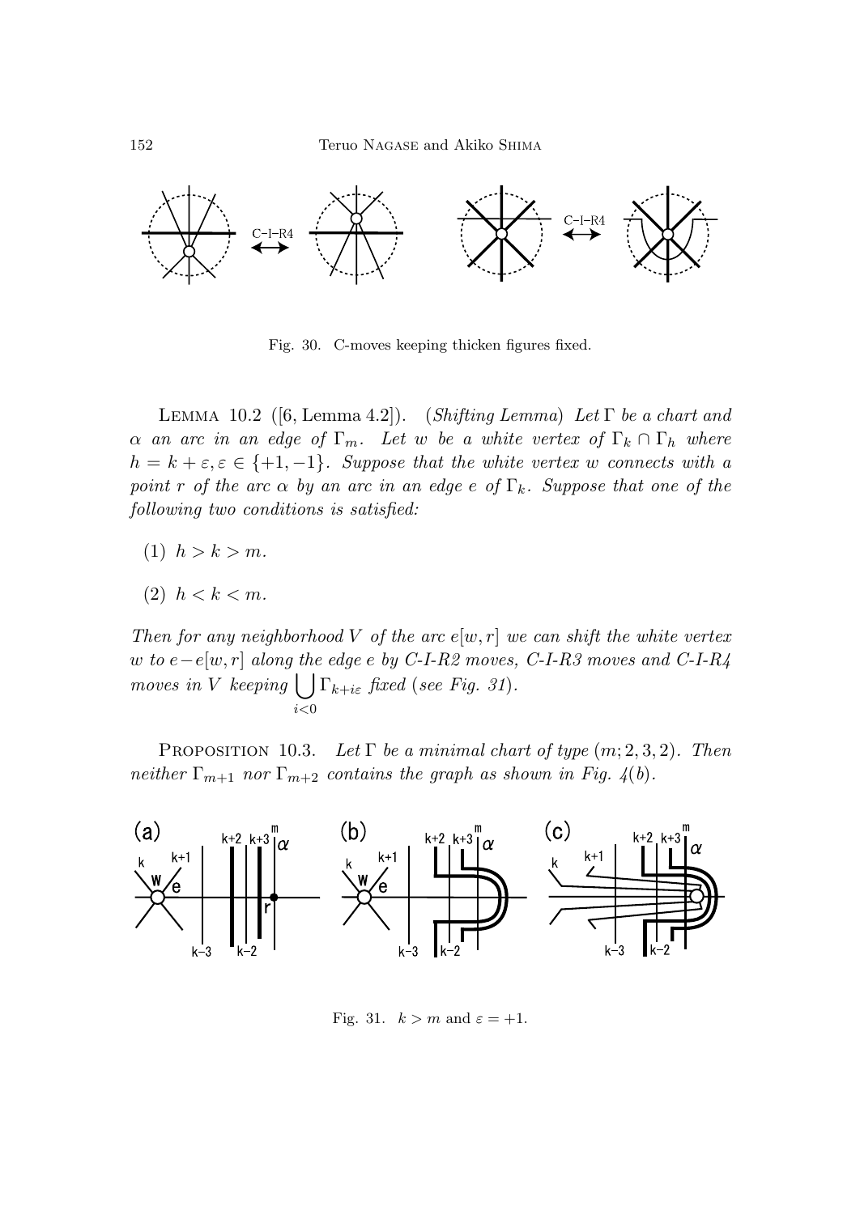Fig. 30. C-moves keeping thicken figures fixed.

LEMMA 10.2 ([6, Lemma 4.2]). (*Shifting Lemma*) *Let $\Gamma$ be a chart and $\alpha$ an arc in an edge of $\Gamma_m$. Let $w$ be a white vertex of $\Gamma_k \cap \Gamma_h$ where $h = k + \varepsilon, \varepsilon \in \{+1, -1\}$. Suppose that the white vertex $w$ connects with a point $r$ of the arc $\alpha$ by an arc in an edge $e$ of $\Gamma_k$. Suppose that one of the following two conditions is satisfied:*

(1) *$h > k > m$.*

(2) *$h < k < m$.*

*Then for any neighborhood $V$ of the arc $e[w, r]$ we can shift the white vertex $w$ to $e - e[w, r]$ along the edge $e$ by C-I-R2 moves, C-I-R3 moves and C-I-R4 moves in $V$ keeping $\bigcup_{i<0} \Gamma_{k+i\varepsilon}$ fixed* (*see Fig. 31*).

PROPOSITION 10.3. *Let $\Gamma$ be a minimal chart of type $(m; 2, 3, 2)$. Then neither $\Gamma_{m+1}$ nor $\Gamma_{m+2}$ contains the graph as shown in Fig. 4(b).*

Fig. 31. $k > m$ and $\varepsilon = +1$.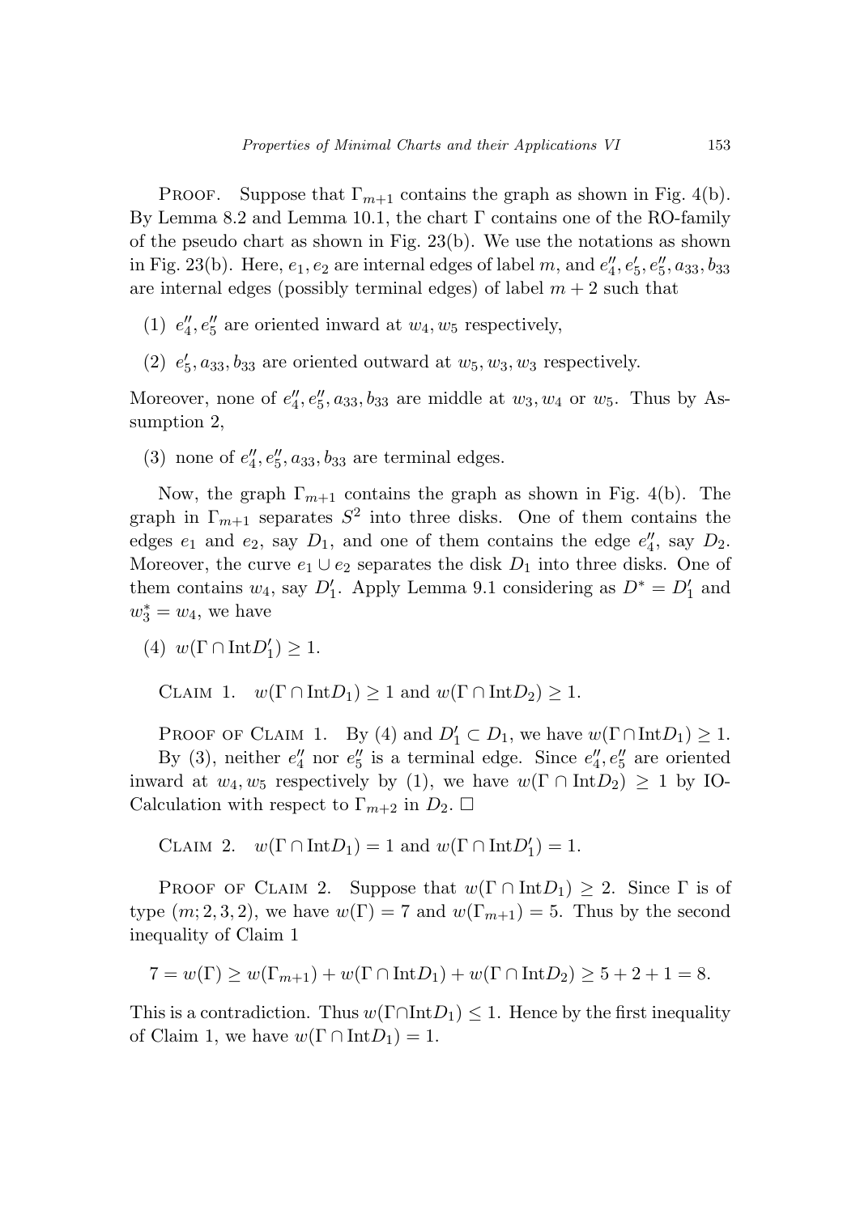PROOF. Suppose that $\Gamma_{m+1}$ contains the graph as shown in Fig. 4(b). By Lemma 8.2 and Lemma 10.1, the chart $\Gamma$ contains one of the RO-family of the pseudo chart as shown in Fig. 23(b). We use the notations as shown in Fig. 23(b). Here, $e_1, e_2$ are internal edges of label $m$, and $e''_4, e'_5, e''_5, a_{33}, b_{33}$ are internal edges (possibly terminal edges) of label $m+2$ such that

(1) $e''_4, e''_5$ are oriented inward at $w_4, w_5$ respectively,

(2) $e'_5, a_{33}, b_{33}$ are oriented outward at $w_5, w_3, w_3$ respectively.

Moreover, none of $e''_4, e''_5, a_{33}, b_{33}$ are middle at $w_3, w_4$ or $w_5$. Thus by Assumption 2,

(3) none of $e''_4, e''_5, a_{33}, b_{33}$ are terminal edges.

Now, the graph $\Gamma_{m+1}$ contains the graph as shown in Fig. 4(b). The graph in $\Gamma_{m+1}$ separates $S^2$ into three disks. One of them contains the edges $e_1$ and $e_2$, say $D_1$, and one of them contains the edge $e''_4$, say $D_2$. Moreover, the curve $e_1 \cup e_2$ separates the disk $D_1$ into three disks. One of them contains $w_4$, say $D'_1$. Apply Lemma 9.1 considering as $D^* = D'_1$ and $w^*_3 = w_4$, we have

(4) $w(\Gamma \cap \text{Int}D'_1) \geq 1$.

CLAIM 1. $w(\Gamma \cap \text{Int}D_1) \geq 1$ and $w(\Gamma \cap \text{Int}D_2) \geq 1$.

PROOF OF CLAIM 1. By (4) and $D'_1 \subset D_1$, we have $w(\Gamma \cap \text{Int}D_1) \geq 1$.

By (3), neither $e''_4$ nor $e''_5$ is a terminal edge. Since $e''_4, e''_5$ are oriented inward at $w_4, w_5$ respectively by (1), we have $w(\Gamma \cap \text{Int}D_2) \geq 1$ by IO-Calculation with respect to $\Gamma_{m+2}$ in $D_2$. $\square$

CLAIM 2. $w(\Gamma \cap \text{Int}D_1) = 1$ and $w(\Gamma \cap \text{Int}D'_1) = 1$.

PROOF OF CLAIM 2. Suppose that $w(\Gamma \cap \text{Int}D_1) \geq 2$. Since $\Gamma$ is of type $(m; 2, 3, 2)$, we have $w(\Gamma) = 7$ and $w(\Gamma_{m+1}) = 5$. Thus by the second inequality of Claim 1

$$7 = w(\Gamma) \geq w(\Gamma_{m+1}) + w(\Gamma \cap \text{Int}D_1) + w(\Gamma \cap \text{Int}D_2) \geq 5 + 2 + 1 = 8.$$

This is a contradiction. Thus $w(\Gamma \cap \text{Int}D_1) \leq 1$. Hence by the first inequality of Claim 1, we have $w(\Gamma \cap \text{Int}D_1) = 1$.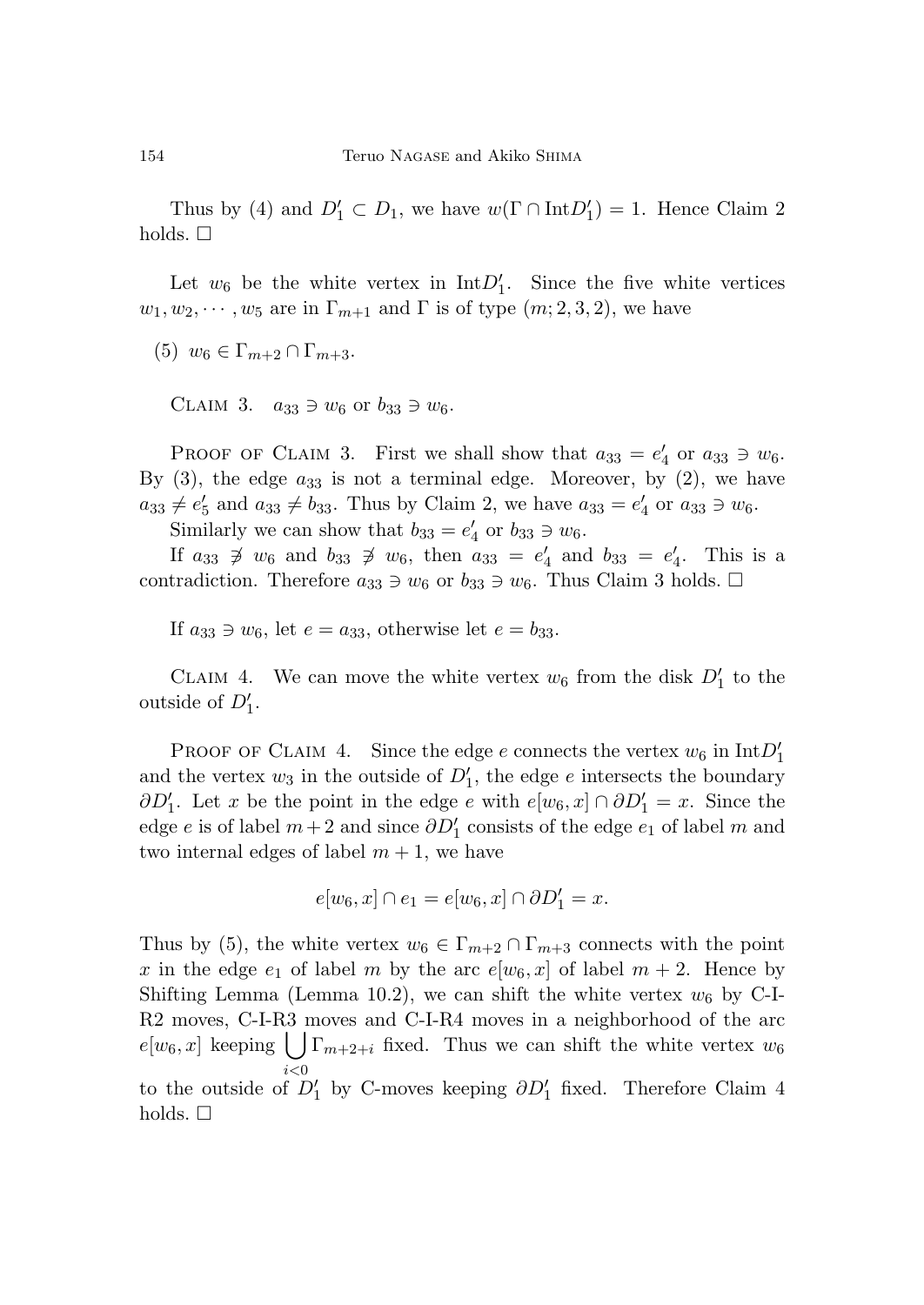Thus by (4) and $D'_1 \subset D_1$, we have $w(\Gamma \cap \text{Int}D'_1) = 1$. Hence Claim 2 holds. □

Let $w_6$ be the white vertex in $\text{Int}D'_1$. Since the five white vertices $w_1, w_2, \cdots, w_5$ are in $\Gamma_{m+1}$ and $\Gamma$ is of type $(m; 2, 3, 2)$, we have

(5) $w_6 \in \Gamma_{m+2} \cap \Gamma_{m+3}$.

Claim 3. $a_{33} \ni w_6$ or $b_{33} \ni w_6$.

Proof of Claim 3. First we shall show that $a_{33} = e'_4$ or $a_{33} \ni w_6$. By (3), the edge $a_{33}$ is not a terminal edge. Moreover, by (2), we have $a_{33} \neq e'_5$ and $a_{33} \neq b_{33}$. Thus by Claim 2, we have $a_{33} = e'_4$ or $a_{33} \ni w_6$.

Similarly we can show that $b_{33} = e'_4$ or $b_{33} \ni w_6$.

If $a_{33} \not\ni w_6$ and $b_{33} \not\ni w_6$, then $a_{33} = e'_4$ and $b_{33} = e'_4$. This is a contradiction. Therefore $a_{33} \ni w_6$ or $b_{33} \ni w_6$. Thus Claim 3 holds. □

If $a_{33} \ni w_6$, let $e = a_{33}$, otherwise let $e = b_{33}$.

Claim 4. We can move the white vertex $w_6$ from the disk $D'_1$ to the outside of $D'_1$.

Proof of Claim 4. Since the edge $e$ connects the vertex $w_6$ in $\text{Int}D'_1$ and the vertex $w_3$ in the outside of $D'_1$, the edge $e$ intersects the boundary $\partial D'_1$. Let $x$ be the point in the edge $e$ with $e[w_6, x] \cap \partial D'_1 = x$. Since the edge $e$ is of label $m+2$ and since $\partial D'_1$ consists of the edge $e_1$ of label $m$ and two internal edges of label $m+1$, we have

$$e[w_6, x] \cap e_1 = e[w_6, x] \cap \partial D'_1 = x.$$

Thus by (5), the white vertex $w_6 \in \Gamma_{m+2} \cap \Gamma_{m+3}$ connects with the point $x$ in the edge $e_1$ of label $m$ by the arc $e[w_6, x]$ of label $m+2$. Hence by Shifting Lemma (Lemma 10.2), we can shift the white vertex $w_6$ by C-I-R2 moves, C-I-R3 moves and C-I-R4 moves in a neighborhood of the arc $e[w_6, x]$ keeping $\bigcup_{i<0} \Gamma_{m+2+i}$ fixed. Thus we can shift the white vertex $w_6$ to the outside of $D'_1$ by C-moves keeping $\partial D'_1$ fixed. Therefore Claim 4 holds. □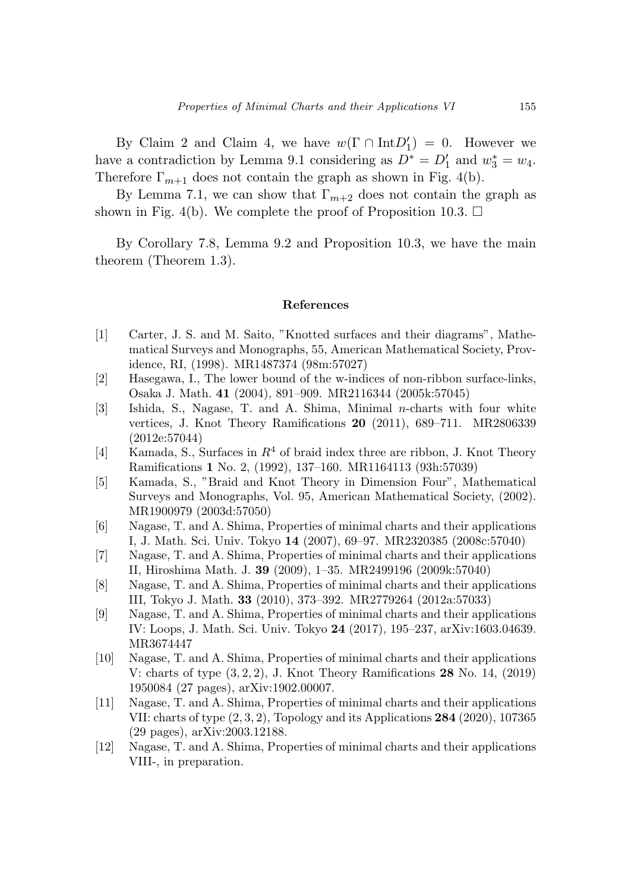By Claim 2 and Claim 4, we have $w(\Gamma \cap \text{Int}D'_1) = 0$. However we have a contradiction by Lemma 9.1 considering as $D^* = D'_1$ and $w^*_3 = w_4$. Therefore $\Gamma_{m+1}$ does not contain the graph as shown in Fig. 4(b).

By Lemma 7.1, we can show that $\Gamma_{m+2}$ does not contain the graph as shown in Fig. 4(b). We complete the proof of Proposition 10.3. $\square$

By Corollary 7.8, Lemma 9.2 and Proposition 10.3, we have the main theorem (Theorem 1.3).

## References

[1] Carter, J. S. and M. Saito, "Knotted surfaces and their diagrams", Mathematical Surveys and Monographs, 55, American Mathematical Society, Providence, RI, (1998). MR1487374 (98m:57027)

[2] Hasegawa, I., The lower bound of the w-indices of non-ribbon surface-links, Osaka J. Math. **41** (2004), 891–909. MR2116344 (2005k:57045)

[3] Ishida, S., Nagase, T. and A. Shima, Minimal $n$-charts with four white vertices, J. Knot Theory Ramifications **20** (2011), 689–711. MR2806339 (2012e:57044)

[4] Kamada, S., Surfaces in $R^4$ of braid index three are ribbon, J. Knot Theory Ramifications **1** No. 2, (1992), 137–160. MR1164113 (93h:57039)

[5] Kamada, S., "Braid and Knot Theory in Dimension Four", Mathematical Surveys and Monographs, Vol. 95, American Mathematical Society, (2002). MR1900979 (2003d:57050)

[6] Nagase, T. and A. Shima, Properties of minimal charts and their applications I, J. Math. Sci. Univ. Tokyo **14** (2007), 69–97. MR2320385 (2008c:57040)

[7] Nagase, T. and A. Shima, Properties of minimal charts and their applications II, Hiroshima Math. J. **39** (2009), 1–35. MR2499196 (2009k:57040)

[8] Nagase, T. and A. Shima, Properties of minimal charts and their applications III, Tokyo J. Math. **33** (2010), 373–392. MR2779264 (2012a:57033)

[9] Nagase, T. and A. Shima, Properties of minimal charts and their applications IV: Loops, J. Math. Sci. Univ. Tokyo **24** (2017), 195–237, arXiv:1603.04639. MR3674447

[10] Nagase, T. and A. Shima, Properties of minimal charts and their applications V: charts of type $(3, 2, 2)$, J. Knot Theory Ramifications **28** No. 14, (2019) 1950084 (27 pages), arXiv:1902.00007.

[11] Nagase, T. and A. Shima, Properties of minimal charts and their applications VII: charts of type $(2, 3, 2)$, Topology and its Applications **284** (2020), 107365 (29 pages), arXiv:2003.12188.

[12] Nagase, T. and A. Shima, Properties of minimal charts and their applications VIII-, in preparation.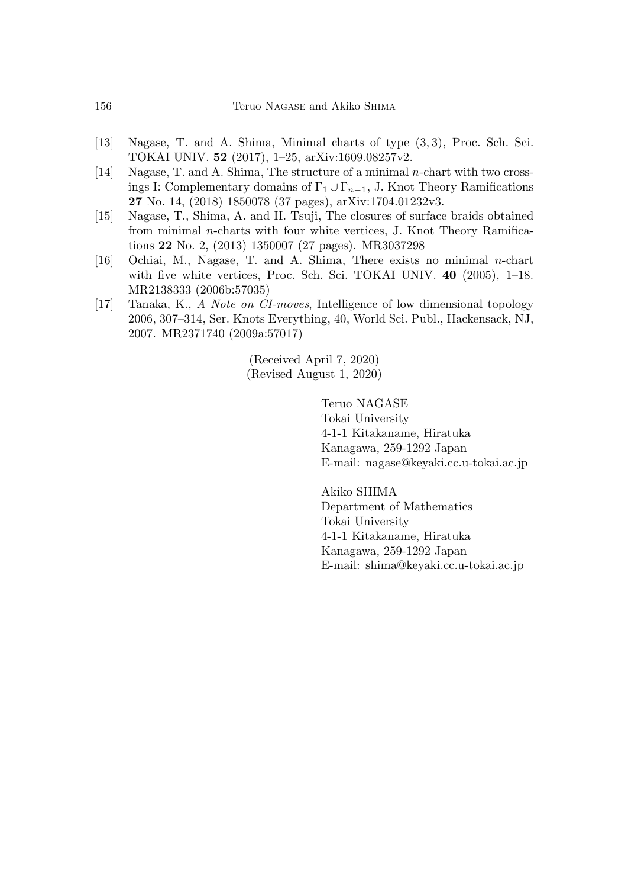[13] Nagase, T. and A. Shima, Minimal charts of type $(3, 3)$, Proc. Sch. Sci. TOKAI UNIV. **52** (2017), 1–25, arXiv:1609.08257v2.

[14] Nagase, T. and A. Shima, The structure of a minimal $n$-chart with two crossings I: Complementary domains of $\Gamma_1 \cup \Gamma_{n-1}$, J. Knot Theory Ramifications **27** No. 14, (2018) 1850078 (37 pages), arXiv:1704.01232v3.

[15] Nagase, T., Shima, A. and H. Tsuji, The closures of surface braids obtained from minimal $n$-charts with four white vertices, J. Knot Theory Ramifications **22** No. 2, (2013) 1350007 (27 pages). MR3037298

[16] Ochiai, M., Nagase, T. and A. Shima, There exists no minimal $n$-chart with five white vertices, Proc. Sch. Sci. TOKAI UNIV. **40** (2005), 1–18. MR2138333 (2006b:57035)

[17] Tanaka, K., *A Note on CI-moves*, Intelligence of low dimensional topology 2006, 307–314, Ser. Knots Everything, 40, World Sci. Publ., Hackensack, NJ, 2007. MR2371740 (2009a:57017)

(Received April 7, 2020)
(Revised August 1, 2020)

Teruo NAGASE
Tokai University
4-1-1 Kitakaname, Hiratuka
Kanagawa, 259-1292 Japan
E-mail: nagase@keyaki.cc.u-tokai.ac.jp

Akiko SHIMA
Department of Mathematics
Tokai University
4-1-1 Kitakaname, Hiratuka
Kanagawa, 259-1292 Japan
E-mail: shima@keyaki.cc.u-tokai.ac.jp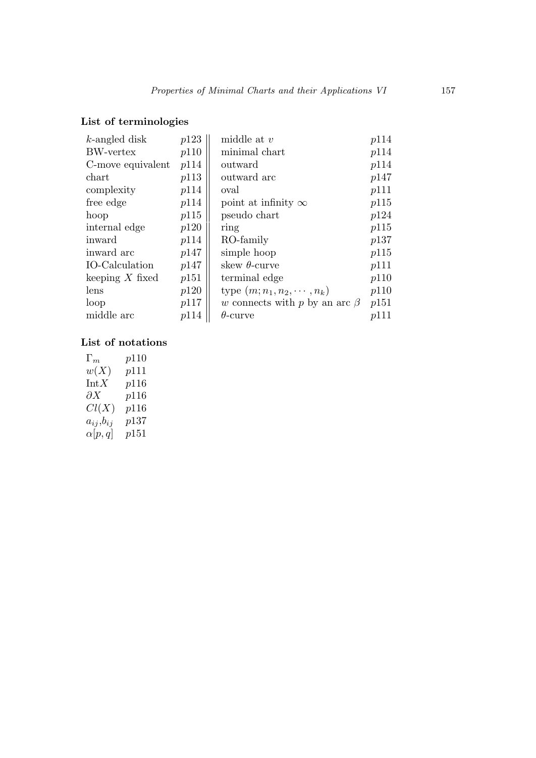## List of terminologies

| | | | |
|---|---|---|---|
| $k$-angled disk | $p123$ | middle at $v$ | $p114$ |
| BW-vertex | $p110$ | minimal chart | $p114$ |
| C-move equivalent | $p114$ | outward | $p114$ |
| chart | $p113$ | outward arc | $p147$ |
| complexity | $p114$ | oval | $p111$ |
| free edge | $p114$ | point at infinity $\infty$ | $p115$ |
| hoop | $p115$ | pseudo chart | $p124$ |
| internal edge | $p120$ | ring | $p115$ |
| inward | $p114$ | RO-family | $p137$ |
| inward arc | $p147$ | simple hoop | $p115$ |
| IO-Calculation | $p147$ | skew $\theta$-curve | $p111$ |
| keeping $X$ fixed | $p151$ | terminal edge | $p110$ |
| lens | $p120$ | type $(m; n_1, n_2, \cdots, n_k)$ | $p110$ |
| loop | $p117$ | $w$ connects with $p$ by an arc $\beta$ | $p151$ |
| middle arc | $p114$ | $\theta$-curve | $p111$ |

## List of notations

| | |
|---|---|
| $\Gamma_m$ | $p110$ |
| $w(X)$ | $p111$ |
| $\text{Int}X$ | $p116$ |
| $\partial X$ | $p116$ |
| $Cl(X)$ | $p116$ |
| $a_{ij}$,$b_{ij}$ | $p137$ |
| $\alpha[p, q]$ | $p151$ |